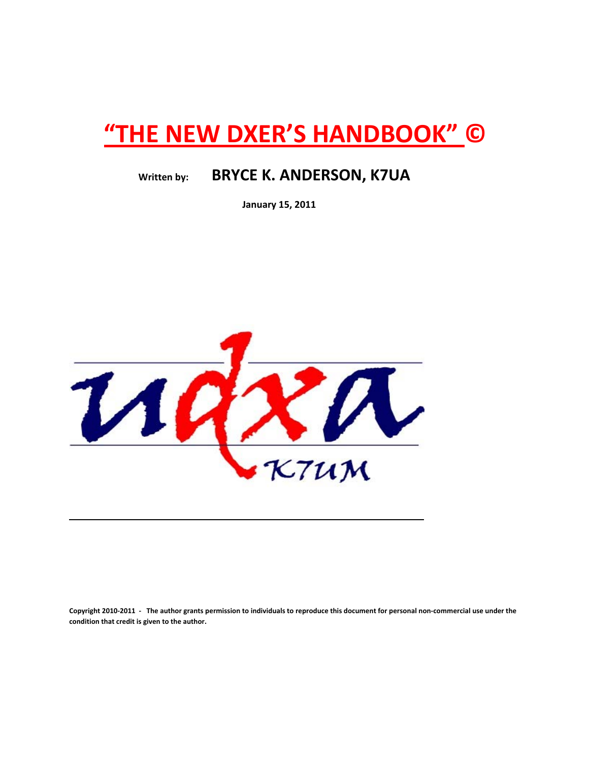# "THE NEW DXER'S HANDBOOK" ©

**Written by: BRYCE K. ANDERSON, K7UA**

**January 15, 2011**

**Copyright 2010-2011 - The author grants permission to individuals to reproduce this document for personal non-commercial use under the condition that credit is given to the author.**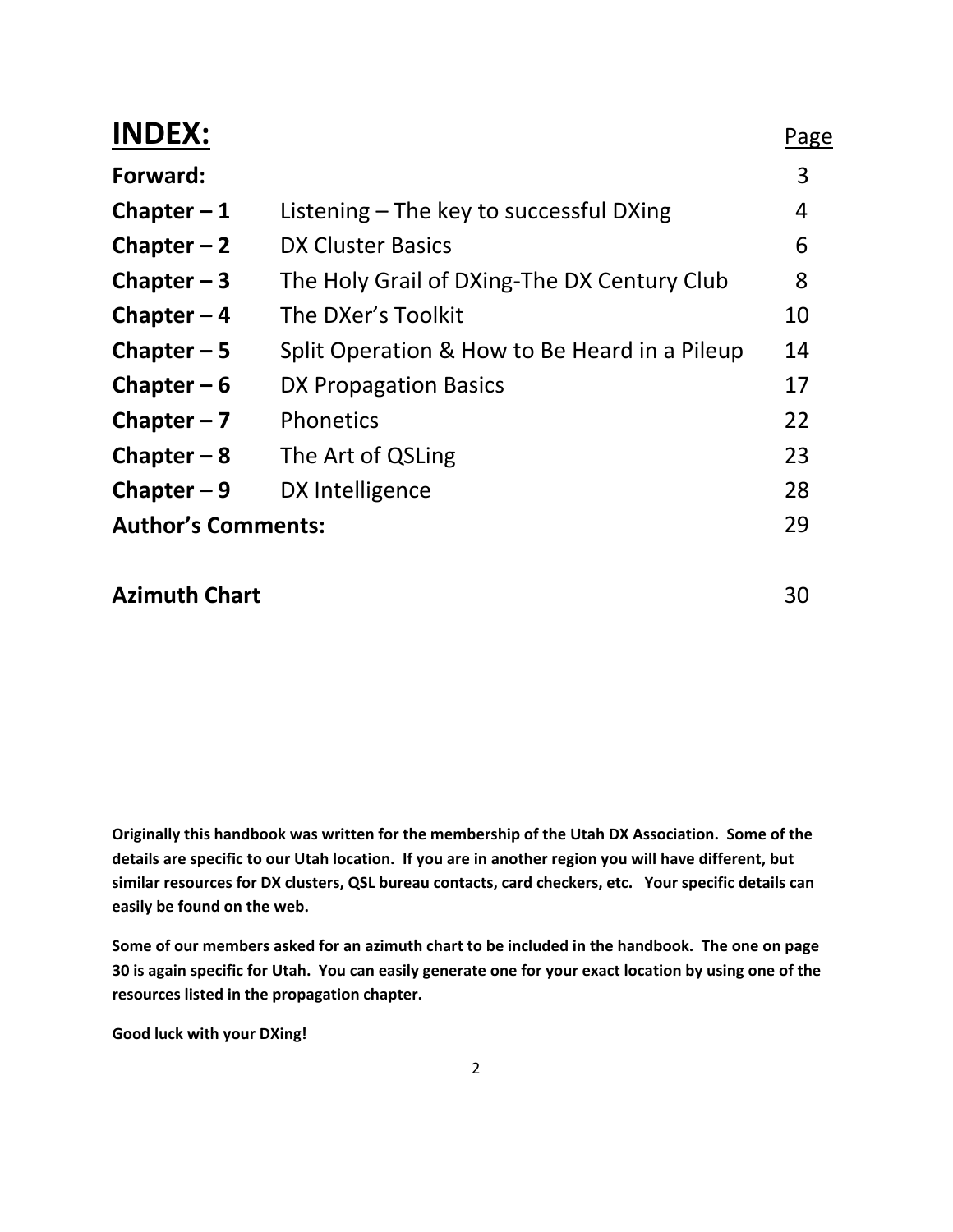# INDEX:

| | | Page |
|---|---|---|
| **Forward:** | | 3 |
| **Chapter – 1** | Listening – The key to successful DXing | 4 |
| **Chapter – 2** | DX Cluster Basics | 6 |
| **Chapter – 3** | The Holy Grail of DXing-The DX Century Club | 8 |
| **Chapter – 4** | The DXer's Toolkit | 10 |
| **Chapter – 5** | Split Operation & How to Be Heard in a Pileup | 14 |
| **Chapter – 6** | DX Propagation Basics | 17 |
| **Chapter – 7** | Phonetics | 22 |
| **Chapter – 8** | The Art of QSLing | 23 |
| **Chapter – 9** | DX Intelligence | 28 |
| **Author's Comments:** | | 29 |
| **Azimuth Chart** | | 30 |

**Originally this handbook was written for the membership of the Utah DX Association. Some of the details are specific to our Utah location. If you are in another region you will have different, but similar resources for DX clusters, QSL bureau contacts, card checkers, etc. Your specific details can easily be found on the web.**

**Some of our members asked for an azimuth chart to be included in the handbook. The one on page 30 is again specific for Utah. You can easily generate one for your exact location by using one of the resources listed in the propagation chapter.**

**Good luck with your DXing!**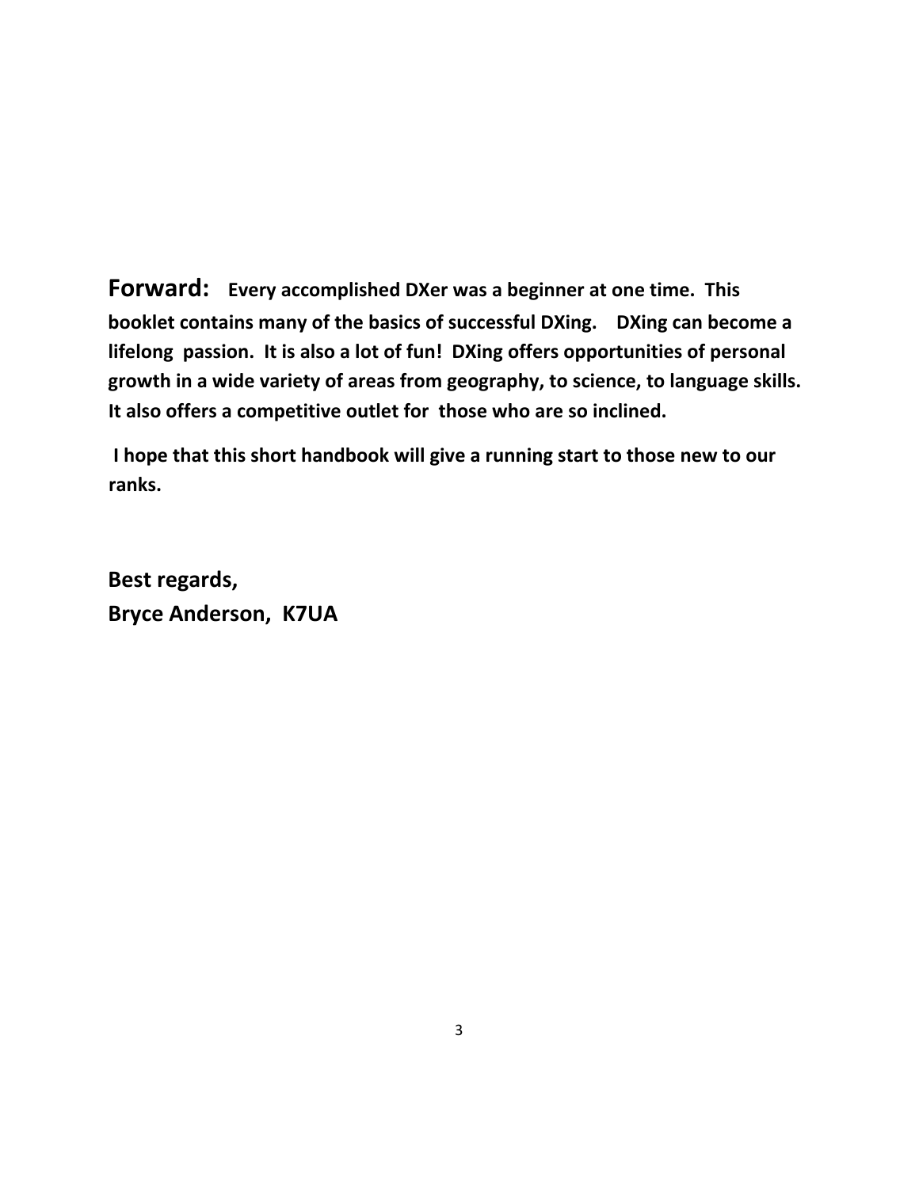**Forward:** **Every accomplished DXer was a beginner at one time. This booklet contains many of the basics of successful DXing. DXing can become a lifelong passion. It is also a lot of fun! DXing offers opportunities of personal growth in a wide variety of areas from geography, to science, to language skills. It also offers a competitive outlet for those who are so inclined.**

**I hope that this short handbook will give a running start to those new to our ranks.**

**Best regards,**
**Bryce Anderson, K7UA**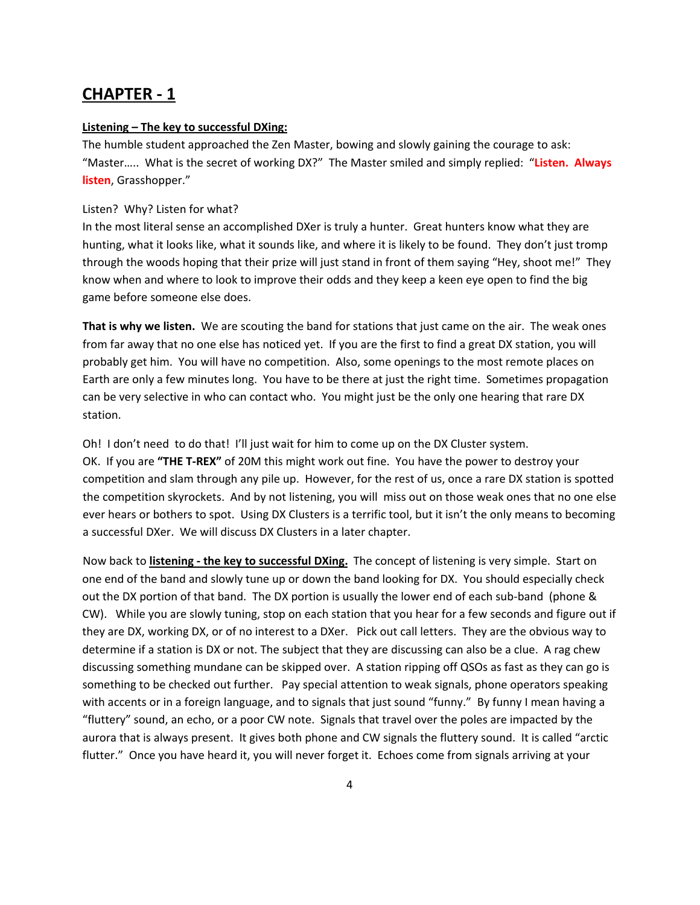# CHAPTER - 1

**Listening – The key to successful DXing:**

The humble student approached the Zen Master, bowing and slowly gaining the courage to ask: "Master….. What is the secret of working DX?" The Master smiled and simply replied: "**Listen. Always listen**, Grasshopper."

Listen? Why? Listen for what?

In the most literal sense an accomplished DXer is truly a hunter. Great hunters know what they are hunting, what it looks like, what it sounds like, and where it is likely to be found. They don't just tromp through the woods hoping that their prize will just stand in front of them saying "Hey, shoot me!" They know when and where to look to improve their odds and they keep a keen eye open to find the big game before someone else does.

**That is why we listen.** We are scouting the band for stations that just came on the air. The weak ones from far away that no one else has noticed yet. If you are the first to find a great DX station, you will probably get him. You will have no competition. Also, some openings to the most remote places on Earth are only a few minutes long. You have to be there at just the right time. Sometimes propagation can be very selective in who can contact who. You might just be the only one hearing that rare DX station.

Oh! I don't need to do that! I'll just wait for him to come up on the DX Cluster system.

OK. If you are **"THE T-REX"** of 20M this might work out fine. You have the power to destroy your competition and slam through any pile up. However, for the rest of us, once a rare DX station is spotted the competition skyrockets. And by not listening, you will miss out on those weak ones that no one else ever hears or bothers to spot. Using DX Clusters is a terrific tool, but it isn't the only means to becoming a successful DXer. We will discuss DX Clusters in a later chapter.

Now back to **listening - the key to successful DXing.** The concept of listening is very simple. Start on one end of the band and slowly tune up or down the band looking for DX. You should especially check out the DX portion of that band. The DX portion is usually the lower end of each sub-band (phone & CW). While you are slowly tuning, stop on each station that you hear for a few seconds and figure out if they are DX, working DX, or of no interest to a DXer. Pick out call letters. They are the obvious way to determine if a station is DX or not. The subject that they are discussing can also be a clue. A rag chew discussing something mundane can be skipped over. A station ripping off QSOs as fast as they can go is something to be checked out further. Pay special attention to weak signals, phone operators speaking with accents or in a foreign language, and to signals that just sound "funny." By funny I mean having a "fluttery" sound, an echo, or a poor CW note. Signals that travel over the poles are impacted by the aurora that is always present. It gives both phone and CW signals the fluttery sound. It is called "arctic flutter." Once you have heard it, you will never forget it. Echoes come from signals arriving at your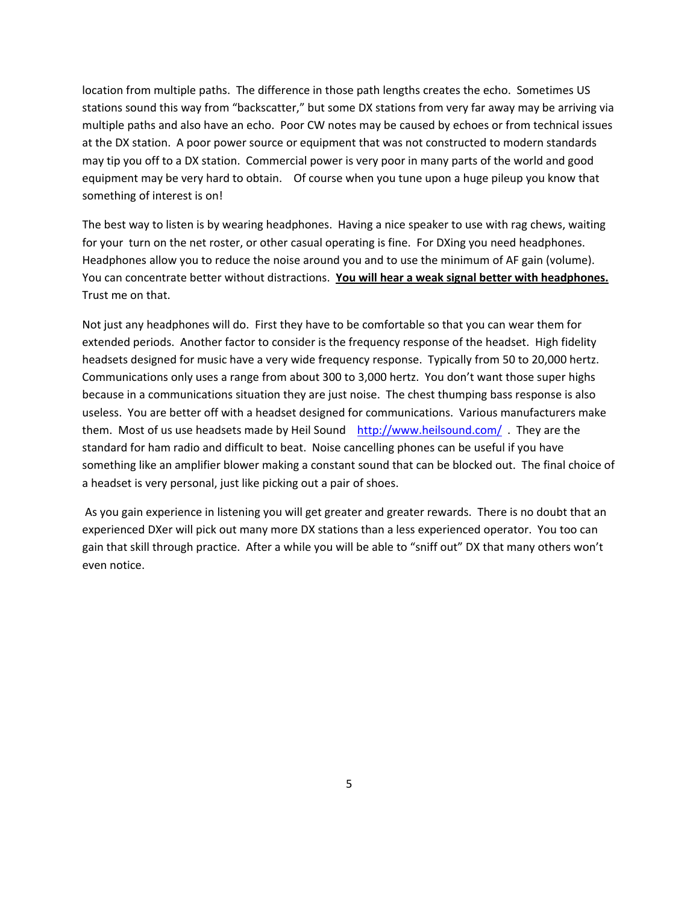location from multiple paths. The difference in those path lengths creates the echo. Sometimes US stations sound this way from "backscatter," but some DX stations from very far away may be arriving via multiple paths and also have an echo. Poor CW notes may be caused by echoes or from technical issues at the DX station. A poor power source or equipment that was not constructed to modern standards may tip you off to a DX station. Commercial power is very poor in many parts of the world and good equipment may be very hard to obtain. Of course when you tune upon a huge pileup you know that something of interest is on!

The best way to listen is by wearing headphones. Having a nice speaker to use with rag chews, waiting for your turn on the net roster, or other casual operating is fine. For DXing you need headphones. Headphones allow you to reduce the noise around you and to use the minimum of AF gain (volume). You can concentrate better without distractions. **<u>You will hear a weak signal better with headphones.</u>** Trust me on that.

Not just any headphones will do. First they have to be comfortable so that you can wear them for extended periods. Another factor to consider is the frequency response of the headset. High fidelity headsets designed for music have a very wide frequency response. Typically from 50 to 20,000 hertz. Communications only uses a range from about 300 to 3,000 hertz. You don't want those super highs because in a communications situation they are just noise. The chest thumping bass response is also useless. You are better off with a headset designed for communications. Various manufacturers make them. Most of us use headsets made by Heil Sound [http://www.heilsound.com/](http://www.heilsound.com/) . They are the standard for ham radio and difficult to beat. Noise cancelling phones can be useful if you have something like an amplifier blower making a constant sound that can be blocked out. The final choice of a headset is very personal, just like picking out a pair of shoes.

As you gain experience in listening you will get greater and greater rewards. There is no doubt that an experienced DXer will pick out many more DX stations than a less experienced operator. You too can gain that skill through practice. After a while you will be able to "sniff out" DX that many others won't even notice.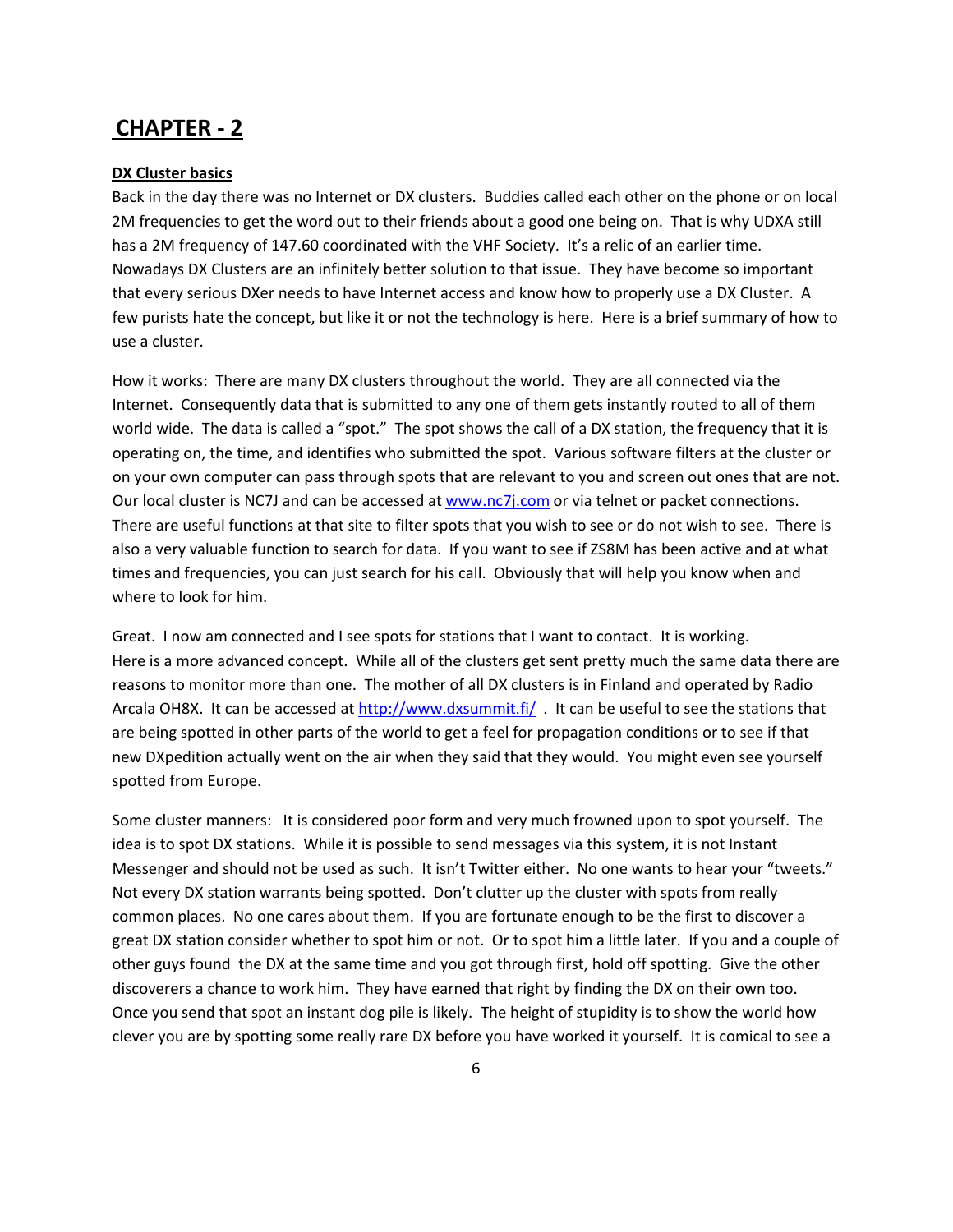# CHAPTER - 2

**DX Cluster basics**

Back in the day there was no Internet or DX clusters. Buddies called each other on the phone or on local 2M frequencies to get the word out to their friends about a good one being on. That is why UDXA still has a 2M frequency of 147.60 coordinated with the VHF Society. It's a relic of an earlier time. Nowadays DX Clusters are an infinitely better solution to that issue. They have become so important that every serious DXer needs to have Internet access and know how to properly use a DX Cluster. A few purists hate the concept, but like it or not the technology is here. Here is a brief summary of how to use a cluster.

How it works: There are many DX clusters throughout the world. They are all connected via the Internet. Consequently data that is submitted to any one of them gets instantly routed to all of them world wide. The data is called a "spot." The spot shows the call of a DX station, the frequency that it is operating on, the time, and identifies who submitted the spot. Various software filters at the cluster or on your own computer can pass through spots that are relevant to you and screen out ones that are not. Our local cluster is NC7J and can be accessed at www.nc7j.com or via telnet or packet connections. There are useful functions at that site to filter spots that you wish to see or do not wish to see. There is also a very valuable function to search for data. If you want to see if ZS8M has been active and at what times and frequencies, you can just search for his call. Obviously that will help you know when and where to look for him.

Great. I now am connected and I see spots for stations that I want to contact. It is working. Here is a more advanced concept. While all of the clusters get sent pretty much the same data there are reasons to monitor more than one. The mother of all DX clusters is in Finland and operated by Radio Arcala OH8X. It can be accessed at http://www.dxsummit.fi/ . It can be useful to see the stations that are being spotted in other parts of the world to get a feel for propagation conditions or to see if that new DXpedition actually went on the air when they said that they would. You might even see yourself spotted from Europe.

Some cluster manners: It is considered poor form and very much frowned upon to spot yourself. The idea is to spot DX stations. While it is possible to send messages via this system, it is not Instant Messenger and should not be used as such. It isn't Twitter either. No one wants to hear your "tweets." Not every DX station warrants being spotted. Don't clutter up the cluster with spots from really common places. No one cares about them. If you are fortunate enough to be the first to discover a great DX station consider whether to spot him or not. Or to spot him a little later. If you and a couple of other guys found the DX at the same time and you got through first, hold off spotting. Give the other discoverers a chance to work him. They have earned that right by finding the DX on their own too. Once you send that spot an instant dog pile is likely. The height of stupidity is to show the world how clever you are by spotting some really rare DX before you have worked it yourself. It is comical to see a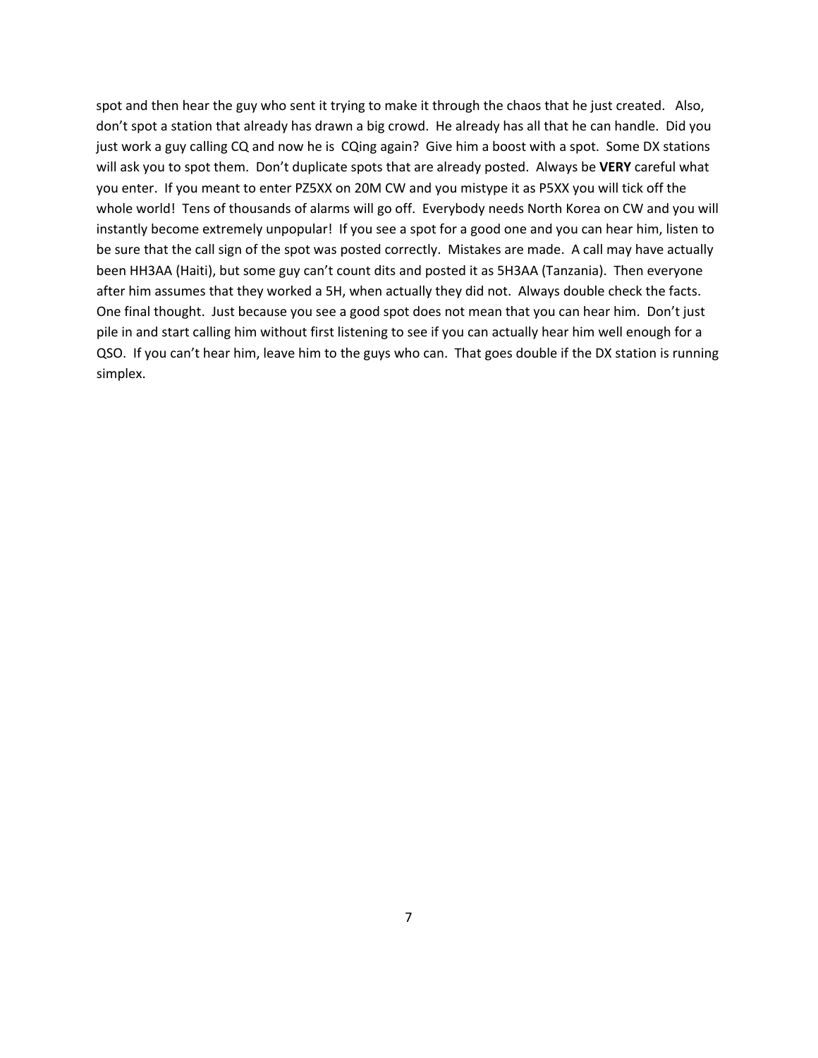spot and then hear the guy who sent it trying to make it through the chaos that he just created. Also, don't spot a station that already has drawn a big crowd. He already has all that he can handle. Did you just work a guy calling CQ and now he is CQing again? Give him a boost with a spot. Some DX stations will ask you to spot them. Don't duplicate spots that are already posted. Always be **VERY** careful what you enter. If you meant to enter PZ5XX on 20M CW and you mistype it as P5XX you will tick off the whole world! Tens of thousands of alarms will go off. Everybody needs North Korea on CW and you will instantly become extremely unpopular! If you see a spot for a good one and you can hear him, listen to be sure that the call sign of the spot was posted correctly. Mistakes are made. A call may have actually been HH3AA (Haiti), but some guy can't count dits and posted it as 5H3AA (Tanzania). Then everyone after him assumes that they worked a 5H, when actually they did not. Always double check the facts. One final thought. Just because you see a good spot does not mean that you can hear him. Don't just pile in and start calling him without first listening to see if you can actually hear him well enough for a QSO. If you can't hear him, leave him to the guys who can. That goes double if the DX station is running simplex.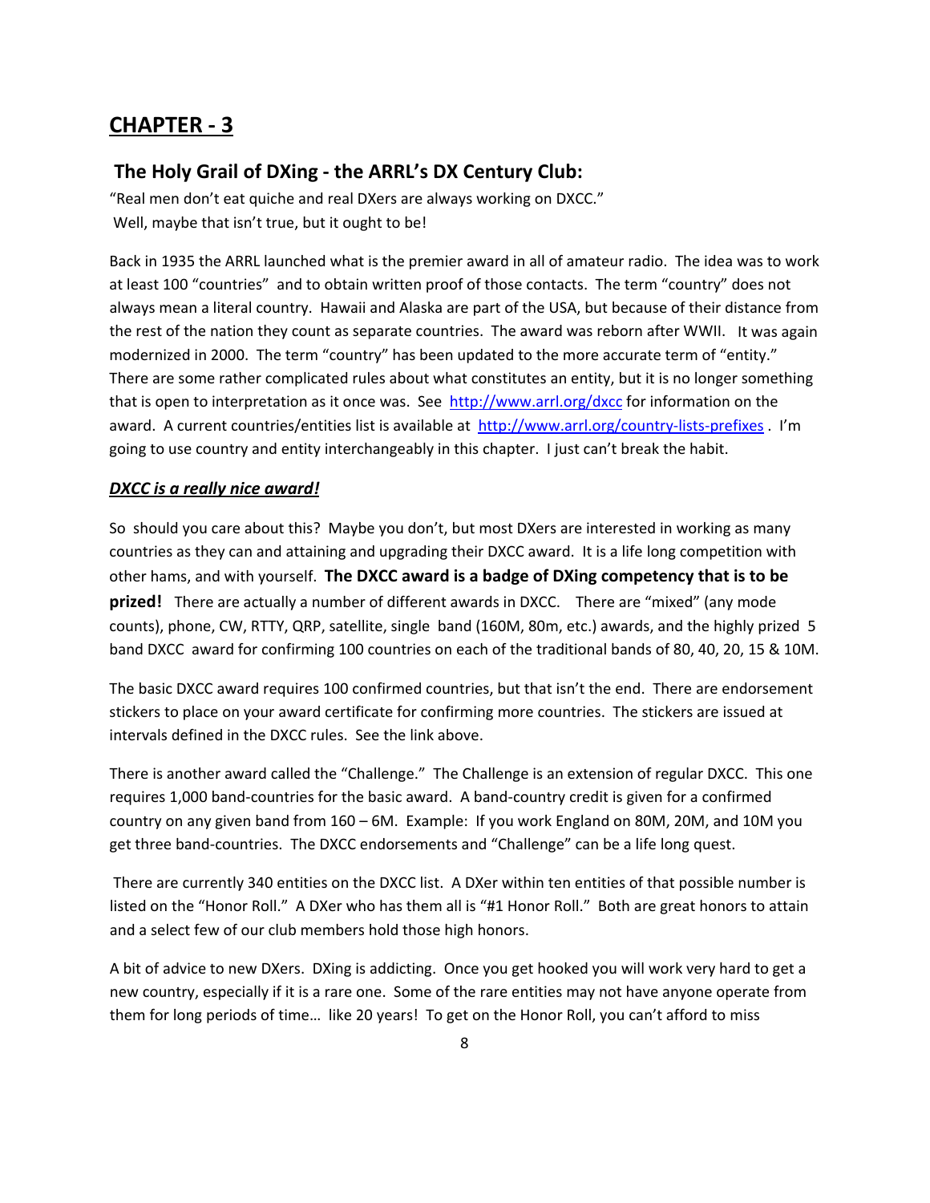# CHAPTER - 3

## The Holy Grail of DXing - the ARRL's DX Century Club:

"Real men don't eat quiche and real DXers are always working on DXCC."
Well, maybe that isn't true, but it ought to be!

Back in 1935 the ARRL launched what is the premier award in all of amateur radio. The idea was to work at least 100 "countries" and to obtain written proof of those contacts. The term "country" does not always mean a literal country. Hawaii and Alaska are part of the USA, but because of their distance from the rest of the nation they count as separate countries. The award was reborn after WWII. It was again modernized in 2000. The term "country" has been updated to the more accurate term of "entity." There are some rather complicated rules about what constitutes an entity, but it is no longer something that is open to interpretation as it once was. See [http://www.arrl.org/dxcc](http://www.arrl.org/dxcc) for information on the award. A current countries/entities list is available at [http://www.arrl.org/country-lists-prefixes](http://www.arrl.org/country-lists-prefixes) . I'm going to use country and entity interchangeably in this chapter. I just can't break the habit.

***DXCC is a really nice award!***

So should you care about this? Maybe you don't, but most DXers are interested in working as many countries as they can and attaining and upgrading their DXCC award. It is a life long competition with other hams, and with yourself. **The DXCC award is a badge of DXing competency that is to be prized!** There are actually a number of different awards in DXCC. There are "mixed" (any mode counts), phone, CW, RTTY, QRP, satellite, single band (160M, 80m, etc.) awards, and the highly prized 5 band DXCC award for confirming 100 countries on each of the traditional bands of 80, 40, 20, 15 & 10M.

The basic DXCC award requires 100 confirmed countries, but that isn't the end. There are endorsement stickers to place on your award certificate for confirming more countries. The stickers are issued at intervals defined in the DXCC rules. See the link above.

There is another award called the "Challenge." The Challenge is an extension of regular DXCC. This one requires 1,000 band-countries for the basic award. A band-country credit is given for a confirmed country on any given band from 160 – 6M. Example: If you work England on 80M, 20M, and 10M you get three band-countries. The DXCC endorsements and "Challenge" can be a life long quest.

There are currently 340 entities on the DXCC list. A DXer within ten entities of that possible number is listed on the "Honor Roll." A DXer who has them all is "#1 Honor Roll." Both are great honors to attain and a select few of our club members hold those high honors.

A bit of advice to new DXers. DXing is addicting. Once you get hooked you will work very hard to get a new country, especially if it is a rare one. Some of the rare entities may not have anyone operate from them for long periods of time… like 20 years! To get on the Honor Roll, you can't afford to miss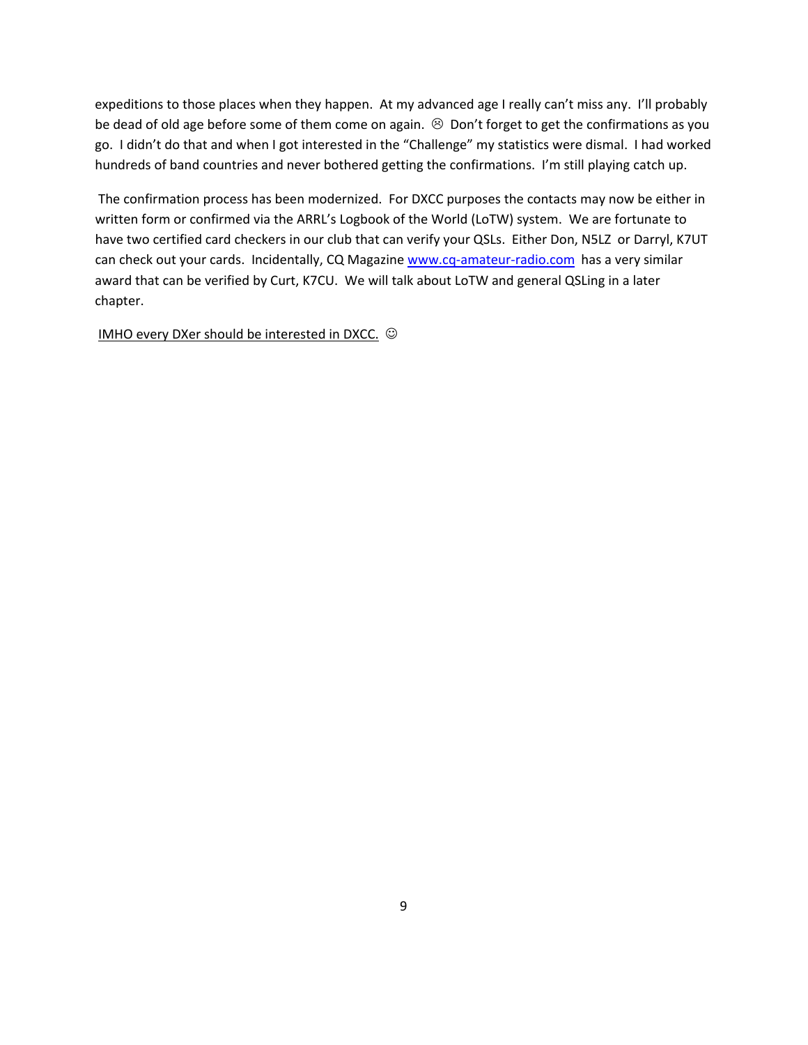expeditions to those places when they happen. At my advanced age I really can't miss any. I'll probably be dead of old age before some of them come on again. ☹ Don't forget to get the confirmations as you go. I didn't do that and when I got interested in the "Challenge" my statistics were dismal. I had worked hundreds of band countries and never bothered getting the confirmations. I'm still playing catch up.

The confirmation process has been modernized. For DXCC purposes the contacts may now be either in written form or confirmed via the ARRL's Logbook of the World (LoTW) system. We are fortunate to have two certified card checkers in our club that can verify your QSLs. Either Don, N5LZ or Darryl, K7UT can check out your cards. Incidentally, CQ Magazine [www.cq-amateur-radio.com](http://www.cq-amateur-radio.com) has a very similar award that can be verified by Curt, K7CU. We will talk about LoTW and general QSLing in a later chapter.

<u>IMHO every DXer should be interested in DXCC.</u> ☺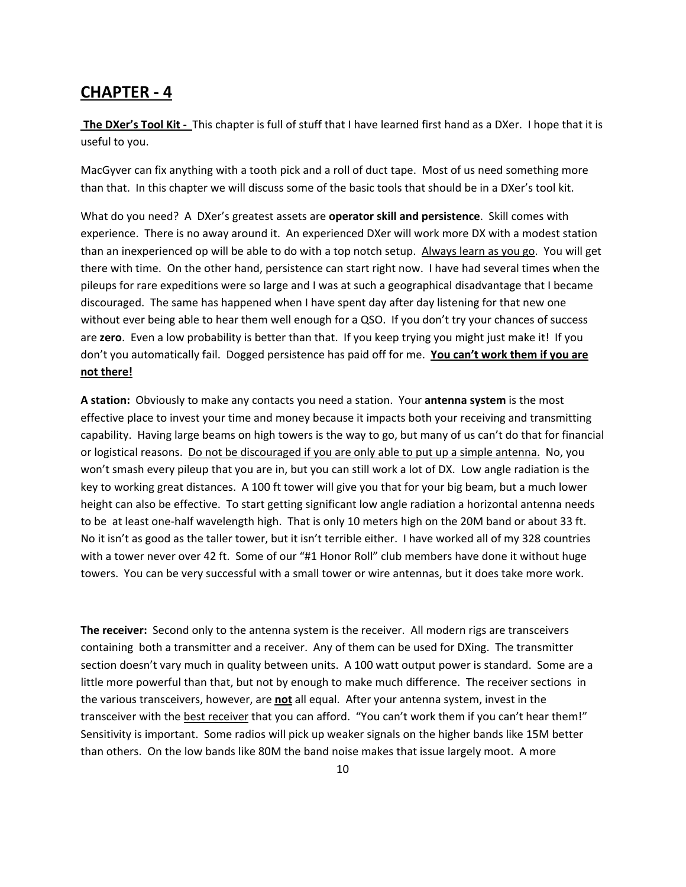## CHAPTER - 4

**The DXer's Tool Kit -** This chapter is full of stuff that I have learned first hand as a DXer. I hope that it is useful to you.

MacGyver can fix anything with a tooth pick and a roll of duct tape. Most of us need something more than that. In this chapter we will discuss some of the basic tools that should be in a DXer's tool kit.

What do you need? A DXer's greatest assets are **operator skill and persistence**. Skill comes with experience. There is no away around it. An experienced DXer will work more DX with a modest station than an inexperienced op will be able to do with a top notch setup. Always learn as you go. You will get there with time. On the other hand, persistence can start right now. I have had several times when the pileups for rare expeditions were so large and I was at such a geographical disadvantage that I became discouraged. The same has happened when I have spent day after day listening for that new one without ever being able to hear them well enough for a QSO. If you don't try your chances of success are **zero**. Even a low probability is better than that. If you keep trying you might just make it! If you don't you automatically fail. Dogged persistence has paid off for me. **You can't work them if you are not there!**

**A station:** Obviously to make any contacts you need a station. Your **antenna system** is the most effective place to invest your time and money because it impacts both your receiving and transmitting capability. Having large beams on high towers is the way to go, but many of us can't do that for financial or logistical reasons. Do not be discouraged if you are only able to put up a simple antenna. No, you won't smash every pileup that you are in, but you can still work a lot of DX. Low angle radiation is the key to working great distances. A 100 ft tower will give you that for your big beam, but a much lower height can also be effective. To start getting significant low angle radiation a horizontal antenna needs to be at least one-half wavelength high. That is only 10 meters high on the 20M band or about 33 ft. No it isn't as good as the taller tower, but it isn't terrible either. I have worked all of my 328 countries with a tower never over 42 ft. Some of our "#1 Honor Roll" club members have done it without huge towers. You can be very successful with a small tower or wire antennas, but it does take more work.

**The receiver:** Second only to the antenna system is the receiver. All modern rigs are transceivers containing both a transmitter and a receiver. Any of them can be used for DXing. The transmitter section doesn't vary much in quality between units. A 100 watt output power is standard. Some are a little more powerful than that, but not by enough to make much difference. The receiver sections in the various transceivers, however, are **not** all equal. After your antenna system, invest in the transceiver with the best receiver that you can afford. "You can't work them if you can't hear them!" Sensitivity is important. Some radios will pick up weaker signals on the higher bands like 15M better than others. On the low bands like 80M the band noise makes that issue largely moot. A more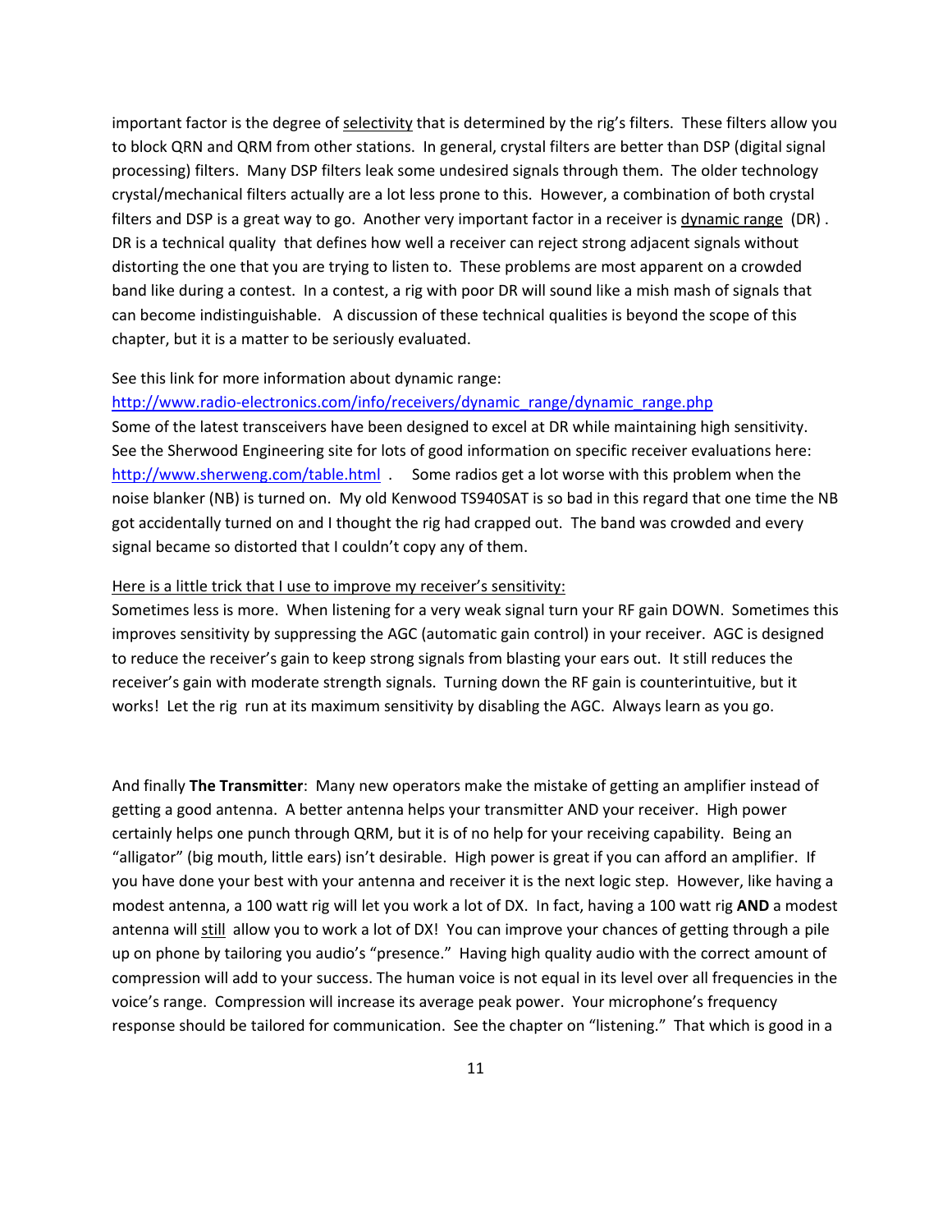important factor is the degree of <u>selectivity</u> that is determined by the rig's filters. These filters allow you to block QRN and QRM from other stations. In general, crystal filters are better than DSP (digital signal processing) filters. Many DSP filters leak some undesired signals through them. The older technology crystal/mechanical filters actually are a lot less prone to this. However, a combination of both crystal filters and DSP is a great way to go. Another very important factor in a receiver is <u>dynamic range</u> (DR) . DR is a technical quality that defines how well a receiver can reject strong adjacent signals without distorting the one that you are trying to listen to. These problems are most apparent on a crowded band like during a contest. In a contest, a rig with poor DR will sound like a mish mash of signals that can become indistinguishable. A discussion of these technical qualities is beyond the scope of this chapter, but it is a matter to be seriously evaluated.

See this link for more information about dynamic range:
[http://www.radio-electronics.com/info/receivers/dynamic_range/dynamic_range.php](http://www.radio-electronics.com/info/receivers/dynamic_range/dynamic_range.php)
Some of the latest transceivers have been designed to excel at DR while maintaining high sensitivity. See the Sherwood Engineering site for lots of good information on specific receiver evaluations here: [http://www.sherweng.com/table.html](http://www.sherweng.com/table.html) . Some radios get a lot worse with this problem when the noise blanker (NB) is turned on. My old Kenwood TS940SAT is so bad in this regard that one time the NB got accidentally turned on and I thought the rig had crapped out. The band was crowded and every signal became so distorted that I couldn't copy any of them.

<u>Here is a little trick that I use to improve my receiver's sensitivity:</u>
Sometimes less is more. When listening for a very weak signal turn your RF gain DOWN. Sometimes this improves sensitivity by suppressing the AGC (automatic gain control) in your receiver. AGC is designed to reduce the receiver's gain to keep strong signals from blasting your ears out. It still reduces the receiver's gain with moderate strength signals. Turning down the RF gain is counterintuitive, but it works! Let the rig run at its maximum sensitivity by disabling the AGC. Always learn as you go.

And finally **The Transmitter**: Many new operators make the mistake of getting an amplifier instead of getting a good antenna. A better antenna helps your transmitter AND your receiver. High power certainly helps one punch through QRM, but it is of no help for your receiving capability. Being an "alligator" (big mouth, little ears) isn't desirable. High power is great if you can afford an amplifier. If you have done your best with your antenna and receiver it is the next logic step. However, like having a modest antenna, a 100 watt rig will let you work a lot of DX. In fact, having a 100 watt rig **AND** a modest antenna will <u>still</u> allow you to work a lot of DX! You can improve your chances of getting through a pile up on phone by tailoring you audio's "presence." Having high quality audio with the correct amount of compression will add to your success. The human voice is not equal in its level over all frequencies in the voice's range. Compression will increase its average peak power. Your microphone's frequency response should be tailored for communication. See the chapter on "listening." That which is good in a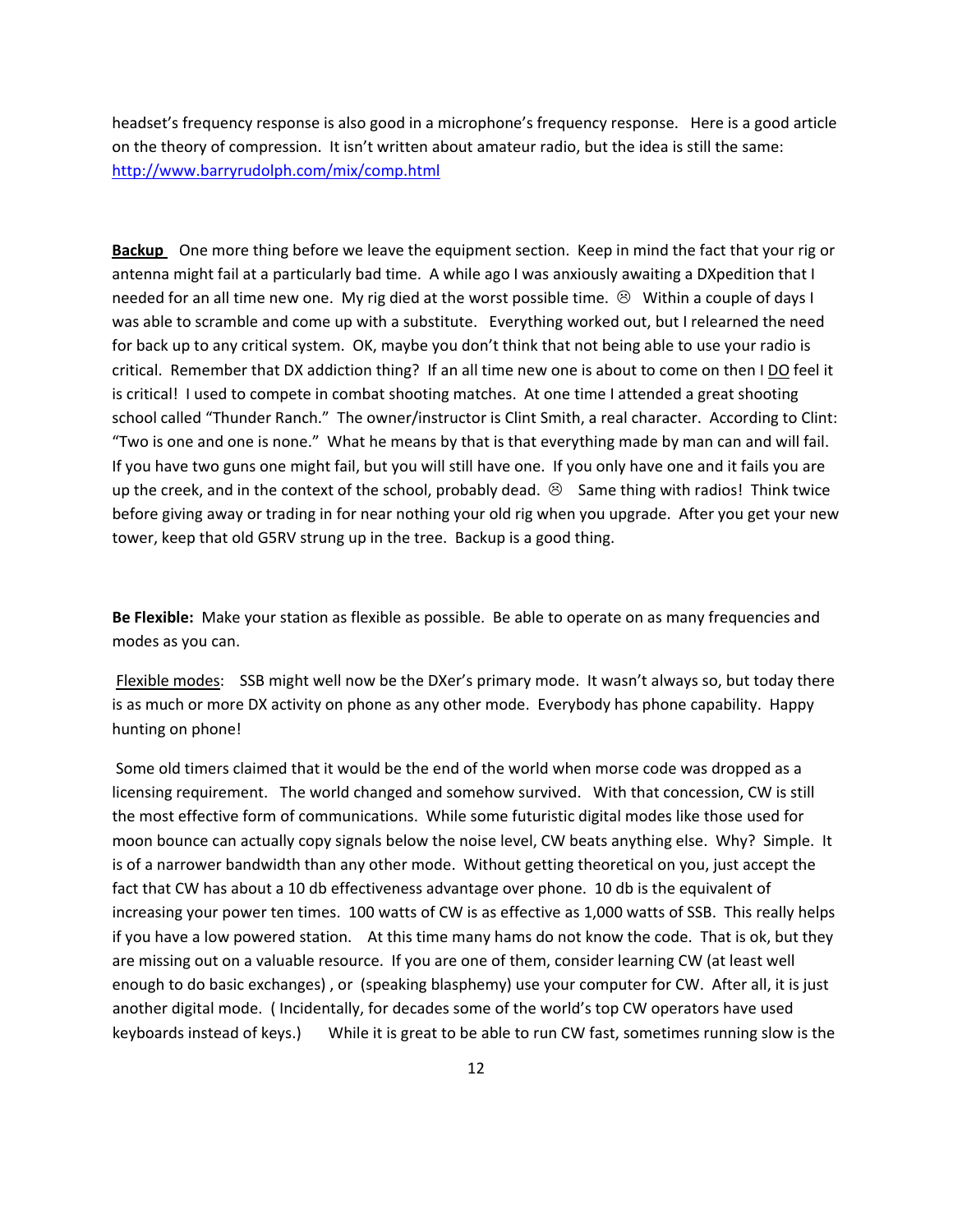headset's frequency response is also good in a microphone's frequency response. Here is a good article on the theory of compression. It isn't written about amateur radio, but the idea is still the same: [http://www.barryrudolph.com/mix/comp.html](http://www.barryrudolph.com/mix/comp.html)

**Backup** One more thing before we leave the equipment section. Keep in mind the fact that your rig or antenna might fail at a particularly bad time. A while ago I was anxiously awaiting a DXpedition that I needed for an all time new one. My rig died at the worst possible time. ☹ Within a couple of days I was able to scramble and come up with a substitute. Everything worked out, but I relearned the need for back up to any critical system. OK, maybe you don't think that not being able to use your radio is critical. Remember that DX addiction thing? If an all time new one is about to come on then I DO feel it is critical! I used to compete in combat shooting matches. At one time I attended a great shooting school called "Thunder Ranch." The owner/instructor is Clint Smith, a real character. According to Clint: "Two is one and one is none." What he means by that is that everything made by man can and will fail. If you have two guns one might fail, but you will still have one. If you only have one and it fails you are up the creek, and in the context of the school, probably dead. ☹ Same thing with radios! Think twice before giving away or trading in for near nothing your old rig when you upgrade. After you get your new tower, keep that old G5RV strung up in the tree. Backup is a good thing.

**Be Flexible:** Make your station as flexible as possible. Be able to operate on as many frequencies and modes as you can.

Flexible modes: SSB might well now be the DXer's primary mode. It wasn't always so, but today there is as much or more DX activity on phone as any other mode. Everybody has phone capability. Happy hunting on phone!

Some old timers claimed that it would be the end of the world when morse code was dropped as a licensing requirement. The world changed and somehow survived. With that concession, CW is still the most effective form of communications. While some futuristic digital modes like those used for moon bounce can actually copy signals below the noise level, CW beats anything else. Why? Simple. It is of a narrower bandwidth than any other mode. Without getting theoretical on you, just accept the fact that CW has about a 10 db effectiveness advantage over phone. 10 db is the equivalent of increasing your power ten times. 100 watts of CW is as effective as 1,000 watts of SSB. This really helps if you have a low powered station. At this time many hams do not know the code. That is ok, but they are missing out on a valuable resource. If you are one of them, consider learning CW (at least well enough to do basic exchanges) , or (speaking blasphemy) use your computer for CW. After all, it is just another digital mode. ( Incidentally, for decades some of the world's top CW operators have used keyboards instead of keys.) While it is great to be able to run CW fast, sometimes running slow is the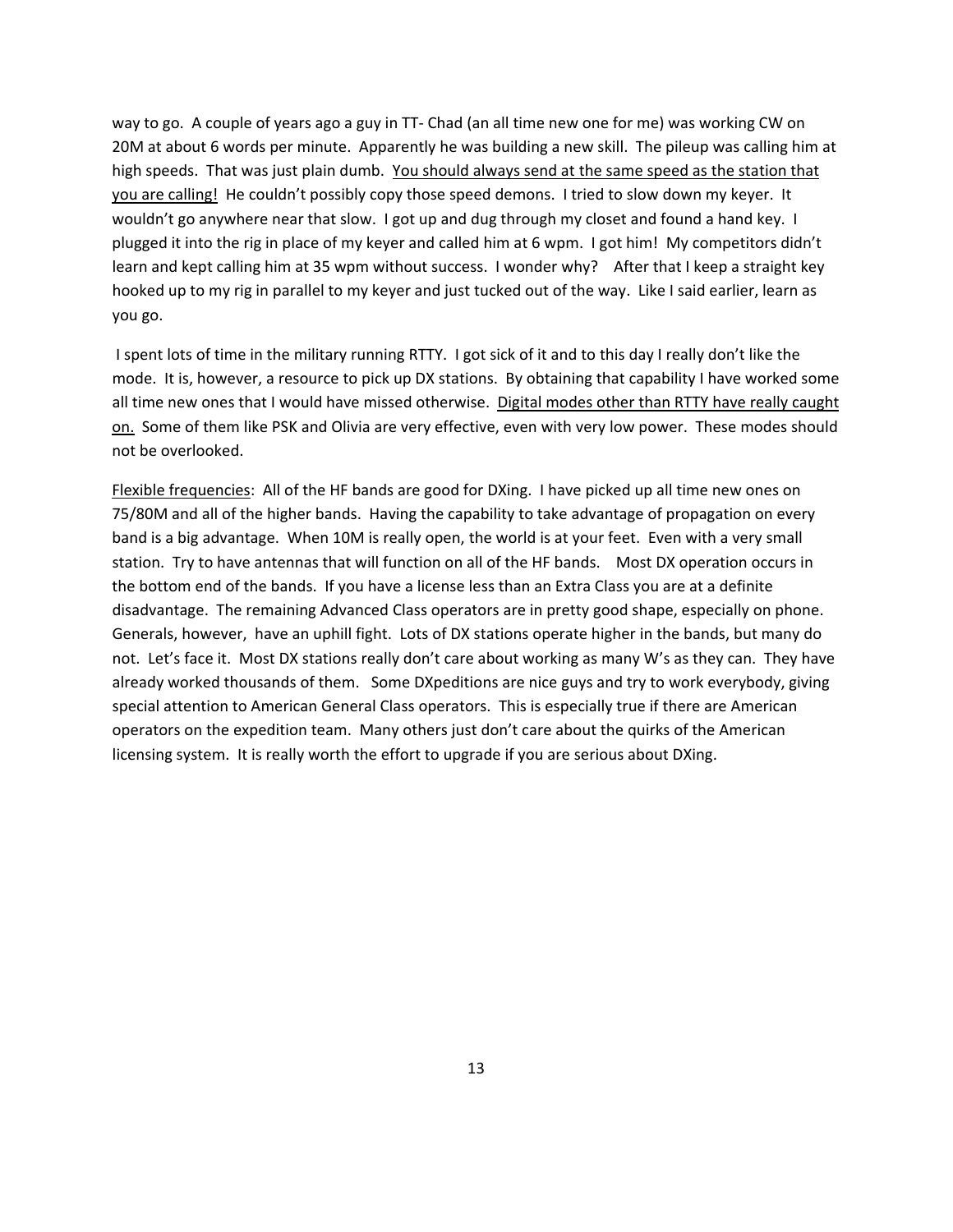way to go. A couple of years ago a guy in TT- Chad (an all time new one for me) was working CW on 20M at about 6 words per minute. Apparently he was building a new skill. The pileup was calling him at high speeds. That was just plain dumb. <u>You should always send at the same speed as the station that you are calling!</u> He couldn't possibly copy those speed demons. I tried to slow down my keyer. It wouldn't go anywhere near that slow. I got up and dug through my closet and found a hand key. I plugged it into the rig in place of my keyer and called him at 6 wpm. I got him! My competitors didn't learn and kept calling him at 35 wpm without success. I wonder why? After that I keep a straight key hooked up to my rig in parallel to my keyer and just tucked out of the way. Like I said earlier, learn as you go.

I spent lots of time in the military running RTTY. I got sick of it and to this day I really don't like the mode. It is, however, a resource to pick up DX stations. By obtaining that capability I have worked some all time new ones that I would have missed otherwise. <u>Digital modes other than RTTY have really caught on.</u> Some of them like PSK and Olivia are very effective, even with very low power. These modes should not be overlooked.

<u>Flexible frequencies</u>: All of the HF bands are good for DXing. I have picked up all time new ones on 75/80M and all of the higher bands. Having the capability to take advantage of propagation on every band is a big advantage. When 10M is really open, the world is at your feet. Even with a very small station. Try to have antennas that will function on all of the HF bands. Most DX operation occurs in the bottom end of the bands. If you have a license less than an Extra Class you are at a definite disadvantage. The remaining Advanced Class operators are in pretty good shape, especially on phone. Generals, however, have an uphill fight. Lots of DX stations operate higher in the bands, but many do not. Let's face it. Most DX stations really don't care about working as many W's as they can. They have already worked thousands of them. Some DXpeditions are nice guys and try to work everybody, giving special attention to American General Class operators. This is especially true if there are American operators on the expedition team. Many others just don't care about the quirks of the American licensing system. It is really worth the effort to upgrade if you are serious about DXing.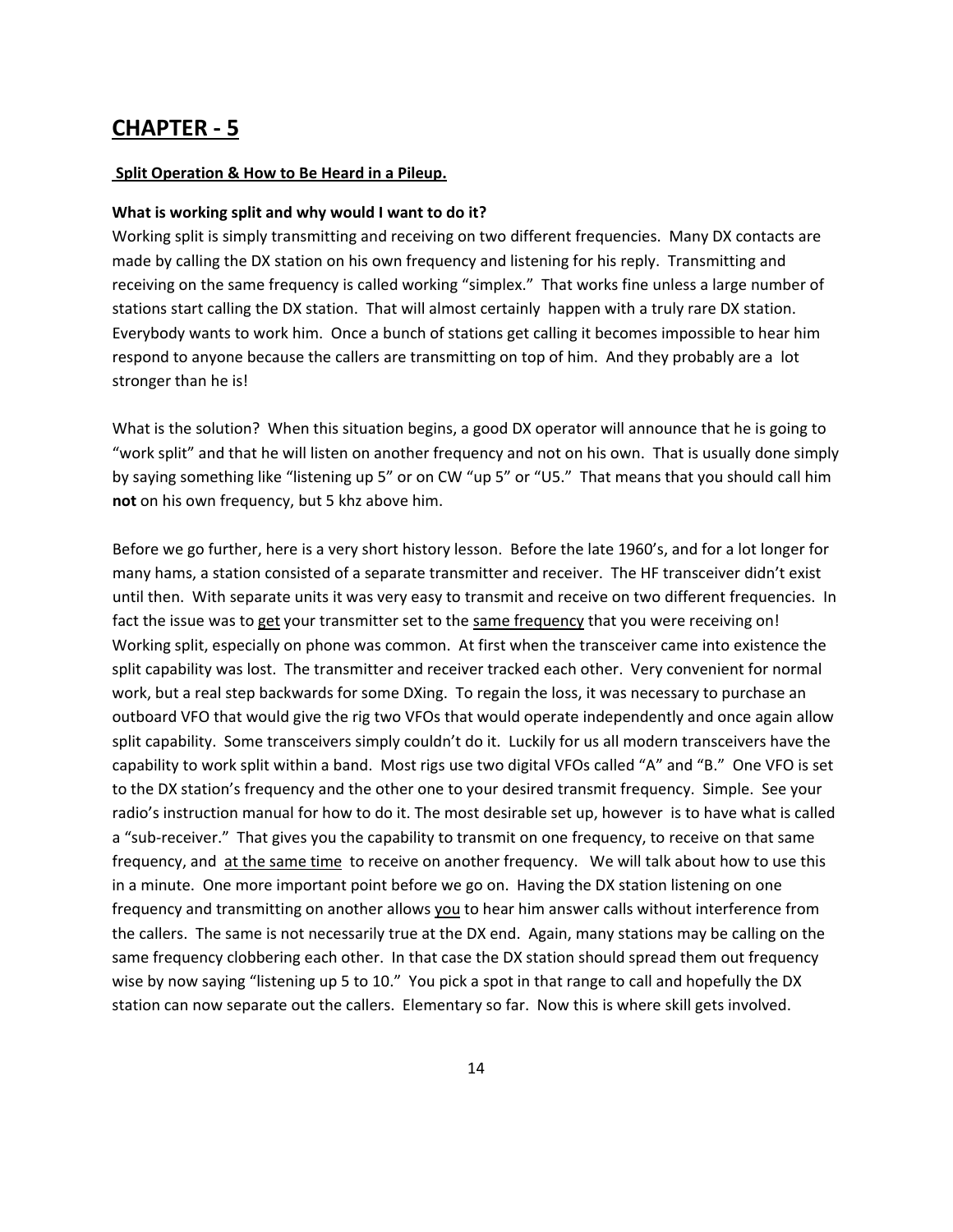## CHAPTER - 5

**Split Operation & How to Be Heard in a Pileup.**

**What is working split and why would I want to do it?**

Working split is simply transmitting and receiving on two different frequencies. Many DX contacts are made by calling the DX station on his own frequency and listening for his reply. Transmitting and receiving on the same frequency is called working "simplex." That works fine unless a large number of stations start calling the DX station. That will almost certainly happen with a truly rare DX station. Everybody wants to work him. Once a bunch of stations get calling it becomes impossible to hear him respond to anyone because the callers are transmitting on top of him. And they probably are a lot stronger than he is!

What is the solution? When this situation begins, a good DX operator will announce that he is going to "work split" and that he will listen on another frequency and not on his own. That is usually done simply by saying something like "listening up 5" or on CW "up 5" or "U5." That means that you should call him **not** on his own frequency, but 5 khz above him.

Before we go further, here is a very short history lesson. Before the late 1960's, and for a lot longer for many hams, a station consisted of a separate transmitter and receiver. The HF transceiver didn't exist until then. With separate units it was very easy to transmit and receive on two different frequencies. In fact the issue was to <u>get</u> your transmitter set to the <u>same frequency</u> that you were receiving on! Working split, especially on phone was common. At first when the transceiver came into existence the split capability was lost. The transmitter and receiver tracked each other. Very convenient for normal work, but a real step backwards for some DXing. To regain the loss, it was necessary to purchase an outboard VFO that would give the rig two VFOs that would operate independently and once again allow split capability. Some transceivers simply couldn't do it. Luckily for us all modern transceivers have the capability to work split within a band. Most rigs use two digital VFOs called "A" and "B." One VFO is set to the DX station's frequency and the other one to your desired transmit frequency. Simple. See your radio's instruction manual for how to do it. The most desirable set up, however is to have what is called a "sub-receiver." That gives you the capability to transmit on one frequency, to receive on that same frequency, and <u>at the same time</u> to receive on another frequency. We will talk about how to use this in a minute. One more important point before we go on. Having the DX station listening on one frequency and transmitting on another allows <u>you</u> to hear him answer calls without interference from the callers. The same is not necessarily true at the DX end. Again, many stations may be calling on the same frequency clobbering each other. In that case the DX station should spread them out frequency wise by now saying "listening up 5 to 10." You pick a spot in that range to call and hopefully the DX station can now separate out the callers. Elementary so far. Now this is where skill gets involved.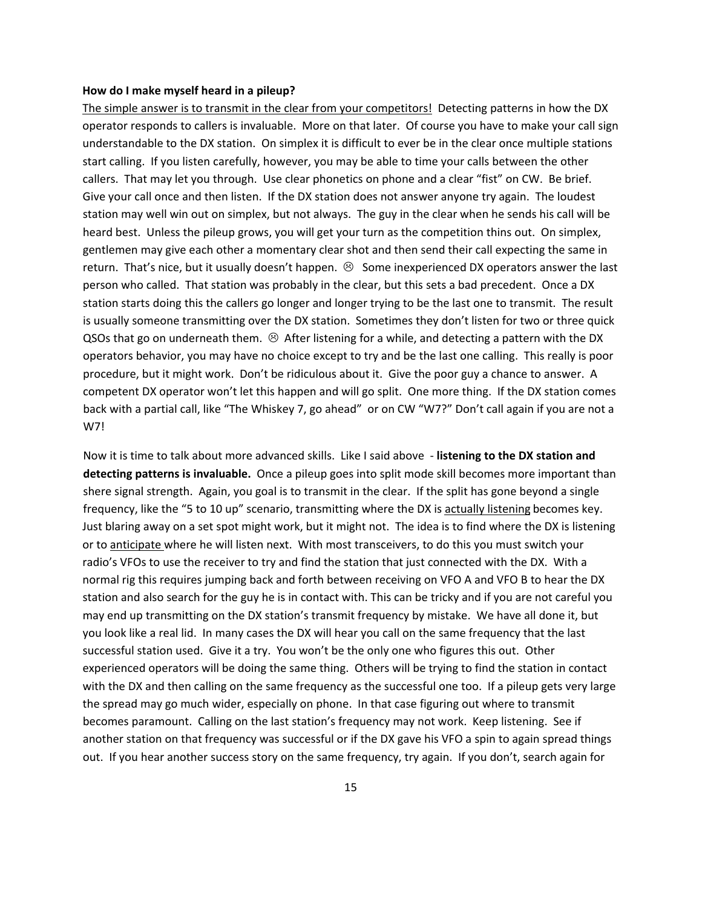**How do I make myself heard in a pileup?**

<u>The simple answer is to transmit in the clear from your competitors!</u> Detecting patterns in how the DX operator responds to callers is invaluable. More on that later. Of course you have to make your call sign understandable to the DX station. On simplex it is difficult to ever be in the clear once multiple stations start calling. If you listen carefully, however, you may be able to time your calls between the other callers. That may let you through. Use clear phonetics on phone and a clear "fist" on CW. Be brief. Give your call once and then listen. If the DX station does not answer anyone try again. The loudest station may well win out on simplex, but not always. The guy in the clear when he sends his call will be heard best. Unless the pileup grows, you will get your turn as the competition thins out. On simplex, gentlemen may give each other a momentary clear shot and then send their call expecting the same in return. That's nice, but it usually doesn't happen. ☹ Some inexperienced DX operators answer the last person who called. That station was probably in the clear, but this sets a bad precedent. Once a DX station starts doing this the callers go longer and longer trying to be the last one to transmit. The result is usually someone transmitting over the DX station. Sometimes they don't listen for two or three quick QSOs that go on underneath them. ☹ After listening for a while, and detecting a pattern with the DX operators behavior, you may have no choice except to try and be the last one calling. This really is poor procedure, but it might work. Don't be ridiculous about it. Give the poor guy a chance to answer. A competent DX operator won't let this happen and will go split. One more thing. If the DX station comes back with a partial call, like "The Whiskey 7, go ahead" or on CW "W7?" Don't call again if you are not a W7!

Now it is time to talk about more advanced skills. Like I said above - **listening to the DX station and detecting patterns is invaluable.** Once a pileup goes into split mode skill becomes more important than shere signal strength. Again, you goal is to transmit in the clear. If the split has gone beyond a single frequency, like the "5 to 10 up" scenario, transmitting where the DX is <u>actually listening</u> becomes key. Just blaring away on a set spot might work, but it might not. The idea is to find where the DX is listening or to <u>anticipate</u> where he will listen next. With most transceivers, to do this you must switch your radio's VFOs to use the receiver to try and find the station that just connected with the DX. With a normal rig this requires jumping back and forth between receiving on VFO A and VFO B to hear the DX station and also search for the guy he is in contact with. This can be tricky and if you are not careful you may end up transmitting on the DX station's transmit frequency by mistake. We have all done it, but you look like a real lid. In many cases the DX will hear you call on the same frequency that the last successful station used. Give it a try. You won't be the only one who figures this out. Other experienced operators will be doing the same thing. Others will be trying to find the station in contact with the DX and then calling on the same frequency as the successful one too. If a pileup gets very large the spread may go much wider, especially on phone. In that case figuring out where to transmit becomes paramount. Calling on the last station's frequency may not work. Keep listening. See if another station on that frequency was successful or if the DX gave his VFO a spin to again spread things out. If you hear another success story on the same frequency, try again. If you don't, search again for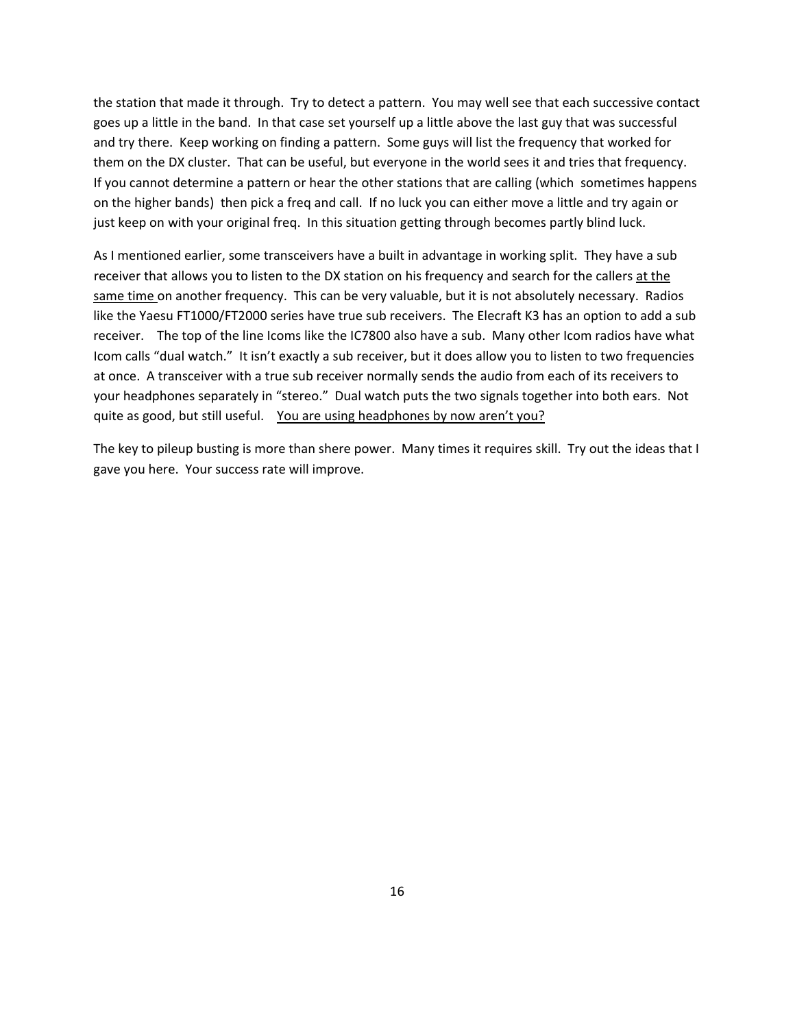the station that made it through. Try to detect a pattern. You may well see that each successive contact goes up a little in the band. In that case set yourself up a little above the last guy that was successful and try there. Keep working on finding a pattern. Some guys will list the frequency that worked for them on the DX cluster. That can be useful, but everyone in the world sees it and tries that frequency. If you cannot determine a pattern or hear the other stations that are calling (which sometimes happens on the higher bands) then pick a freq and call. If no luck you can either move a little and try again or just keep on with your original freq. In this situation getting through becomes partly blind luck.

As I mentioned earlier, some transceivers have a built in advantage in working split. They have a sub receiver that allows you to listen to the DX station on his frequency and search for the callers <u>at the same time</u> on another frequency. This can be very valuable, but it is not absolutely necessary. Radios like the Yaesu FT1000/FT2000 series have true sub receivers. The Elecraft K3 has an option to add a sub receiver. The top of the line Icoms like the IC7800 also have a sub. Many other Icom radios have what Icom calls "dual watch." It isn't exactly a sub receiver, but it does allow you to listen to two frequencies at once. A transceiver with a true sub receiver normally sends the audio from each of its receivers to your headphones separately in "stereo." Dual watch puts the two signals together into both ears. Not quite as good, but still useful. <u>You are using headphones by now aren't you?</u>

The key to pileup busting is more than shere power. Many times it requires skill. Try out the ideas that I gave you here. Your success rate will improve.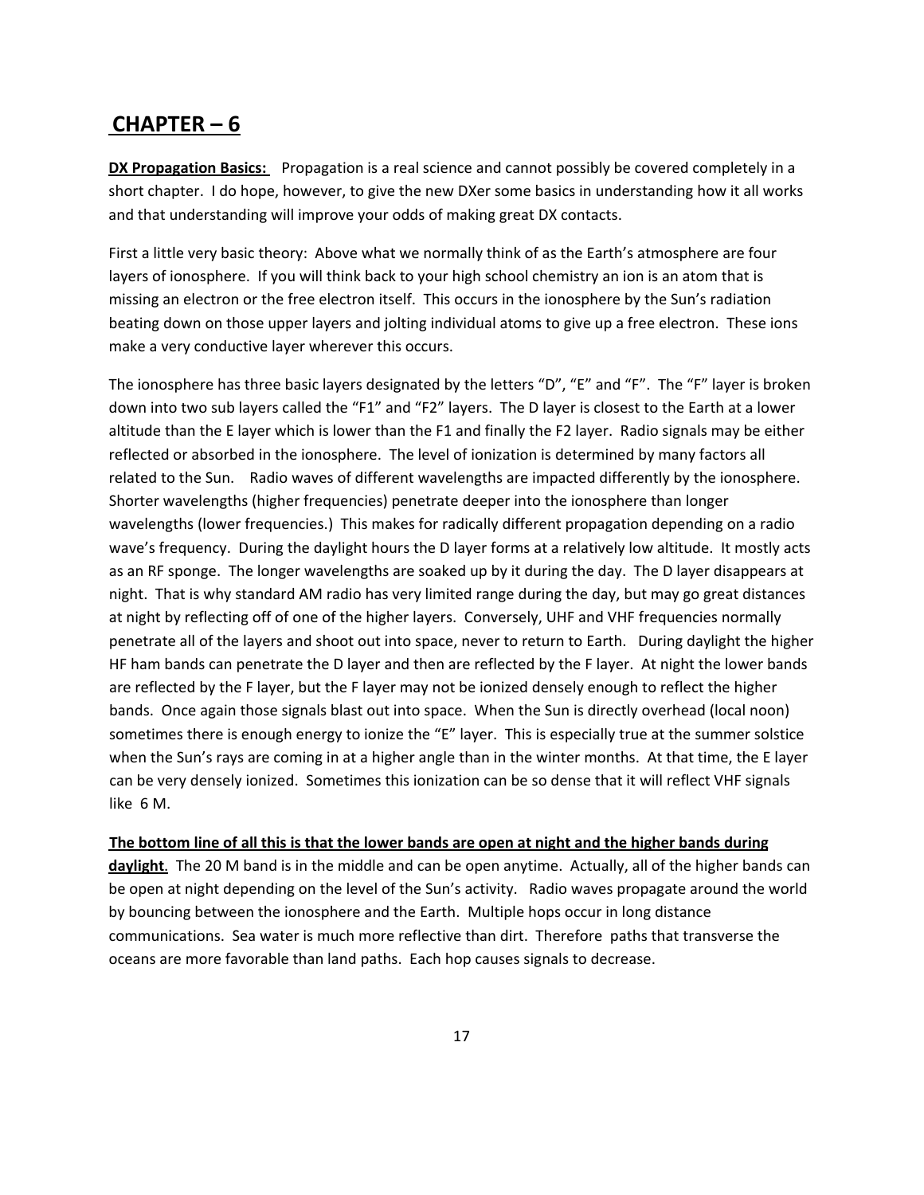## **CHAPTER – 6**

**DX Propagation Basics:** Propagation is a real science and cannot possibly be covered completely in a short chapter. I do hope, however, to give the new DXer some basics in understanding how it all works and that understanding will improve your odds of making great DX contacts.

First a little very basic theory: Above what we normally think of as the Earth's atmosphere are four layers of ionosphere. If you will think back to your high school chemistry an ion is an atom that is missing an electron or the free electron itself. This occurs in the ionosphere by the Sun's radiation beating down on those upper layers and jolting individual atoms to give up a free electron. These ions make a very conductive layer wherever this occurs.

The ionosphere has three basic layers designated by the letters "D", "E" and "F". The "F" layer is broken down into two sub layers called the "F1" and "F2" layers. The D layer is closest to the Earth at a lower altitude than the E layer which is lower than the F1 and finally the F2 layer. Radio signals may be either reflected or absorbed in the ionosphere. The level of ionization is determined by many factors all related to the Sun. Radio waves of different wavelengths are impacted differently by the ionosphere. Shorter wavelengths (higher frequencies) penetrate deeper into the ionosphere than longer wavelengths (lower frequencies.) This makes for radically different propagation depending on a radio wave's frequency. During the daylight hours the D layer forms at a relatively low altitude. It mostly acts as an RF sponge. The longer wavelengths are soaked up by it during the day. The D layer disappears at night. That is why standard AM radio has very limited range during the day, but may go great distances at night by reflecting off of one of the higher layers. Conversely, UHF and VHF frequencies normally penetrate all of the layers and shoot out into space, never to return to Earth. During daylight the higher HF ham bands can penetrate the D layer and then are reflected by the F layer. At night the lower bands are reflected by the F layer, but the F layer may not be ionized densely enough to reflect the higher bands. Once again those signals blast out into space. When the Sun is directly overhead (local noon) sometimes there is enough energy to ionize the "E" layer. This is especially true at the summer solstice when the Sun's rays are coming in at a higher angle than in the winter months. At that time, the E layer can be very densely ionized. Sometimes this ionization can be so dense that it will reflect VHF signals like 6 M.

**The bottom line of all this is that the lower bands are open at night and the higher bands during daylight**. The 20 M band is in the middle and can be open anytime. Actually, all of the higher bands can be open at night depending on the level of the Sun's activity. Radio waves propagate around the world by bouncing between the ionosphere and the Earth. Multiple hops occur in long distance communications. Sea water is much more reflective than dirt. Therefore paths that transverse the oceans are more favorable than land paths. Each hop causes signals to decrease.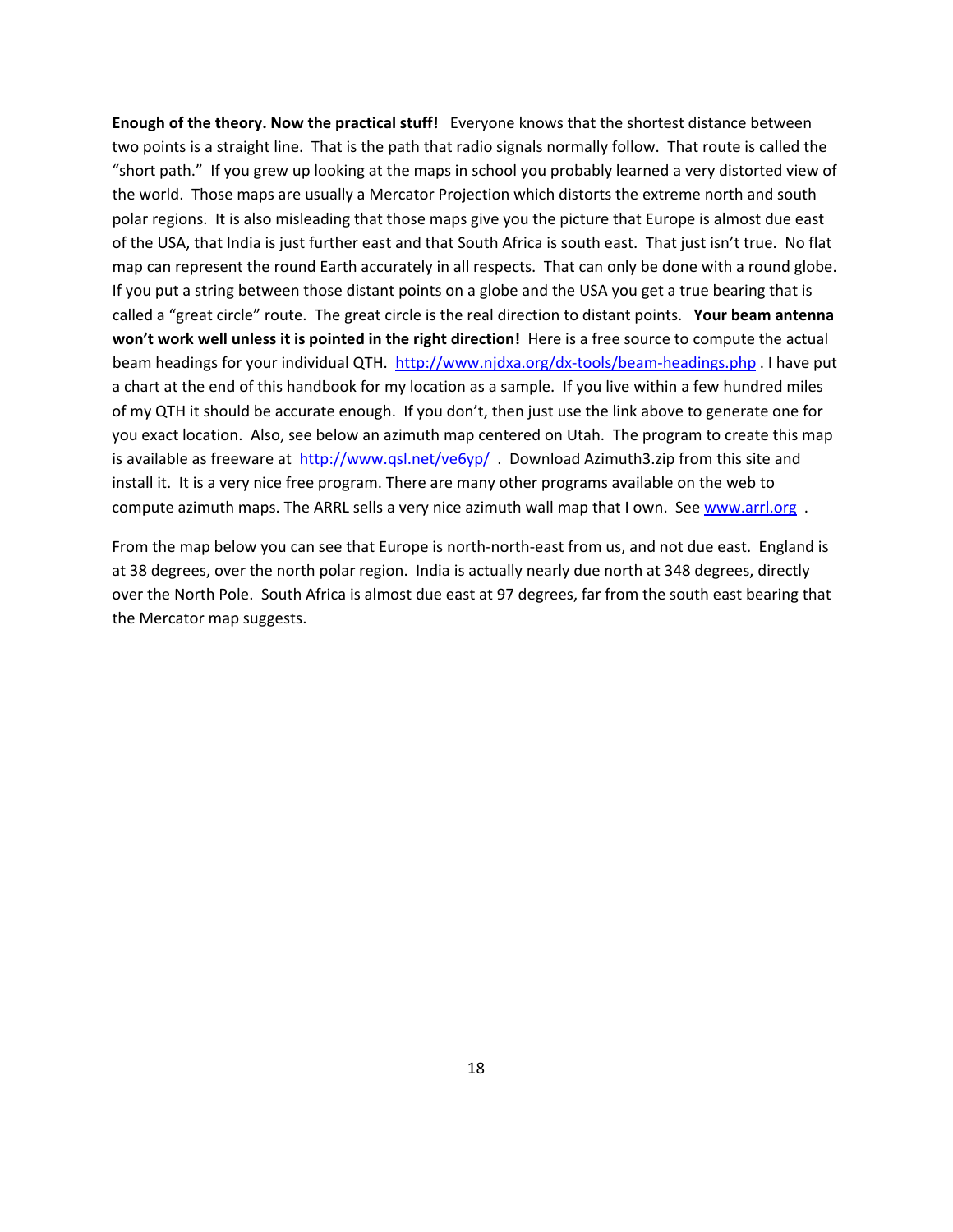**Enough of the theory. Now the practical stuff!** Everyone knows that the shortest distance between two points is a straight line. That is the path that radio signals normally follow. That route is called the "short path." If you grew up looking at the maps in school you probably learned a very distorted view of the world. Those maps are usually a Mercator Projection which distorts the extreme north and south polar regions. It is also misleading that those maps give you the picture that Europe is almost due east of the USA, that India is just further east and that South Africa is south east. That just isn't true. No flat map can represent the round Earth accurately in all respects. That can only be done with a round globe. If you put a string between those distant points on a globe and the USA you get a true bearing that is called a "great circle" route. The great circle is the real direction to distant points. **Your beam antenna won't work well unless it is pointed in the right direction!** Here is a free source to compute the actual beam headings for your individual QTH. http://www.njdxa.org/dx-tools/beam-headings.php . I have put a chart at the end of this handbook for my location as a sample. If you live within a few hundred miles of my QTH it should be accurate enough. If you don't, then just use the link above to generate one for you exact location. Also, see below an azimuth map centered on Utah. The program to create this map is available as freeware at http://www.qsl.net/ve6yp/ . Download Azimuth3.zip from this site and install it. It is a very nice free program. There are many other programs available on the web to compute azimuth maps. The ARRL sells a very nice azimuth wall map that I own. See www.arrl.org .

From the map below you can see that Europe is north-north-east from us, and not due east. England is at 38 degrees, over the north polar region. India is actually nearly due north at 348 degrees, directly over the North Pole. South Africa is almost due east at 97 degrees, far from the south east bearing that the Mercator map suggests.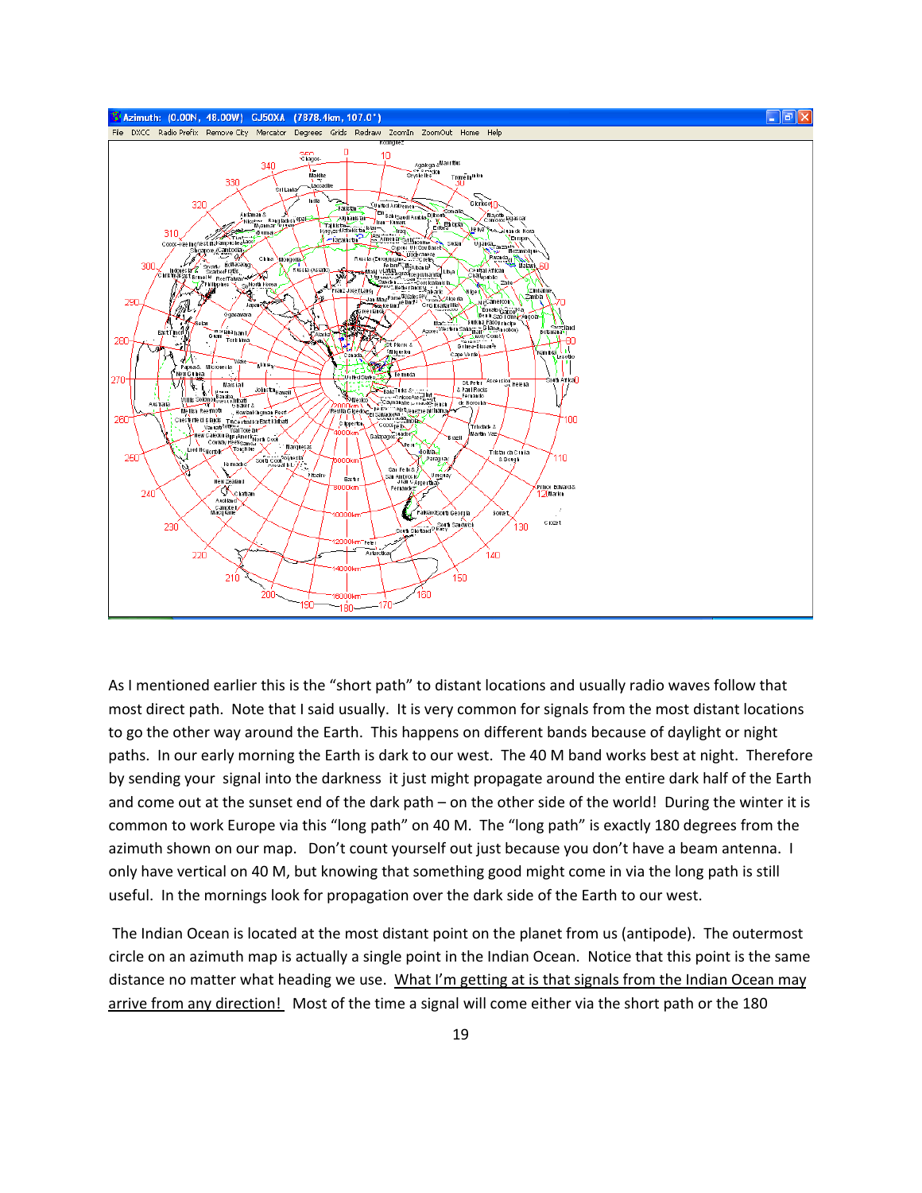As I mentioned earlier this is the "short path" to distant locations and usually radio waves follow that most direct path. Note that I said usually. It is very common for signals from the most distant locations to go the other way around the Earth. This happens on different bands because of daylight or night paths. In our early morning the Earth is dark to our west. The 40 M band works best at night. Therefore by sending your signal into the darkness it just might propagate around the entire dark half of the Earth and come out at the sunset end of the dark path – on the other side of the world! During the winter it is common to work Europe via this "long path" on 40 M. The "long path" is exactly 180 degrees from the azimuth shown on our map. Don't count yourself out just because you don't have a beam antenna. I only have vertical on 40 M, but knowing that something good might come in via the long path is still useful. In the mornings look for propagation over the dark side of the Earth to our west.

The Indian Ocean is located at the most distant point on the planet from us (antipode). The outermost circle on an azimuth map is actually a single point in the Indian Ocean. Notice that this point is the same distance no matter what heading we use. What I'm getting at is that signals from the Indian Ocean may arrive from any direction! Most of the time a signal will come either via the short path or the 180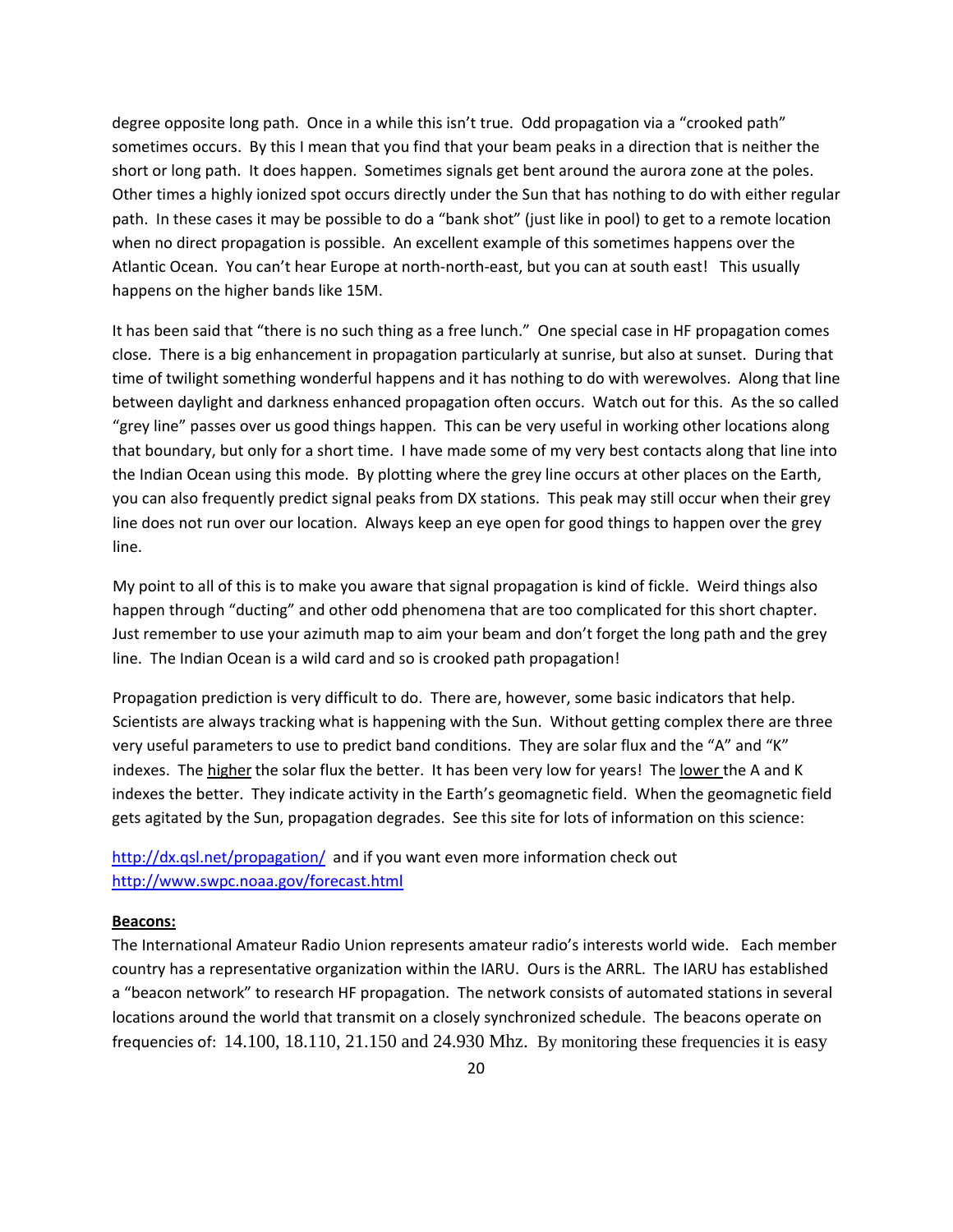degree opposite long path. Once in a while this isn't true. Odd propagation via a "crooked path" sometimes occurs. By this I mean that you find that your beam peaks in a direction that is neither the short or long path. It does happen. Sometimes signals get bent around the aurora zone at the poles. Other times a highly ionized spot occurs directly under the Sun that has nothing to do with either regular path. In these cases it may be possible to do a "bank shot" (just like in pool) to get to a remote location when no direct propagation is possible. An excellent example of this sometimes happens over the Atlantic Ocean. You can't hear Europe at north-north-east, but you can at south east! This usually happens on the higher bands like 15M.

It has been said that "there is no such thing as a free lunch." One special case in HF propagation comes close. There is a big enhancement in propagation particularly at sunrise, but also at sunset. During that time of twilight something wonderful happens and it has nothing to do with werewolves. Along that line between daylight and darkness enhanced propagation often occurs. Watch out for this. As the so called "grey line" passes over us good things happen. This can be very useful in working other locations along that boundary, but only for a short time. I have made some of my very best contacts along that line into the Indian Ocean using this mode. By plotting where the grey line occurs at other places on the Earth, you can also frequently predict signal peaks from DX stations. This peak may still occur when their grey line does not run over our location. Always keep an eye open for good things to happen over the grey line.

My point to all of this is to make you aware that signal propagation is kind of fickle. Weird things also happen through "ducting" and other odd phenomena that are too complicated for this short chapter. Just remember to use your azimuth map to aim your beam and don't forget the long path and the grey line. The Indian Ocean is a wild card and so is crooked path propagation!

Propagation prediction is very difficult to do. There are, however, some basic indicators that help. Scientists are always tracking what is happening with the Sun. Without getting complex there are three very useful parameters to use to predict band conditions. They are solar flux and the "A" and "K" indexes. The <u>higher</u> the solar flux the better. It has been very low for years! The <u>lower</u> the A and K indexes the better. They indicate activity in the Earth's geomagnetic field. When the geomagnetic field gets agitated by the Sun, propagation degrades. See this site for lots of information on this science:

http://dx.qsl.net/propagation/ and if you want even more information check out http://www.swpc.noaa.gov/forecast.html

**Beacons:**

The International Amateur Radio Union represents amateur radio's interests world wide. Each member country has a representative organization within the IARU. Ours is the ARRL. The IARU has established a "beacon network" to research HF propagation. The network consists of automated stations in several locations around the world that transmit on a closely synchronized schedule. The beacons operate on frequencies of: 14.100, 18.110, 21.150 and 24.930 Mhz. By monitoring these frequencies it is easy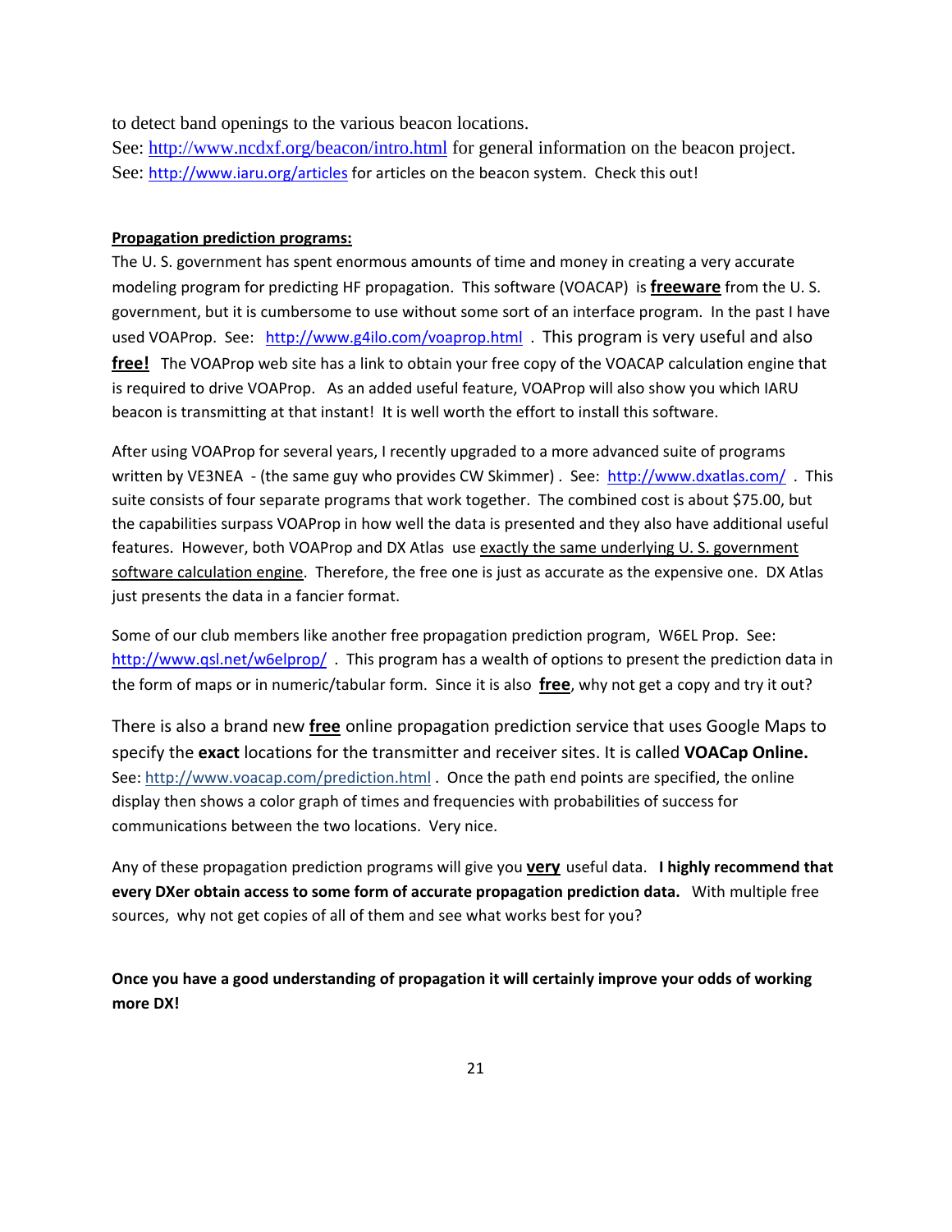to detect band openings to the various beacon locations.
See: http://www.ncdxf.org/beacon/intro.html for general information on the beacon project.
See: http://www.iaru.org/articles for articles on the beacon system. Check this out!

**Propagation prediction programs:**

The U. S. government has spent enormous amounts of time and money in creating a very accurate modeling program for predicting HF propagation. This software (VOACAP) is **freeware** from the U. S. government, but it is cumbersome to use without some sort of an interface program. In the past I have used VOAProp. See: http://www.g4ilo.com/voaprop.html . This program is very useful and also **free!** The VOAProp web site has a link to obtain your free copy of the VOACAP calculation engine that is required to drive VOAProp. As an added useful feature, VOAProp will also show you which IARU beacon is transmitting at that instant! It is well worth the effort to install this software.

After using VOAProp for several years, I recently upgraded to a more advanced suite of programs written by VE3NEA - (the same guy who provides CW Skimmer) . See: http://www.dxatlas.com/ . This suite consists of four separate programs that work together. The combined cost is about $75.00, but the capabilities surpass VOAProp in how well the data is presented and they also have additional useful features. However, both VOAProp and DX Atlas use exactly the same underlying U. S. government software calculation engine. Therefore, the free one is just as accurate as the expensive one. DX Atlas just presents the data in a fancier format.

Some of our club members like another free propagation prediction program, W6EL Prop. See: http://www.qsl.net/w6elprop/ . This program has a wealth of options to present the prediction data in the form of maps or in numeric/tabular form. Since it is also **free**, why not get a copy and try it out?

There is also a brand new **free** online propagation prediction service that uses Google Maps to specify the **exact** locations for the transmitter and receiver sites. It is called **VOACap Online.** See: http://www.voacap.com/prediction.html . Once the path end points are specified, the online display then shows a color graph of times and frequencies with probabilities of success for communications between the two locations. Very nice.

Any of these propagation prediction programs will give you **very** useful data. **I highly recommend that every DXer obtain access to some form of accurate propagation prediction data.** With multiple free sources, why not get copies of all of them and see what works best for you?

**Once you have a good understanding of propagation it will certainly improve your odds of working more DX!**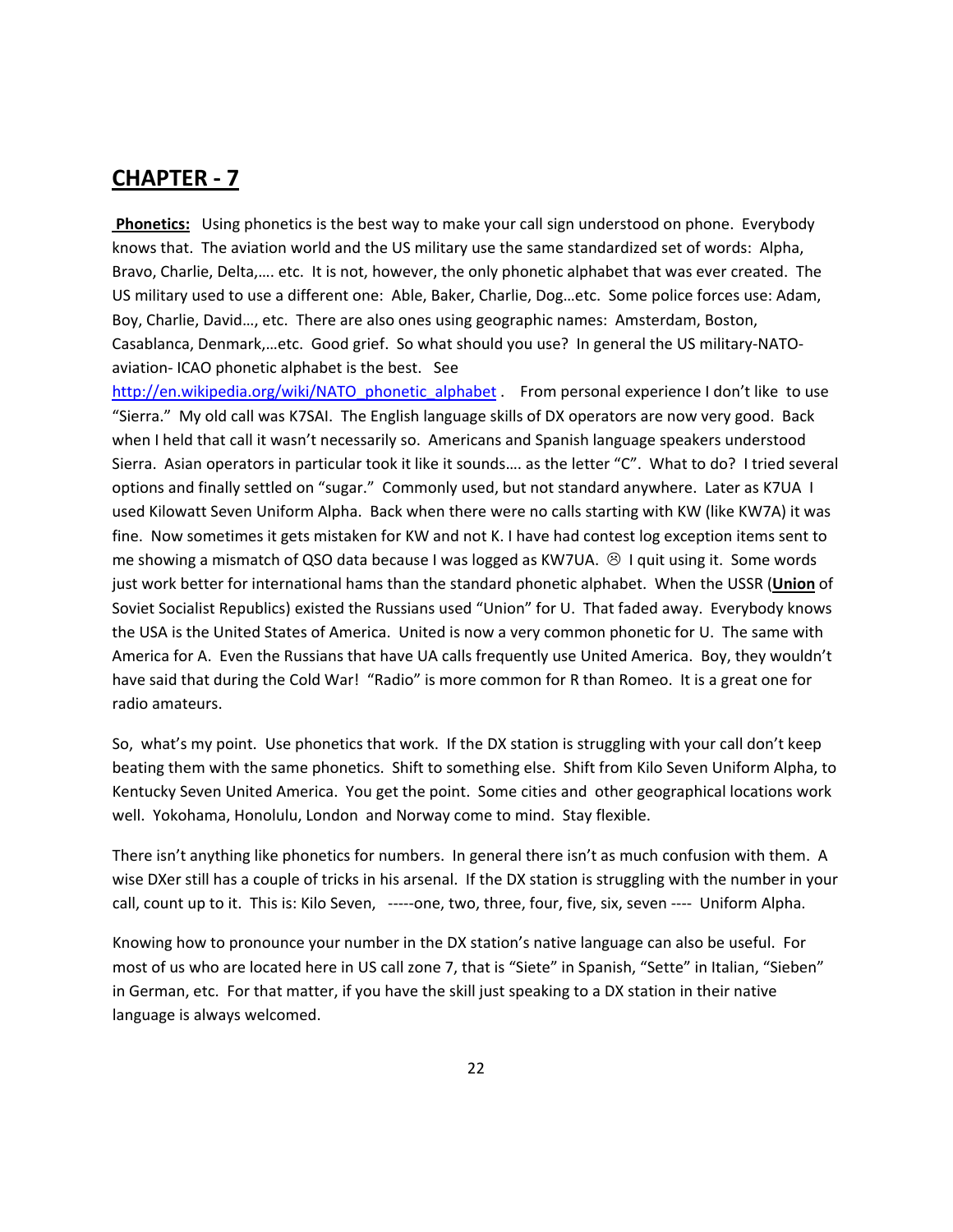## CHAPTER - 7

**Phonetics:** Using phonetics is the best way to make your call sign understood on phone. Everybody knows that. The aviation world and the US military use the same standardized set of words: Alpha, Bravo, Charlie, Delta,…. etc. It is not, however, the only phonetic alphabet that was ever created. The US military used to use a different one: Able, Baker, Charlie, Dog…etc. Some police forces use: Adam, Boy, Charlie, David…, etc. There are also ones using geographic names: Amsterdam, Boston, Casablanca, Denmark,…etc. Good grief. So what should you use? In general the US military-NATO-aviation- ICAO phonetic alphabet is the best. See http://en.wikipedia.org/wiki/NATO_phonetic_alphabet . From personal experience I don't like to use "Sierra." My old call was K7SAI. The English language skills of DX operators are now very good. Back when I held that call it wasn't necessarily so. Americans and Spanish language speakers understood Sierra. Asian operators in particular took it like it sounds…. as the letter "C". What to do? I tried several options and finally settled on "sugar." Commonly used, but not standard anywhere. Later as K7UA I used Kilowatt Seven Uniform Alpha. Back when there were no calls starting with KW (like KW7A) it was fine. Now sometimes it gets mistaken for KW and not K. I have had contest log exception items sent to me showing a mismatch of QSO data because I was logged as KW7UA. ☹ I quit using it. Some words just work better for international hams than the standard phonetic alphabet. When the USSR (**Union** of Soviet Socialist Republics) existed the Russians used "Union" for U. That faded away. Everybody knows the USA is the United States of America. United is now a very common phonetic for U. The same with America for A. Even the Russians that have UA calls frequently use United America. Boy, they wouldn't have said that during the Cold War! "Radio" is more common for R than Romeo. It is a great one for radio amateurs.

So, what's my point. Use phonetics that work. If the DX station is struggling with your call don't keep beating them with the same phonetics. Shift to something else. Shift from Kilo Seven Uniform Alpha, to Kentucky Seven United America. You get the point. Some cities and other geographical locations work well. Yokohama, Honolulu, London and Norway come to mind. Stay flexible.

There isn't anything like phonetics for numbers. In general there isn't as much confusion with them. A wise DXer still has a couple of tricks in his arsenal. If the DX station is struggling with the number in your call, count up to it. This is: Kilo Seven, -----one, two, three, four, five, six, seven ---- Uniform Alpha.

Knowing how to pronounce your number in the DX station's native language can also be useful. For most of us who are located here in US call zone 7, that is "Siete" in Spanish, "Sette" in Italian, "Sieben" in German, etc. For that matter, if you have the skill just speaking to a DX station in their native language is always welcomed.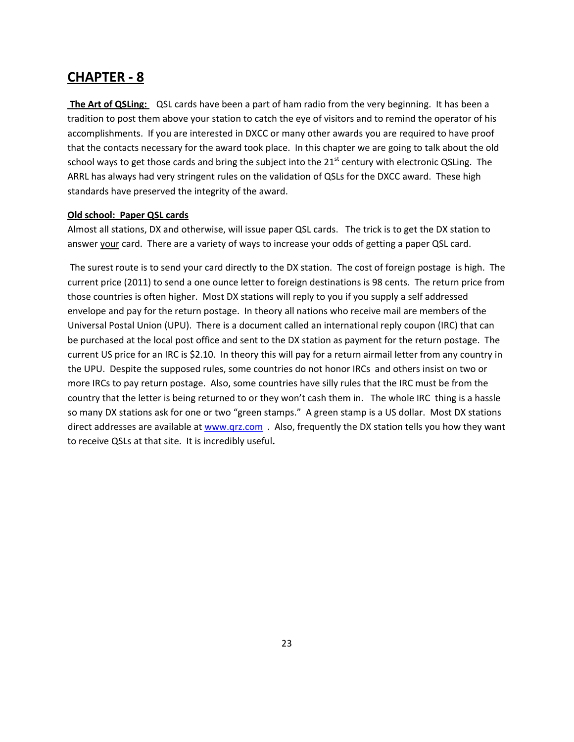## CHAPTER - 8

**The Art of QSLing:** QSL cards have been a part of ham radio from the very beginning. It has been a tradition to post them above your station to catch the eye of visitors and to remind the operator of his accomplishments. If you are interested in DXCC or many other awards you are required to have proof that the contacts necessary for the award took place. In this chapter we are going to talk about the old school ways to get those cards and bring the subject into the 21st century with electronic QSLing. The ARRL has always had very stringent rules on the validation of QSLs for the DXCC award. These high standards have preserved the integrity of the award.

**Old school: Paper QSL cards**

Almost all stations, DX and otherwise, will issue paper QSL cards. The trick is to get the DX station to answer your card. There are a variety of ways to increase your odds of getting a paper QSL card.

The surest route is to send your card directly to the DX station. The cost of foreign postage is high. The current price (2011) to send a one ounce letter to foreign destinations is 98 cents. The return price from those countries is often higher. Most DX stations will reply to you if you supply a self addressed envelope and pay for the return postage. In theory all nations who receive mail are members of the Universal Postal Union (UPU). There is a document called an international reply coupon (IRC) that can be purchased at the local post office and sent to the DX station as payment for the return postage. The current US price for an IRC is $2.10. In theory this will pay for a return airmail letter from any country in the UPU. Despite the supposed rules, some countries do not honor IRCs and others insist on two or more IRCs to pay return postage. Also, some countries have silly rules that the IRC must be from the country that the letter is being returned to or they won't cash them in. The whole IRC thing is a hassle so many DX stations ask for one or two "green stamps." A green stamp is a US dollar. Most DX stations direct addresses are available at www.qrz.com . Also, frequently the DX station tells you how they want to receive QSLs at that site. It is incredibly useful.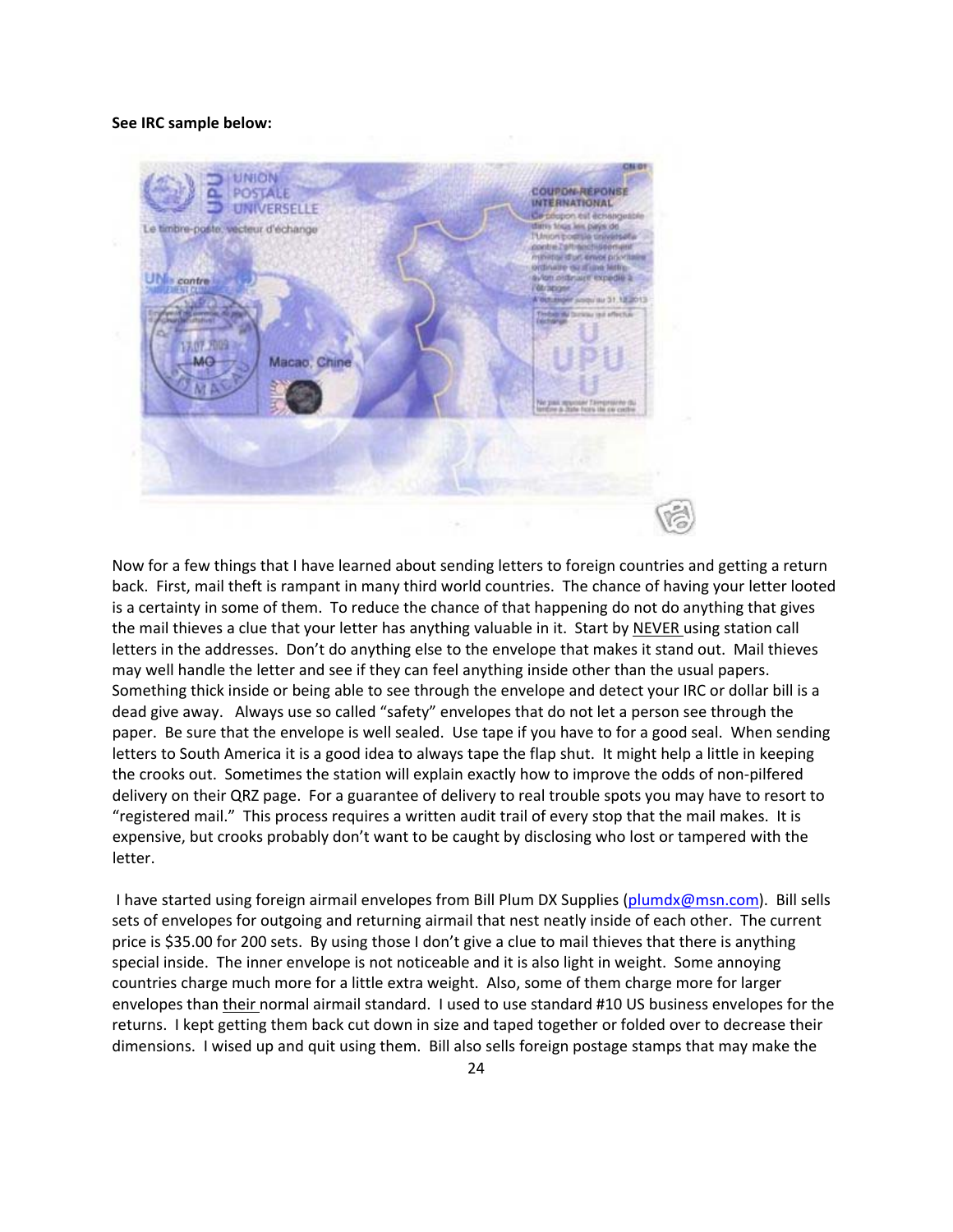**See IRC sample below:**

Now for a few things that I have learned about sending letters to foreign countries and getting a return back. First, mail theft is rampant in many third world countries. The chance of having your letter looted is a certainty in some of them. To reduce the chance of that happening do not do anything that gives the mail thieves a clue that your letter has anything valuable in it. Start by NEVER using station call letters in the addresses. Don't do anything else to the envelope that makes it stand out. Mail thieves may well handle the letter and see if they can feel anything inside other than the usual papers. Something thick inside or being able to see through the envelope and detect your IRC or dollar bill is a dead give away. Always use so called "safety" envelopes that do not let a person see through the paper. Be sure that the envelope is well sealed. Use tape if you have to for a good seal. When sending letters to South America it is a good idea to always tape the flap shut. It might help a little in keeping the crooks out. Sometimes the station will explain exactly how to improve the odds of non-pilfered delivery on their QRZ page. For a guarantee of delivery to real trouble spots you may have to resort to "registered mail." This process requires a written audit trail of every stop that the mail makes. It is expensive, but crooks probably don't want to be caught by disclosing who lost or tampered with the letter.

I have started using foreign airmail envelopes from Bill Plum DX Supplies (plumdx@msn.com). Bill sells sets of envelopes for outgoing and returning airmail that nest neatly inside of each other. The current price is $35.00 for 200 sets. By using those I don't give a clue to mail thieves that there is anything special inside. The inner envelope is not noticeable and it is also light in weight. Some annoying countries charge much more for a little extra weight. Also, some of them charge more for larger envelopes than their normal airmail standard. I used to use standard #10 US business envelopes for the returns. I kept getting them back cut down in size and taped together or folded over to decrease their dimensions. I wised up and quit using them. Bill also sells foreign postage stamps that may make the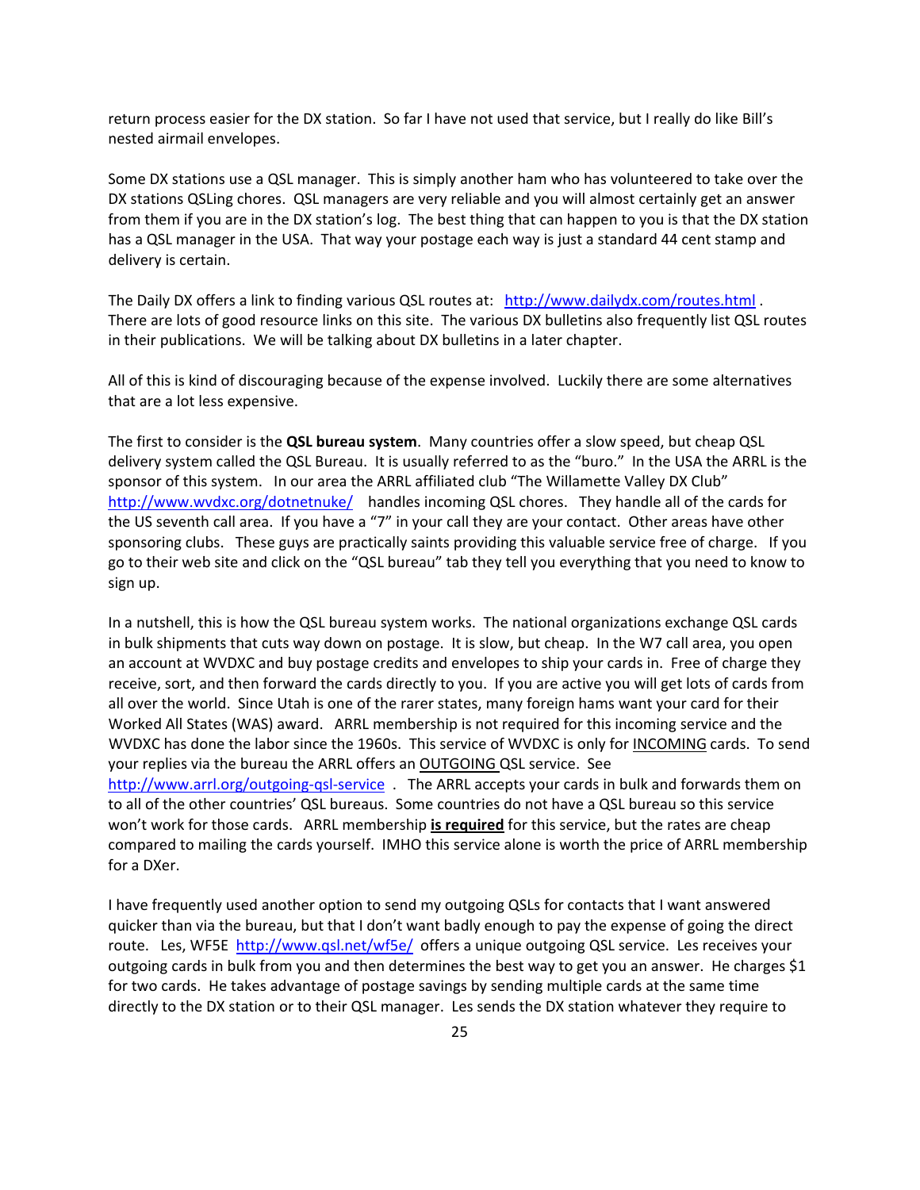return process easier for the DX station. So far I have not used that service, but I really do like Bill's nested airmail envelopes.

Some DX stations use a QSL manager. This is simply another ham who has volunteered to take over the DX stations QSLing chores. QSL managers are very reliable and you will almost certainly get an answer from them if you are in the DX station's log. The best thing that can happen to you is that the DX station has a QSL manager in the USA. That way your postage each way is just a standard 44 cent stamp and delivery is certain.

The Daily DX offers a link to finding various QSL routes at: http://www.dailydx.com/routes.html . There are lots of good resource links on this site. The various DX bulletins also frequently list QSL routes in their publications. We will be talking about DX bulletins in a later chapter.

All of this is kind of discouraging because of the expense involved. Luckily there are some alternatives that are a lot less expensive.

The first to consider is the **QSL bureau system**. Many countries offer a slow speed, but cheap QSL delivery system called the QSL Bureau. It is usually referred to as the "buro." In the USA the ARRL is the sponsor of this system. In our area the ARRL affiliated club "The Willamette Valley DX Club" http://www.wvdxc.org/dotnetnuke/ handles incoming QSL chores. They handle all of the cards for the US seventh call area. If you have a "7" in your call they are your contact. Other areas have other sponsoring clubs. These guys are practically saints providing this valuable service free of charge. If you go to their web site and click on the "QSL bureau" tab they tell you everything that you need to know to sign up.

In a nutshell, this is how the QSL bureau system works. The national organizations exchange QSL cards in bulk shipments that cuts way down on postage. It is slow, but cheap. In the W7 call area, you open an account at WVDXC and buy postage credits and envelopes to ship your cards in. Free of charge they receive, sort, and then forward the cards directly to you. If you are active you will get lots of cards from all over the world. Since Utah is one of the rarer states, many foreign hams want your card for their Worked All States (WAS) award. ARRL membership is not required for this incoming service and the WVDXC has done the labor since the 1960s. This service of WVDXC is only for <u>INCOMING</u> cards. To send your replies via the bureau the ARRL offers an <u>OUTGOING</u> QSL service. See http://www.arrl.org/outgoing-qsl-service . The ARRL accepts your cards in bulk and forwards them on to all of the other countries' QSL bureaus. Some countries do not have a QSL bureau so this service won't work for those cards. ARRL membership <u>**is required**</u> for this service, but the rates are cheap compared to mailing the cards yourself. IMHO this service alone is worth the price of ARRL membership for a DXer.

I have frequently used another option to send my outgoing QSLs for contacts that I want answered quicker than via the bureau, but that I don't want badly enough to pay the expense of going the direct route. Les, WF5E http://www.qsl.net/wf5e/ offers a unique outgoing QSL service. Les receives your outgoing cards in bulk from you and then determines the best way to get you an answer. He charges $1 for two cards. He takes advantage of postage savings by sending multiple cards at the same time directly to the DX station or to their QSL manager. Les sends the DX station whatever they require to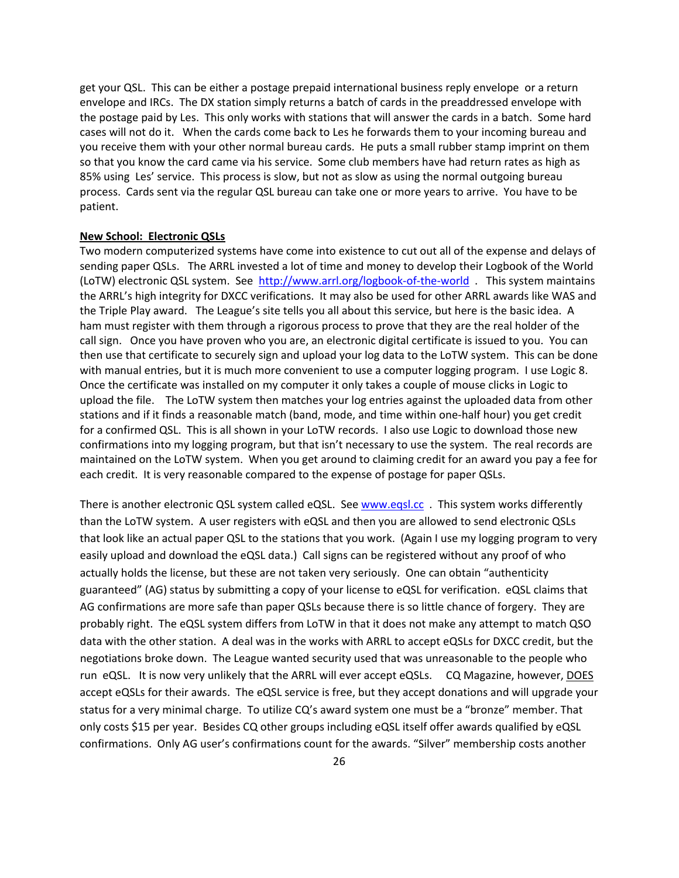get your QSL. This can be either a postage prepaid international business reply envelope or a return envelope and IRCs. The DX station simply returns a batch of cards in the preaddressed envelope with the postage paid by Les. This only works with stations that will answer the cards in a batch. Some hard cases will not do it. When the cards come back to Les he forwards them to your incoming bureau and you receive them with your other normal bureau cards. He puts a small rubber stamp imprint on them so that you know the card came via his service. Some club members have had return rates as high as 85% using Les' service. This process is slow, but not as slow as using the normal outgoing bureau process. Cards sent via the regular QSL bureau can take one or more years to arrive. You have to be patient.

**New School: Electronic QSLs**

Two modern computerized systems have come into existence to cut out all of the expense and delays of sending paper QSLs. The ARRL invested a lot of time and money to develop their Logbook of the World (LoTW) electronic QSL system. See [http://www.arrl.org/logbook-of-the-world](http://www.arrl.org/logbook-of-the-world) . This system maintains the ARRL's high integrity for DXCC verifications. It may also be used for other ARRL awards like WAS and the Triple Play award. The League's site tells you all about this service, but here is the basic idea. A ham must register with them through a rigorous process to prove that they are the real holder of the call sign. Once you have proven who you are, an electronic digital certificate is issued to you. You can then use that certificate to securely sign and upload your log data to the LoTW system. This can be done with manual entries, but it is much more convenient to use a computer logging program. I use Logic 8. Once the certificate was installed on my computer it only takes a couple of mouse clicks in Logic to upload the file. The LoTW system then matches your log entries against the uploaded data from other stations and if it finds a reasonable match (band, mode, and time within one-half hour) you get credit for a confirmed QSL. This is all shown in your LoTW records. I also use Logic to download those new confirmations into my logging program, but that isn't necessary to use the system. The real records are maintained on the LoTW system. When you get around to claiming credit for an award you pay a fee for each credit. It is very reasonable compared to the expense of postage for paper QSLs.

There is another electronic QSL system called eQSL. See [www.eqsl.cc](www.eqsl.cc) . This system works differently than the LoTW system. A user registers with eQSL and then you are allowed to send electronic QSLs that look like an actual paper QSL to the stations that you work. (Again I use my logging program to very easily upload and download the eQSL data.) Call signs can be registered without any proof of who actually holds the license, but these are not taken very seriously. One can obtain "authenticity guaranteed" (AG) status by submitting a copy of your license to eQSL for verification. eQSL claims that AG confirmations are more safe than paper QSLs because there is so little chance of forgery. They are probably right. The eQSL system differs from LoTW in that it does not make any attempt to match QSO data with the other station. A deal was in the works with ARRL to accept eQSLs for DXCC credit, but the negotiations broke down. The League wanted security used that was unreasonable to the people who run eQSL. It is now very unlikely that the ARRL will ever accept eQSLs. CQ Magazine, however, <u>DOES</u> accept eQSLs for their awards. The eQSL service is free, but they accept donations and will upgrade your status for a very minimal charge. To utilize CQ's award system one must be a "bronze" member. That only costs $15 per year. Besides CQ other groups including eQSL itself offer awards qualified by eQSL confirmations. Only AG user's confirmations count for the awards. "Silver" membership costs another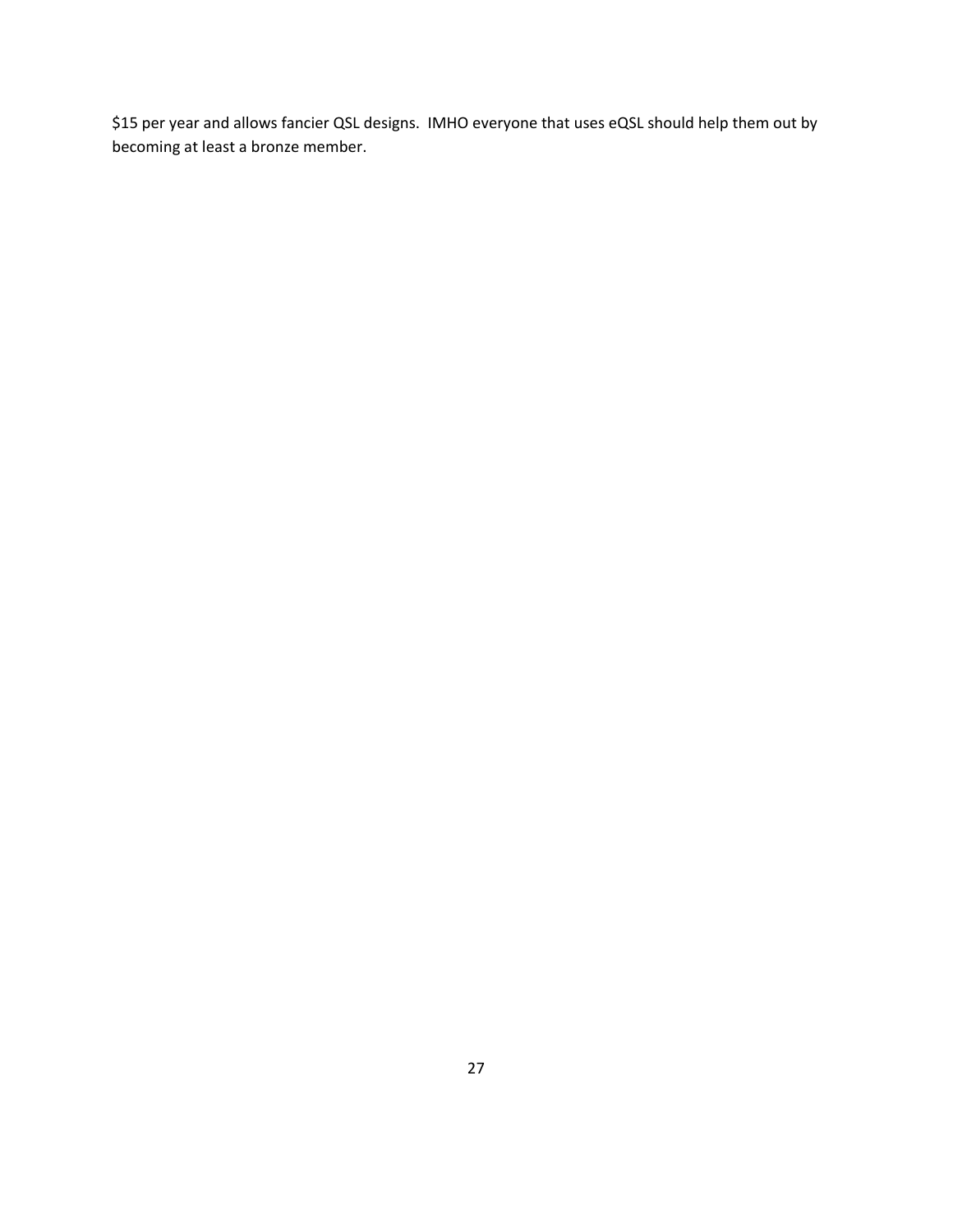$15 per year and allows fancier QSL designs. IMHO everyone that uses eQSL should help them out by becoming at least a bronze member.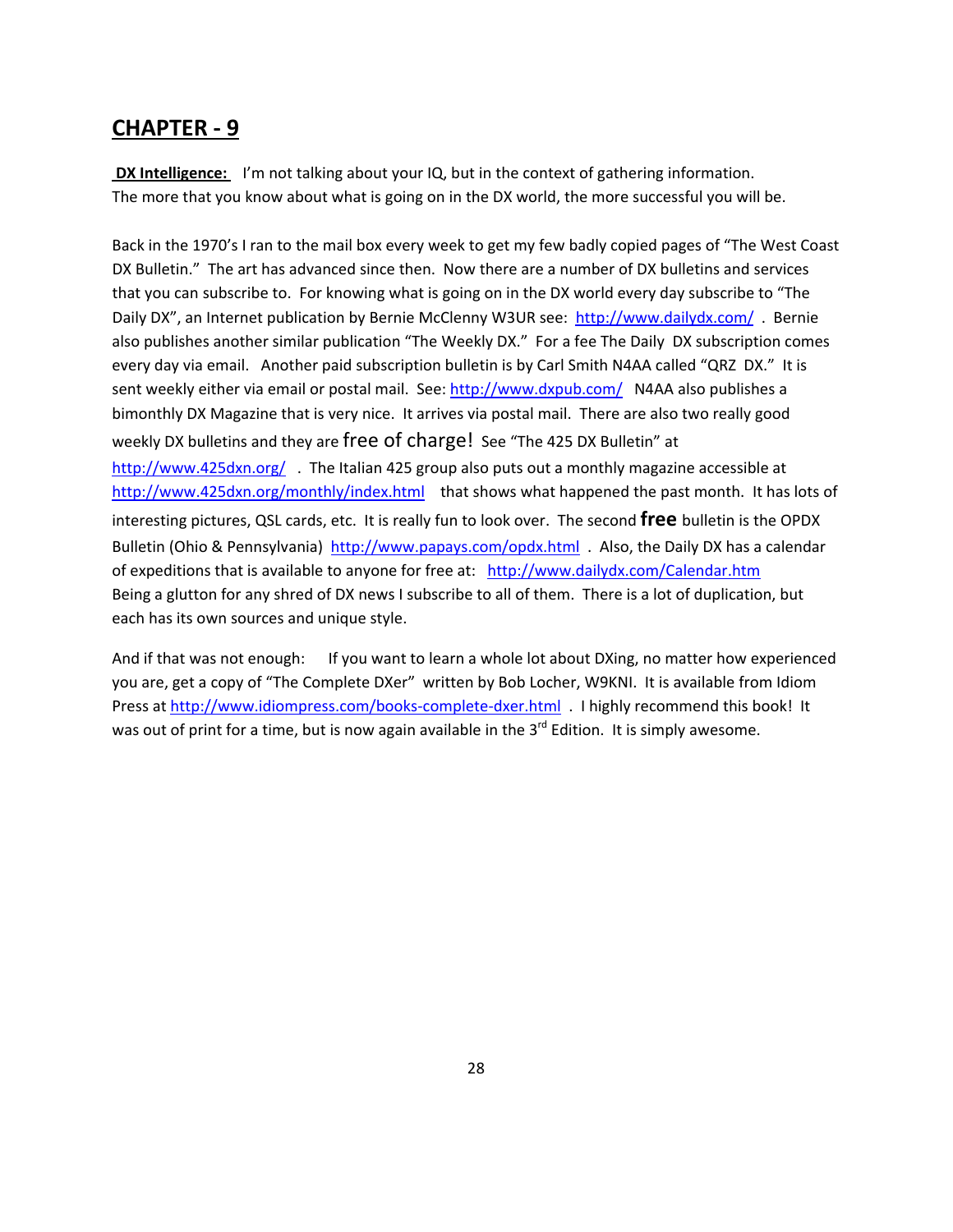## CHAPTER - 9

**DX Intelligence:** I'm not talking about your IQ, but in the context of gathering information. The more that you know about what is going on in the DX world, the more successful you will be.

Back in the 1970's I ran to the mail box every week to get my few badly copied pages of "The West Coast DX Bulletin." The art has advanced since then. Now there are a number of DX bulletins and services that you can subscribe to. For knowing what is going on in the DX world every day subscribe to "The Daily DX", an Internet publication by Bernie McClenny W3UR see: http://www.dailydx.com/ . Bernie also publishes another similar publication "The Weekly DX." For a fee The Daily DX subscription comes every day via email. Another paid subscription bulletin is by Carl Smith N4AA called "QRZ DX." It is sent weekly either via email or postal mail. See: http://www.dxpub.com/ N4AA also publishes a bimonthly DX Magazine that is very nice. It arrives via postal mail. There are also two really good weekly DX bulletins and they are free of charge! See "The 425 DX Bulletin" at http://www.425dxn.org/ . The Italian 425 group also puts out a monthly magazine accessible at http://www.425dxn.org/monthly/index.html that shows what happened the past month. It has lots of interesting pictures, QSL cards, etc. It is really fun to look over. The second **free** bulletin is the OPDX Bulletin (Ohio & Pennsylvania) http://www.papays.com/opdx.html . Also, the Daily DX has a calendar of expeditions that is available to anyone for free at: http://www.dailydx.com/Calendar.htm Being a glutton for any shred of DX news I subscribe to all of them. There is a lot of duplication, but each has its own sources and unique style.

And if that was not enough: If you want to learn a whole lot about DXing, no matter how experienced you are, get a copy of "The Complete DXer" written by Bob Locher, W9KNI. It is available from Idiom Press at http://www.idiompress.com/books-complete-dxer.html . I highly recommend this book! It was out of print for a time, but is now again available in the 3rd Edition. It is simply awesome.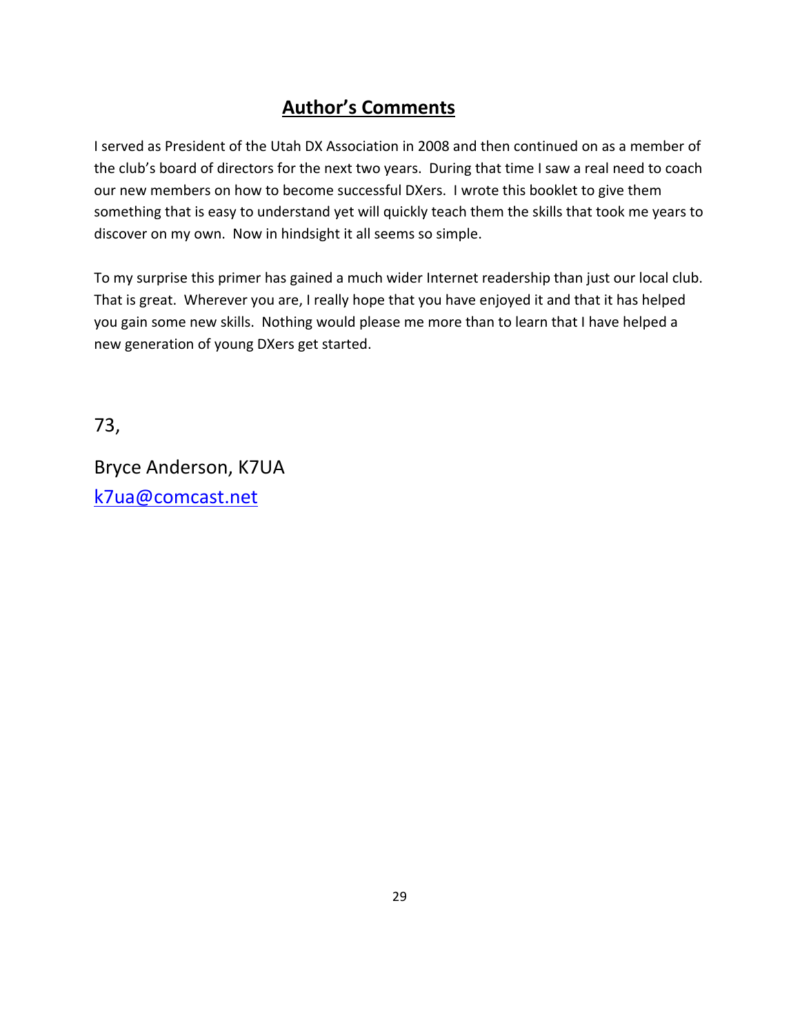## Author's Comments

I served as President of the Utah DX Association in 2008 and then continued on as a member of the club's board of directors for the next two years. During that time I saw a real need to coach our new members on how to become successful DXers. I wrote this booklet to give them something that is easy to understand yet will quickly teach them the skills that took me years to discover on my own. Now in hindsight it all seems so simple.

To my surprise this primer has gained a much wider Internet readership than just our local club. That is great. Wherever you are, I really hope that you have enjoyed it and that it has helped you gain some new skills. Nothing would please me more than to learn that I have helped a new generation of young DXers get started.

73,

Bryce Anderson, K7UA
[k7ua@comcast.net](mailto:k7ua@comcast.net)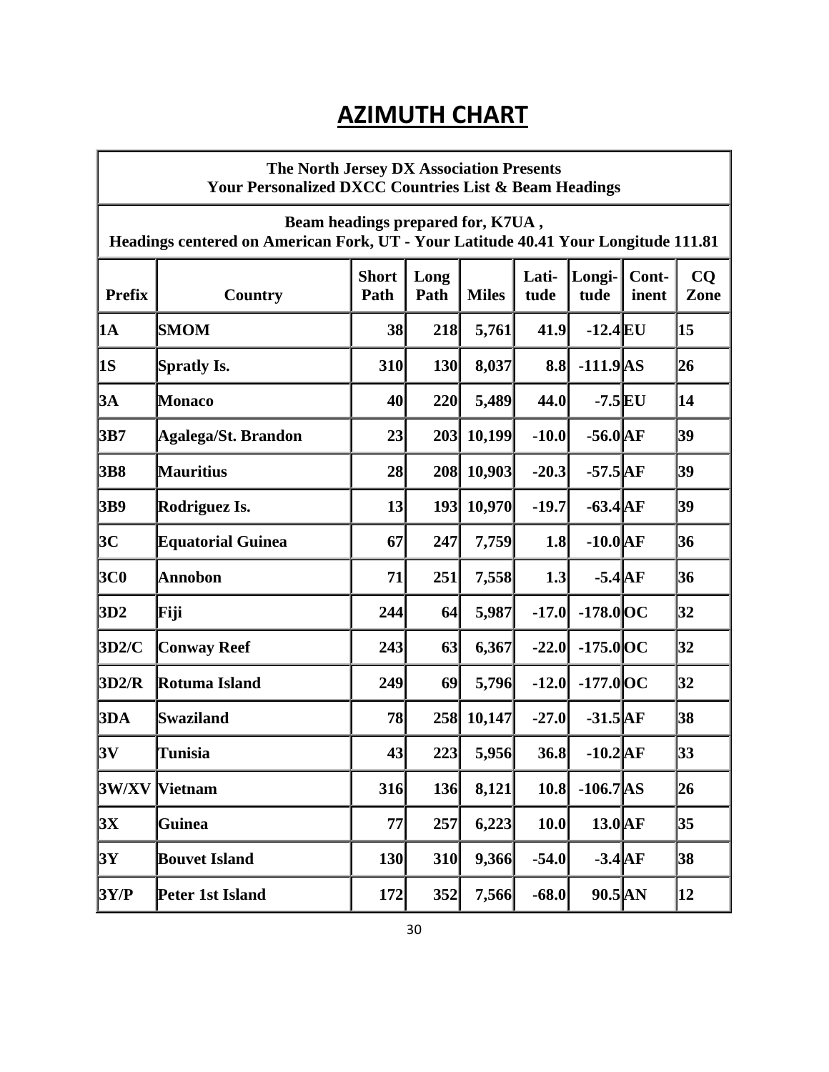# AZIMUTH CHART

| The North Jersey DX Association Presents<br>Your Personalized DXCC Countries List & Beam Headings | | | | | | | | |
|---|---|---|---|---|---|---|---|---|
| Beam headings prepared for, K7UA ,<br>Headings centered on American Fork, UT - Your Latitude 40.41 Your Longitude 111.81 | | | | | | | | |
| **Prefix** | **Country** | **Short Path** | **Long Path** | **Miles** | **Lati-tude** | **Longi-tude** | **Cont-inent** | **CQ Zone** |
| **1A** | **SMOM** | **38** | **218** | **5,761** | **41.9** | **-12.4** | **EU** | **15** |
| **1S** | **Spratly Is.** | **310** | **130** | **8,037** | **8.8** | **-111.9** | **AS** | **26** |
| **3A** | **Monaco** | **40** | **220** | **5,489** | **44.0** | **-7.5** | **EU** | **14** |
| **3B7** | **Agalega/St. Brandon** | **23** | **203** | **10,199** | **-10.0** | **-56.0** | **AF** | **39** |
| **3B8** | **Mauritius** | **28** | **208** | **10,903** | **-20.3** | **-57.5** | **AF** | **39** |
| **3B9** | **Rodriguez Is.** | **13** | **193** | **10,970** | **-19.7** | **-63.4** | **AF** | **39** |
| **3C** | **Equatorial Guinea** | **67** | **247** | **7,759** | **1.8** | **-10.0** | **AF** | **36** |
| **3C0** | **Annobon** | **71** | **251** | **7,558** | **1.3** | **-5.4** | **AF** | **36** |
| **3D2** | **Fiji** | **244** | **64** | **5,987** | **-17.0** | **-178.0** | **OC** | **32** |
| **3D2/C** | **Conway Reef** | **243** | **63** | **6,367** | **-22.0** | **-175.0** | **OC** | **32** |
| **3D2/R** | **Rotuma Island** | **249** | **69** | **5,796** | **-12.0** | **-177.0** | **OC** | **32** |
| **3DA** | **Swaziland** | **78** | **258** | **10,147** | **-27.0** | **-31.5** | **AF** | **38** |
| **3V** | **Tunisia** | **43** | **223** | **5,956** | **36.8** | **-10.2** | **AF** | **33** |
| **3W/XV** | **Vietnam** | **316** | **136** | **8,121** | **10.8** | **-106.7** | **AS** | **26** |
| **3X** | **Guinea** | **77** | **257** | **6,223** | **10.0** | **13.0** | **AF** | **35** |
| **3Y** | **Bouvet Island** | **130** | **310** | **9,366** | **-54.0** | **-3.4** | **AF** | **38** |
| **3Y/P** | **Peter 1st Island** | **172** | **352** | **7,566** | **-68.0** | **90.5** | **AN** | **12** |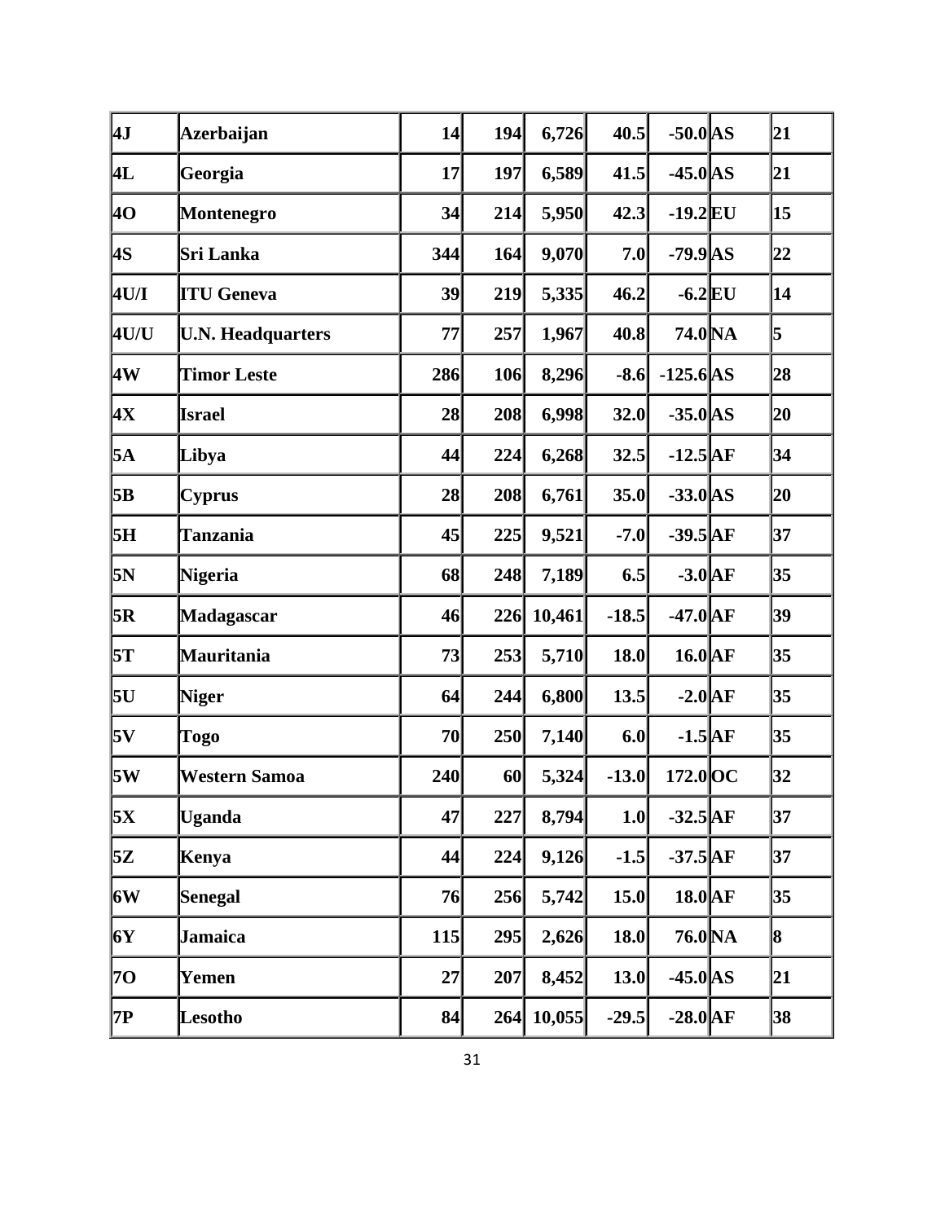| | | | | | | | | |
|---|---|---|---|---|---|---|---|---|
| **4J** | **Azerbaijan** | **14** | **194** | **6,726** | **40.5** | **-50.0** | **AS** | **21** |
| **4L** | **Georgia** | **17** | **197** | **6,589** | **41.5** | **-45.0** | **AS** | **21** |
| **4O** | **Montenegro** | **34** | **214** | **5,950** | **42.3** | **-19.2** | **EU** | **15** |
| **4S** | **Sri Lanka** | **344** | **164** | **9,070** | **7.0** | **-79.9** | **AS** | **22** |
| **4U/I** | **ITU Geneva** | **39** | **219** | **5,335** | **46.2** | **-6.2** | **EU** | **14** |
| **4U/U** | **U.N. Headquarters** | **77** | **257** | **1,967** | **40.8** | **74.0** | **NA** | **5** |
| **4W** | **Timor Leste** | **286** | **106** | **8,296** | **-8.6** | **-125.6** | **AS** | **28** |
| **4X** | **Israel** | **28** | **208** | **6,998** | **32.0** | **-35.0** | **AS** | **20** |
| **5A** | **Libya** | **44** | **224** | **6,268** | **32.5** | **-12.5** | **AF** | **34** |
| **5B** | **Cyprus** | **28** | **208** | **6,761** | **35.0** | **-33.0** | **AS** | **20** |
| **5H** | **Tanzania** | **45** | **225** | **9,521** | **-7.0** | **-39.5** | **AF** | **37** |
| **5N** | **Nigeria** | **68** | **248** | **7,189** | **6.5** | **-3.0** | **AF** | **35** |
| **5R** | **Madagascar** | **46** | **226** | **10,461** | **-18.5** | **-47.0** | **AF** | **39** |
| **5T** | **Mauritania** | **73** | **253** | **5,710** | **18.0** | **16.0** | **AF** | **35** |
| **5U** | **Niger** | **64** | **244** | **6,800** | **13.5** | **-2.0** | **AF** | **35** |
| **5V** | **Togo** | **70** | **250** | **7,140** | **6.0** | **-1.5** | **AF** | **35** |
| **5W** | **Western Samoa** | **240** | **60** | **5,324** | **-13.0** | **172.0** | **OC** | **32** |
| **5X** | **Uganda** | **47** | **227** | **8,794** | **1.0** | **-32.5** | **AF** | **37** |
| **5Z** | **Kenya** | **44** | **224** | **9,126** | **-1.5** | **-37.5** | **AF** | **37** |
| **6W** | **Senegal** | **76** | **256** | **5,742** | **15.0** | **18.0** | **AF** | **35** |
| **6Y** | **Jamaica** | **115** | **295** | **2,626** | **18.0** | **76.0** | **NA** | **8** |
| **7O** | **Yemen** | **27** | **207** | **8,452** | **13.0** | **-45.0** | **AS** | **21** |
| **7P** | **Lesotho** | **84** | **264** | **10,055** | **-29.5** | **-28.0** | **AF** | **38** |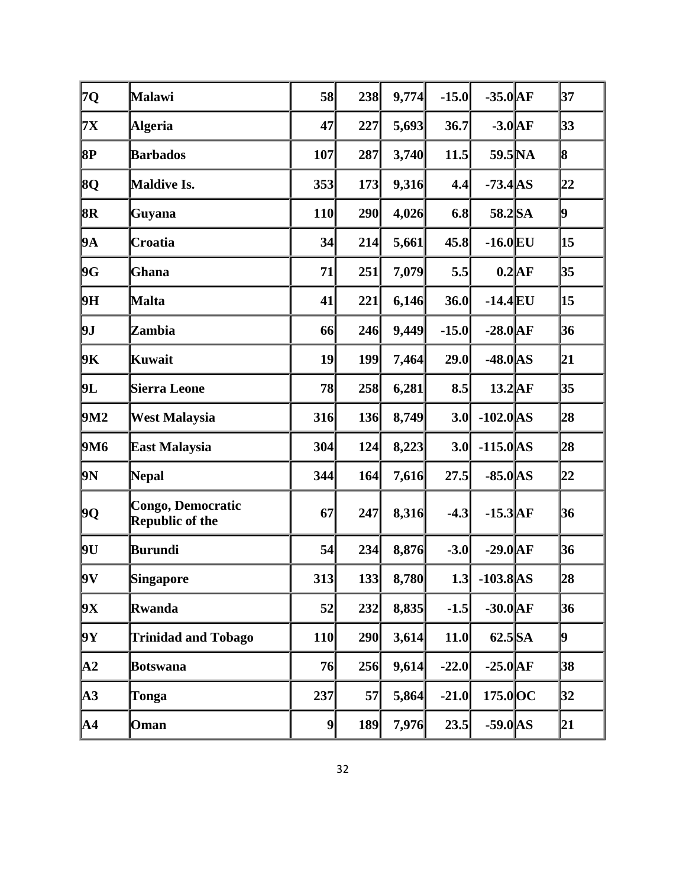| | | | | | | | | |
|---|---|---|---|---|---|---|---|---|
| 7Q | Malawi | 58 | 238 | 9,774 | -15.0 | -35.0 | AF | 37 |
| 7X | Algeria | 47 | 227 | 5,693 | 36.7 | -3.0 | AF | 33 |
| 8P | Barbados | 107 | 287 | 3,740 | 11.5 | 59.5 | NA | 8 |
| 8Q | Maldive Is. | 353 | 173 | 9,316 | 4.4 | -73.4 | AS | 22 |
| 8R | Guyana | 110 | 290 | 4,026 | 6.8 | 58.2 | SA | 9 |
| 9A | Croatia | 34 | 214 | 5,661 | 45.8 | -16.0 | EU | 15 |
| 9G | Ghana | 71 | 251 | 7,079 | 5.5 | 0.2 | AF | 35 |
| 9H | Malta | 41 | 221 | 6,146 | 36.0 | -14.4 | EU | 15 |
| 9J | Zambia | 66 | 246 | 9,449 | -15.0 | -28.0 | AF | 36 |
| 9K | Kuwait | 19 | 199 | 7,464 | 29.0 | -48.0 | AS | 21 |
| 9L | Sierra Leone | 78 | 258 | 6,281 | 8.5 | 13.2 | AF | 35 |
| 9M2 | West Malaysia | 316 | 136 | 8,749 | 3.0 | -102.0 | AS | 28 |
| 9M6 | East Malaysia | 304 | 124 | 8,223 | 3.0 | -115.0 | AS | 28 |
| 9N | Nepal | 344 | 164 | 7,616 | 27.5 | -85.0 | AS | 22 |
| 9Q | Congo, Democratic Republic of the | 67 | 247 | 8,316 | -4.3 | -15.3 | AF | 36 |
| 9U | Burundi | 54 | 234 | 8,876 | -3.0 | -29.0 | AF | 36 |
| 9V | Singapore | 313 | 133 | 8,780 | 1.3 | -103.8 | AS | 28 |
| 9X | Rwanda | 52 | 232 | 8,835 | -1.5 | -30.0 | AF | 36 |
| 9Y | Trinidad and Tobago | 110 | 290 | 3,614 | 11.0 | 62.5 | SA | 9 |
| A2 | Botswana | 76 | 256 | 9,614 | -22.0 | -25.0 | AF | 38 |
| A3 | Tonga | 237 | 57 | 5,864 | -21.0 | 175.0 | OC | 32 |
| A4 | Oman | 9 | 189 | 7,976 | 23.5 | -59.0 | AS | 21 |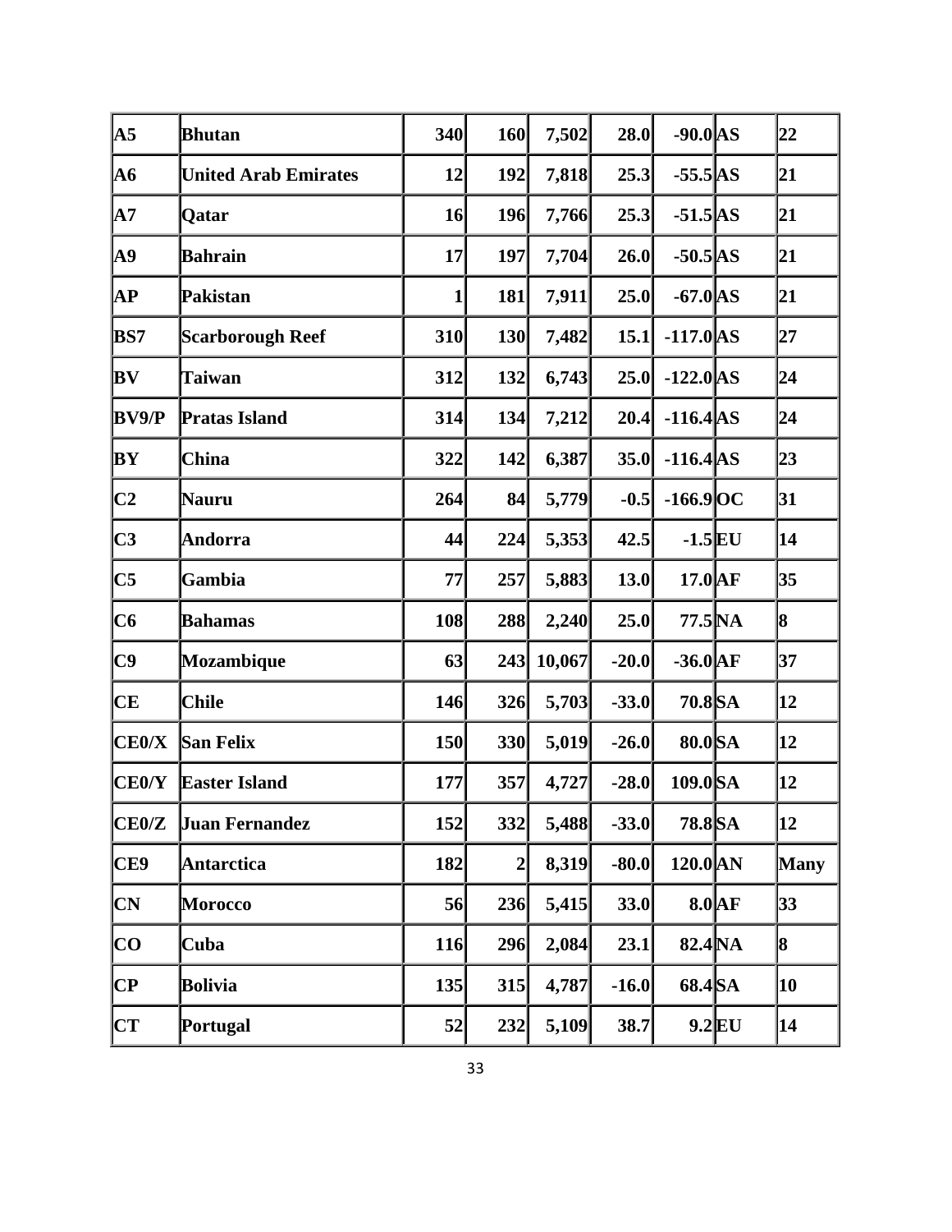| A5 | Bhutan | 340 | 160 | 7,502 | 28.0 | -90.0 | AS | 22 |
|---|---|---|---|---|---|---|---|---|
| A6 | United Arab Emirates | 12 | 192 | 7,818 | 25.3 | -55.5 | AS | 21 |
| A7 | Qatar | 16 | 196 | 7,766 | 25.3 | -51.5 | AS | 21 |
| A9 | Bahrain | 17 | 197 | 7,704 | 26.0 | -50.5 | AS | 21 |
| AP | Pakistan | 1 | 181 | 7,911 | 25.0 | -67.0 | AS | 21 |
| BS7 | Scarborough Reef | 310 | 130 | 7,482 | 15.1 | -117.0 | AS | 27 |
| BV | Taiwan | 312 | 132 | 6,743 | 25.0 | -122.0 | AS | 24 |
| BV9/P | Pratas Island | 314 | 134 | 7,212 | 20.4 | -116.4 | AS | 24 |
| BY | China | 322 | 142 | 6,387 | 35.0 | -116.4 | AS | 23 |
| C2 | Nauru | 264 | 84 | 5,779 | -0.5 | -166.9 | OC | 31 |
| C3 | Andorra | 44 | 224 | 5,353 | 42.5 | -1.5 | EU | 14 |
| C5 | Gambia | 77 | 257 | 5,883 | 13.0 | 17.0 | AF | 35 |
| C6 | Bahamas | 108 | 288 | 2,240 | 25.0 | 77.5 | NA | 8 |
| C9 | Mozambique | 63 | 243 | 10,067 | -20.0 | -36.0 | AF | 37 |
| CE | Chile | 146 | 326 | 5,703 | -33.0 | 70.8 | SA | 12 |
| CE0/X | San Felix | 150 | 330 | 5,019 | -26.0 | 80.0 | SA | 12 |
| CE0/Y | Easter Island | 177 | 357 | 4,727 | -28.0 | 109.0 | SA | 12 |
| CE0/Z | Juan Fernandez | 152 | 332 | 5,488 | -33.0 | 78.8 | SA | 12 |
| CE9 | Antarctica | 182 | 2 | 8,319 | -80.0 | 120.0 | AN | Many |
| CN | Morocco | 56 | 236 | 5,415 | 33.0 | 8.0 | AF | 33 |
| CO | Cuba | 116 | 296 | 2,084 | 23.1 | 82.4 | NA | 8 |
| CP | Bolivia | 135 | 315 | 4,787 | -16.0 | 68.4 | SA | 10 |
| CT | Portugal | 52 | 232 | 5,109 | 38.7 | 9.2 | EU | 14 |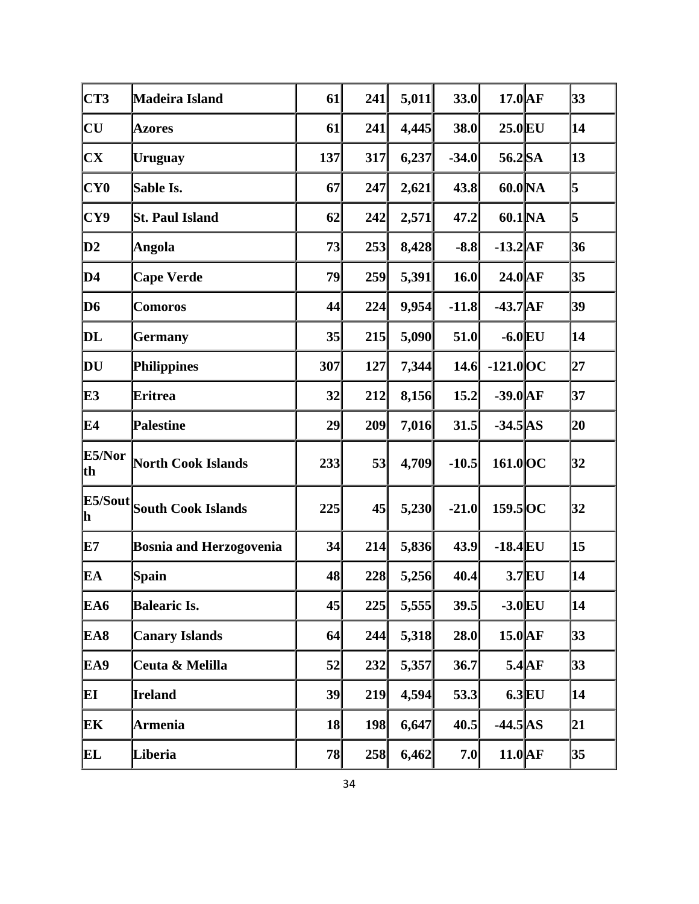| | | | | | | | | |
|---|---|---|---|---|---|---|---|---|
| **CT3** | **Madeira Island** | **61** | **241** | **5,011** | **33.0** | **17.0** | **AF** | **33** |
| **CU** | **Azores** | **61** | **241** | **4,445** | **38.0** | **25.0** | **EU** | **14** |
| **CX** | **Uruguay** | **137** | **317** | **6,237** | **-34.0** | **56.2** | **SA** | **13** |
| **CY0** | **Sable Is.** | **67** | **247** | **2,621** | **43.8** | **60.0** | **NA** | **5** |
| **CY9** | **St. Paul Island** | **62** | **242** | **2,571** | **47.2** | **60.1** | **NA** | **5** |
| **D2** | **Angola** | **73** | **253** | **8,428** | **-8.8** | **-13.2** | **AF** | **36** |
| **D4** | **Cape Verde** | **79** | **259** | **5,391** | **16.0** | **24.0** | **AF** | **35** |
| **D6** | **Comoros** | **44** | **224** | **9,954** | **-11.8** | **-43.7** | **AF** | **39** |
| **DL** | **Germany** | **35** | **215** | **5,090** | **51.0** | **-6.0** | **EU** | **14** |
| **DU** | **Philippines** | **307** | **127** | **7,344** | **14.6** | **-121.0** | **OC** | **27** |
| **E3** | **Eritrea** | **32** | **212** | **8,156** | **15.2** | **-39.0** | **AF** | **37** |
| **E4** | **Palestine** | **29** | **209** | **7,016** | **31.5** | **-34.5** | **AS** | **20** |
| **E5/North** | **North Cook Islands** | **233** | **53** | **4,709** | **-10.5** | **161.0** | **OC** | **32** |
| **E5/South** | **South Cook Islands** | **225** | **45** | **5,230** | **-21.0** | **159.5** | **OC** | **32** |
| **E7** | **Bosnia and Herzogovenia** | **34** | **214** | **5,836** | **43.9** | **-18.4** | **EU** | **15** |
| **EA** | **Spain** | **48** | **228** | **5,256** | **40.4** | **3.7** | **EU** | **14** |
| **EA6** | **Balearic Is.** | **45** | **225** | **5,555** | **39.5** | **-3.0** | **EU** | **14** |
| **EA8** | **Canary Islands** | **64** | **244** | **5,318** | **28.0** | **15.0** | **AF** | **33** |
| **EA9** | **Ceuta & Melilla** | **52** | **232** | **5,357** | **36.7** | **5.4** | **AF** | **33** |
| **EI** | **Ireland** | **39** | **219** | **4,594** | **53.3** | **6.3** | **EU** | **14** |
| **EK** | **Armenia** | **18** | **198** | **6,647** | **40.5** | **-44.5** | **AS** | **21** |
| **EL** | **Liberia** | **78** | **258** | **6,462** | **7.0** | **11.0** | **AF** | **35** |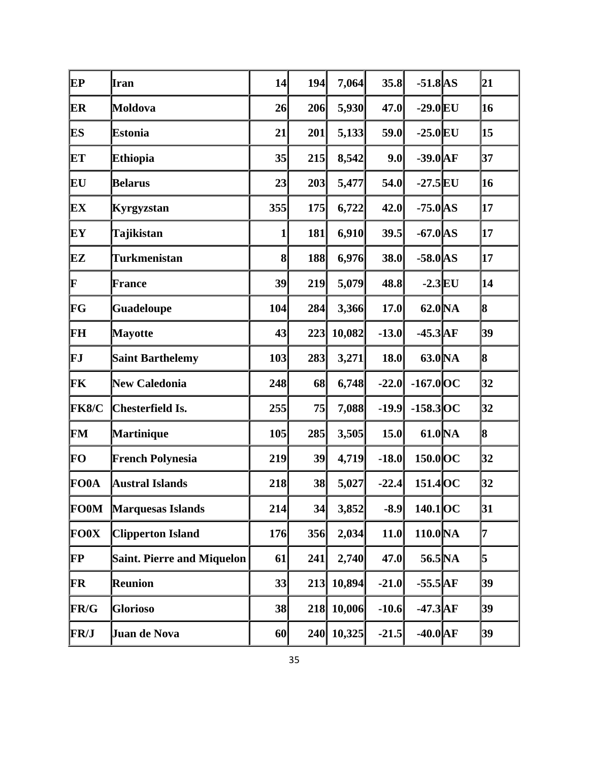| EP | Iran | 14 | 194 | 7,064 | 35.8 | -51.8 | AS | 21 |
|---|---|---|---|---|---|---|---|---|
| ER | Moldova | 26 | 206 | 5,930 | 47.0 | -29.0 | EU | 16 |
| ES | Estonia | 21 | 201 | 5,133 | 59.0 | -25.0 | EU | 15 |
| ET | Ethiopia | 35 | 215 | 8,542 | 9.0 | -39.0 | AF | 37 |
| EU | Belarus | 23 | 203 | 5,477 | 54.0 | -27.5 | EU | 16 |
| EX | Kyrgyzstan | 355 | 175 | 6,722 | 42.0 | -75.0 | AS | 17 |
| EY | Tajikistan | 1 | 181 | 6,910 | 39.5 | -67.0 | AS | 17 |
| EZ | Turkmenistan | 8 | 188 | 6,976 | 38.0 | -58.0 | AS | 17 |
| F | France | 39 | 219 | 5,079 | 48.8 | -2.3 | EU | 14 |
| FG | Guadeloupe | 104 | 284 | 3,366 | 17.0 | 62.0 | NA | 8 |
| FH | Mayotte | 43 | 223 | 10,082 | -13.0 | -45.3 | AF | 39 |
| FJ | Saint Barthelemy | 103 | 283 | 3,271 | 18.0 | 63.0 | NA | 8 |
| FK | New Caledonia | 248 | 68 | 6,748 | -22.0 | -167.0 | OC | 32 |
| FK8/C | Chesterfield Is. | 255 | 75 | 7,088 | -19.9 | -158.3 | OC | 32 |
| FM | Martinique | 105 | 285 | 3,505 | 15.0 | 61.0 | NA | 8 |
| FO | French Polynesia | 219 | 39 | 4,719 | -18.0 | 150.0 | OC | 32 |
| FO0A | Austral Islands | 218 | 38 | 5,027 | -22.4 | 151.4 | OC | 32 |
| FO0M | Marquesas Islands | 214 | 34 | 3,852 | -8.9 | 140.1 | OC | 31 |
| FO0X | Clipperton Island | 176 | 356 | 2,034 | 11.0 | 110.0 | NA | 7 |
| FP | Saint. Pierre and Miquelon | 61 | 241 | 2,740 | 47.0 | 56.5 | NA | 5 |
| FR | Reunion | 33 | 213 | 10,894 | -21.0 | -55.5 | AF | 39 |
| FR/G | Glorioso | 38 | 218 | 10,006 | -10.6 | -47.3 | AF | 39 |
| FR/J | Juan de Nova | 60 | 240 | 10,325 | -21.5 | -40.0 | AF | 39 |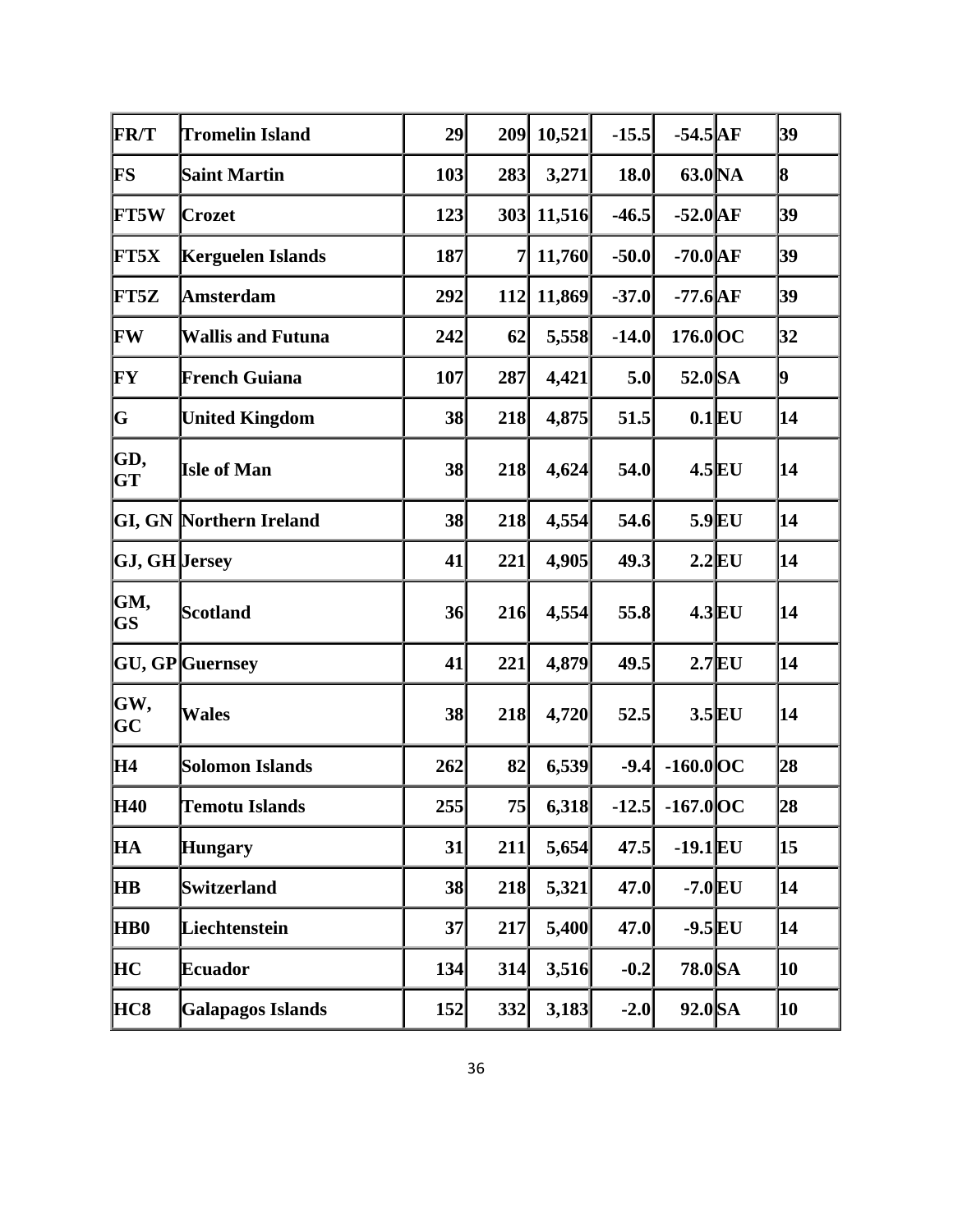| FR/T | Tromelin Island | 29 | 209 | 10,521 | -15.5 | -54.5 | AF | 39 |
|---|---|---|---|---|---|---|---|---|
| FS | Saint Martin | 103 | 283 | 3,271 | 18.0 | 63.0 | NA | 8 |
| FT5W | Crozet | 123 | 303 | 11,516 | -46.5 | -52.0 | AF | 39 |
| FT5X | Kerguelen Islands | 187 | 7 | 11,760 | -50.0 | -70.0 | AF | 39 |
| FT5Z | Amsterdam | 292 | 112 | 11,869 | -37.0 | -77.6 | AF | 39 |
| FW | Wallis and Futuna | 242 | 62 | 5,558 | -14.0 | 176.0 | OC | 32 |
| FY | French Guiana | 107 | 287 | 4,421 | 5.0 | 52.0 | SA | 9 |
| G | United Kingdom | 38 | 218 | 4,875 | 51.5 | 0.1 | EU | 14 |
| GD, GT | Isle of Man | 38 | 218 | 4,624 | 54.0 | 4.5 | EU | 14 |
| GI, GN | Northern Ireland | 38 | 218 | 4,554 | 54.6 | 5.9 | EU | 14 |
| GJ, GH | Jersey | 41 | 221 | 4,905 | 49.3 | 2.2 | EU | 14 |
| GM, GS | Scotland | 36 | 216 | 4,554 | 55.8 | 4.3 | EU | 14 |
| GU, GP | Guernsey | 41 | 221 | 4,879 | 49.5 | 2.7 | EU | 14 |
| GW, GC | Wales | 38 | 218 | 4,720 | 52.5 | 3.5 | EU | 14 |
| H4 | Solomon Islands | 262 | 82 | 6,539 | -9.4 | -160.0 | OC | 28 |
| H40 | Temotu Islands | 255 | 75 | 6,318 | -12.5 | -167.0 | OC | 28 |
| HA | Hungary | 31 | 211 | 5,654 | 47.5 | -19.1 | EU | 15 |
| HB | Switzerland | 38 | 218 | 5,321 | 47.0 | -7.0 | EU | 14 |
| HB0 | Liechtenstein | 37 | 217 | 5,400 | 47.0 | -9.5 | EU | 14 |
| HC | Ecuador | 134 | 314 | 3,516 | -0.2 | 78.0 | SA | 10 |
| HC8 | Galapagos Islands | 152 | 332 | 3,183 | -2.0 | 92.0 | SA | 10 |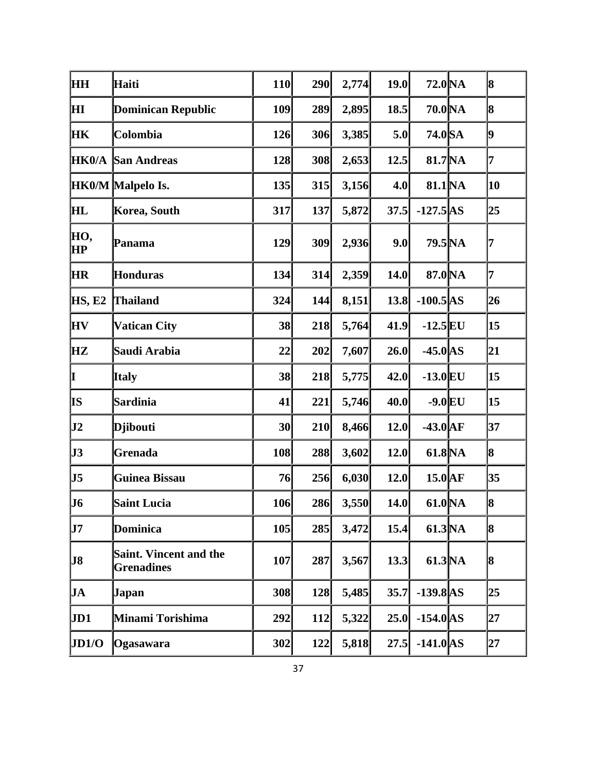| HH | Haiti | 110 | 290 | 2,774 | 19.0 | 72.0 | NA | 8 |
|---|---|---|---|---|---|---|---|---|
| HI | Dominican Republic | 109 | 289 | 2,895 | 18.5 | 70.0 | NA | 8 |
| HK | Colombia | 126 | 306 | 3,385 | 5.0 | 74.0 | SA | 9 |
| HK0/A | San Andreas | 128 | 308 | 2,653 | 12.5 | 81.7 | NA | 7 |
| HK0/M | Malpelo Is. | 135 | 315 | 3,156 | 4.0 | 81.1 | NA | 10 |
| HL | Korea, South | 317 | 137 | 5,872 | 37.5 | -127.5 | AS | 25 |
| HO, HP | Panama | 129 | 309 | 2,936 | 9.0 | 79.5 | NA | 7 |
| HR | Honduras | 134 | 314 | 2,359 | 14.0 | 87.0 | NA | 7 |
| HS, E2 | Thailand | 324 | 144 | 8,151 | 13.8 | -100.5 | AS | 26 |
| HV | Vatican City | 38 | 218 | 5,764 | 41.9 | -12.5 | EU | 15 |
| HZ | Saudi Arabia | 22 | 202 | 7,607 | 26.0 | -45.0 | AS | 21 |
| I | Italy | 38 | 218 | 5,775 | 42.0 | -13.0 | EU | 15 |
| IS | Sardinia | 41 | 221 | 5,746 | 40.0 | -9.0 | EU | 15 |
| J2 | Djibouti | 30 | 210 | 8,466 | 12.0 | -43.0 | AF | 37 |
| J3 | Grenada | 108 | 288 | 3,602 | 12.0 | 61.8 | NA | 8 |
| J5 | Guinea Bissau | 76 | 256 | 6,030 | 12.0 | 15.0 | AF | 35 |
| J6 | Saint Lucia | 106 | 286 | 3,550 | 14.0 | 61.0 | NA | 8 |
| J7 | Dominica | 105 | 285 | 3,472 | 15.4 | 61.3 | NA | 8 |
| J8 | Saint. Vincent and the Grenadines | 107 | 287 | 3,567 | 13.3 | 61.3 | NA | 8 |
| JA | Japan | 308 | 128 | 5,485 | 35.7 | -139.8 | AS | 25 |
| JD1 | Minami Torishima | 292 | 112 | 5,322 | 25.0 | -154.0 | AS | 27 |
| JD1/O | Ogasawara | 302 | 122 | 5,818 | 27.5 | -141.0 | AS | 27 |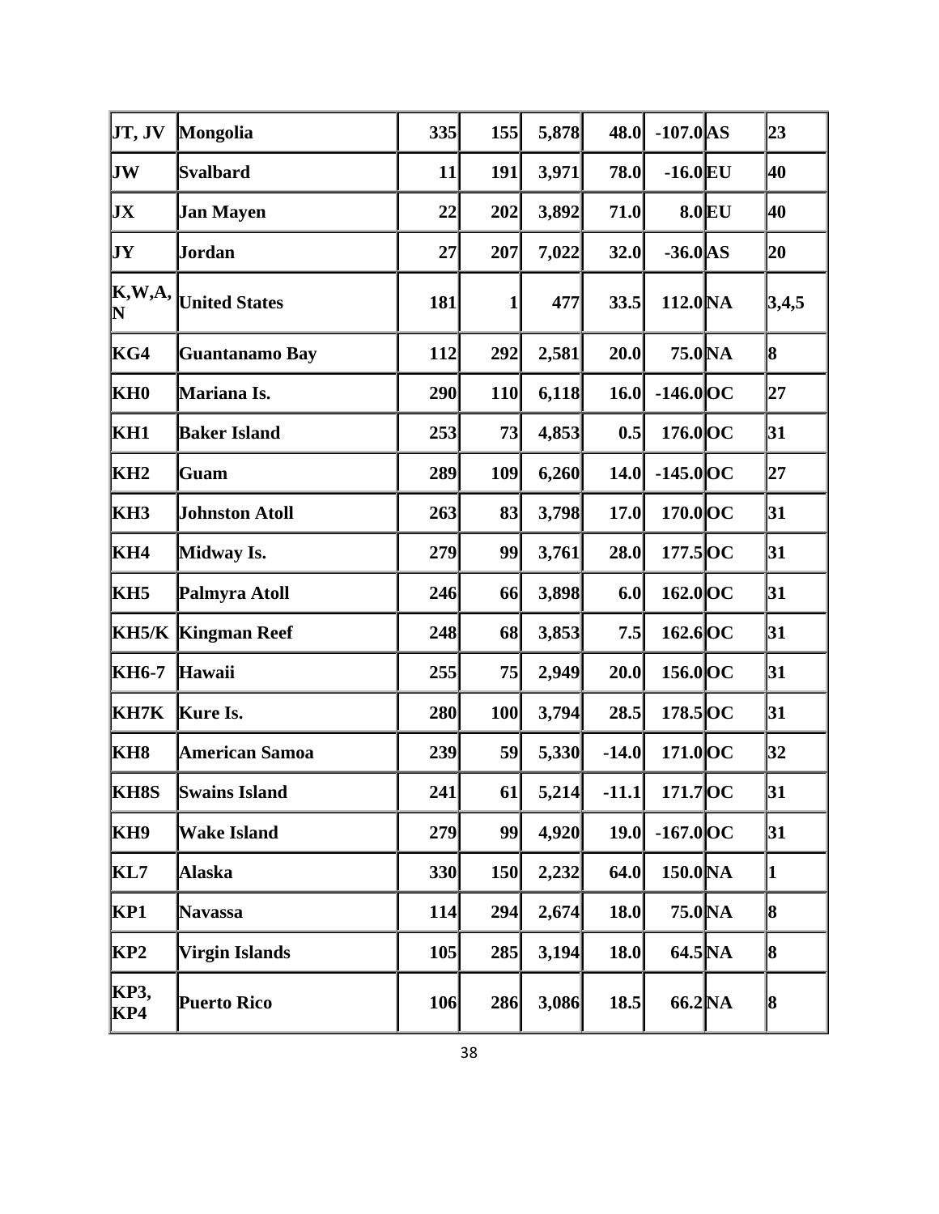| | | | | | | | | |
|---|---|---|---|---|---|---|---|---|
| **JT, JV** | **Mongolia** | **335** | **155** | **5,878** | **48.0** | **-107.0** | **AS** | **23** |
| **JW** | **Svalbard** | **11** | **191** | **3,971** | **78.0** | **-16.0** | **EU** | **40** |
| **JX** | **Jan Mayen** | **22** | **202** | **3,892** | **71.0** | **8.0** | **EU** | **40** |
| **JY** | **Jordan** | **27** | **207** | **7,022** | **32.0** | **-36.0** | **AS** | **20** |
| **K,W,A, N** | **United States** | **181** | **1** | **477** | **33.5** | **112.0** | **NA** | **3,4,5** |
| **KG4** | **Guantanamo Bay** | **112** | **292** | **2,581** | **20.0** | **75.0** | **NA** | **8** |
| **KH0** | **Mariana Is.** | **290** | **110** | **6,118** | **16.0** | **-146.0** | **OC** | **27** |
| **KH1** | **Baker Island** | **253** | **73** | **4,853** | **0.5** | **176.0** | **OC** | **31** |
| **KH2** | **Guam** | **289** | **109** | **6,260** | **14.0** | **-145.0** | **OC** | **27** |
| **KH3** | **Johnston Atoll** | **263** | **83** | **3,798** | **17.0** | **170.0** | **OC** | **31** |
| **KH4** | **Midway Is.** | **279** | **99** | **3,761** | **28.0** | **177.5** | **OC** | **31** |
| **KH5** | **Palmyra Atoll** | **246** | **66** | **3,898** | **6.0** | **162.0** | **OC** | **31** |
| **KH5/K** | **Kingman Reef** | **248** | **68** | **3,853** | **7.5** | **162.6** | **OC** | **31** |
| **KH6-7** | **Hawaii** | **255** | **75** | **2,949** | **20.0** | **156.0** | **OC** | **31** |
| **KH7K** | **Kure Is.** | **280** | **100** | **3,794** | **28.5** | **178.5** | **OC** | **31** |
| **KH8** | **American Samoa** | **239** | **59** | **5,330** | **-14.0** | **171.0** | **OC** | **32** |
| **KH8S** | **Swains Island** | **241** | **61** | **5,214** | **-11.1** | **171.7** | **OC** | **31** |
| **KH9** | **Wake Island** | **279** | **99** | **4,920** | **19.0** | **-167.0** | **OC** | **31** |
| **KL7** | **Alaska** | **330** | **150** | **2,232** | **64.0** | **150.0** | **NA** | **1** |
| **KP1** | **Navassa** | **114** | **294** | **2,674** | **18.0** | **75.0** | **NA** | **8** |
| **KP2** | **Virgin Islands** | **105** | **285** | **3,194** | **18.0** | **64.5** | **NA** | **8** |
| **KP3, KP4** | **Puerto Rico** | **106** | **286** | **3,086** | **18.5** | **66.2** | **NA** | **8** |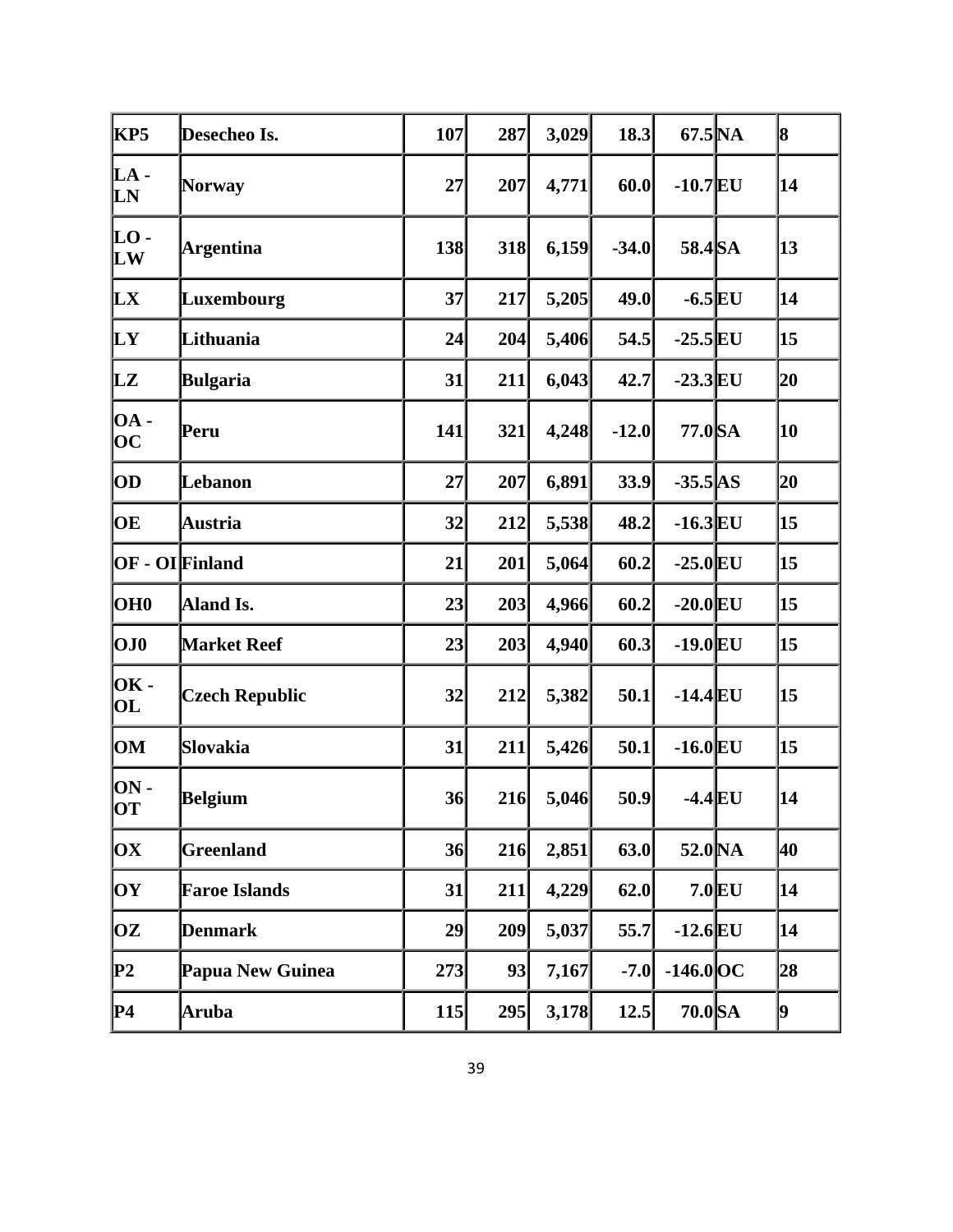| KP5 | Desecheo Is. | 107 | 287 | 3,029 | 18.3 | 67.5 | NA | 8 |
|---|---|---|---|---|---|---|---|---|
| LA - LN | Norway | 27 | 207 | 4,771 | 60.0 | -10.7 | EU | 14 |
| LO - LW | Argentina | 138 | 318 | 6,159 | -34.0 | 58.4 | SA | 13 |
| LX | Luxembourg | 37 | 217 | 5,205 | 49.0 | -6.5 | EU | 14 |
| LY | Lithuania | 24 | 204 | 5,406 | 54.5 | -25.5 | EU | 15 |
| LZ | Bulgaria | 31 | 211 | 6,043 | 42.7 | -23.3 | EU | 20 |
| OA - OC | Peru | 141 | 321 | 4,248 | -12.0 | 77.0 | SA | 10 |
| OD | Lebanon | 27 | 207 | 6,891 | 33.9 | -35.5 | AS | 20 |
| OE | Austria | 32 | 212 | 5,538 | 48.2 | -16.3 | EU | 15 |
| OF - OI | Finland | 21 | 201 | 5,064 | 60.2 | -25.0 | EU | 15 |
| OH0 | Aland Is. | 23 | 203 | 4,966 | 60.2 | -20.0 | EU | 15 |
| OJ0 | Market Reef | 23 | 203 | 4,940 | 60.3 | -19.0 | EU | 15 |
| OK - OL | Czech Republic | 32 | 212 | 5,382 | 50.1 | -14.4 | EU | 15 |
| OM | Slovakia | 31 | 211 | 5,426 | 50.1 | -16.0 | EU | 15 |
| ON - OT | Belgium | 36 | 216 | 5,046 | 50.9 | -4.4 | EU | 14 |
| OX | Greenland | 36 | 216 | 2,851 | 63.0 | 52.0 | NA | 40 |
| OY | Faroe Islands | 31 | 211 | 4,229 | 62.0 | 7.0 | EU | 14 |
| OZ | Denmark | 29 | 209 | 5,037 | 55.7 | -12.6 | EU | 14 |
| P2 | Papua New Guinea | 273 | 93 | 7,167 | -7.0 | -146.0 | OC | 28 |
| P4 | Aruba | 115 | 295 | 3,178 | 12.5 | 70.0 | SA | 9 |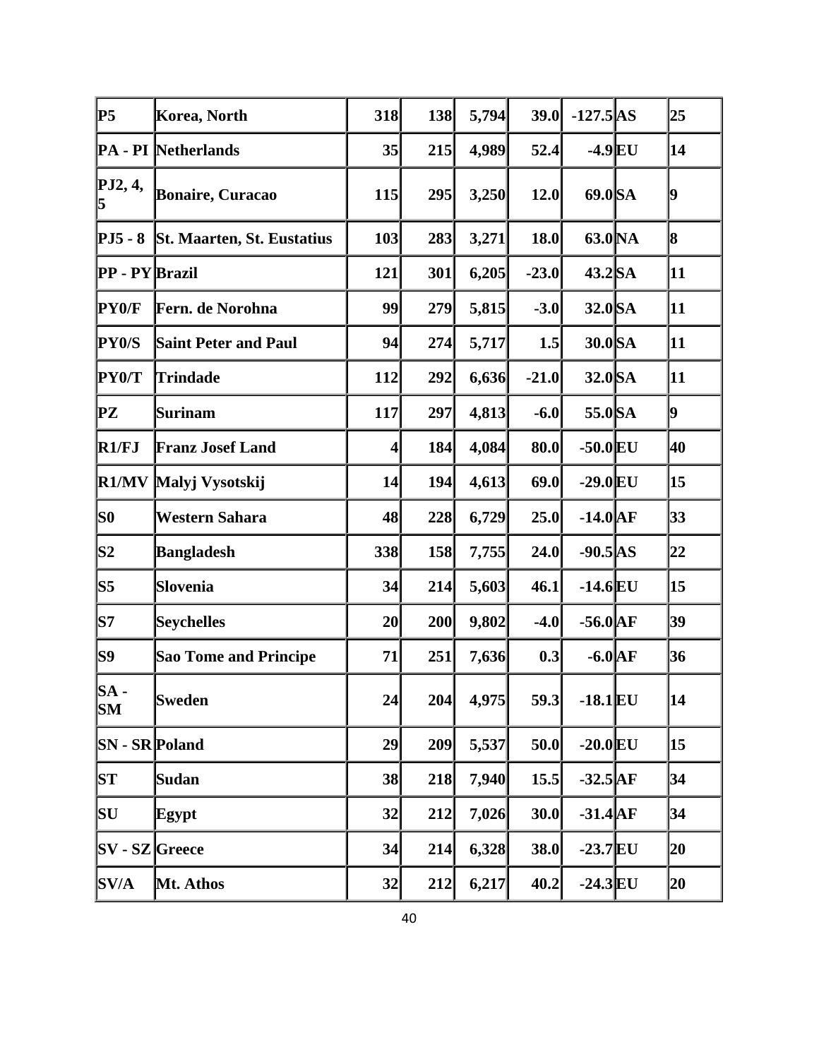| P5 | Korea, North | 318 | 138 | 5,794 | 39.0 | -127.5 | AS | 25 |
|---|---|---|---|---|---|---|---|---|
| PA - PI | Netherlands | 35 | 215 | 4,989 | 52.4 | -4.9 | EU | 14 |
| PJ2, 4, 5 | Bonaire, Curacao | 115 | 295 | 3,250 | 12.0 | 69.0 | SA | 9 |
| PJ5 - 8 | St. Maarten, St. Eustatius | 103 | 283 | 3,271 | 18.0 | 63.0 | NA | 8 |
| PP - PY | Brazil | 121 | 301 | 6,205 | -23.0 | 43.2 | SA | 11 |
| PY0/F | Fern. de Norohna | 99 | 279 | 5,815 | -3.0 | 32.0 | SA | 11 |
| PY0/S | Saint Peter and Paul | 94 | 274 | 5,717 | 1.5 | 30.0 | SA | 11 |
| PY0/T | Trindade | 112 | 292 | 6,636 | -21.0 | 32.0 | SA | 11 |
| PZ | Surinam | 117 | 297 | 4,813 | -6.0 | 55.0 | SA | 9 |
| R1/FJ | Franz Josef Land | 4 | 184 | 4,084 | 80.0 | -50.0 | EU | 40 |
| R1/MV | Malyj Vysotskij | 14 | 194 | 4,613 | 69.0 | -29.0 | EU | 15 |
| S0 | Western Sahara | 48 | 228 | 6,729 | 25.0 | -14.0 | AF | 33 |
| S2 | Bangladesh | 338 | 158 | 7,755 | 24.0 | -90.5 | AS | 22 |
| S5 | Slovenia | 34 | 214 | 5,603 | 46.1 | -14.6 | EU | 15 |
| S7 | Seychelles | 20 | 200 | 9,802 | -4.0 | -56.0 | AF | 39 |
| S9 | Sao Tome and Principe | 71 | 251 | 7,636 | 0.3 | -6.0 | AF | 36 |
| SA - SM | Sweden | 24 | 204 | 4,975 | 59.3 | -18.1 | EU | 14 |
| SN - SR | Poland | 29 | 209 | 5,537 | 50.0 | -20.0 | EU | 15 |
| ST | Sudan | 38 | 218 | 7,940 | 15.5 | -32.5 | AF | 34 |
| SU | Egypt | 32 | 212 | 7,026 | 30.0 | -31.4 | AF | 34 |
| SV - SZ | Greece | 34 | 214 | 6,328 | 38.0 | -23.7 | EU | 20 |
| SV/A | Mt. Athos | 32 | 212 | 6,217 | 40.2 | -24.3 | EU | 20 |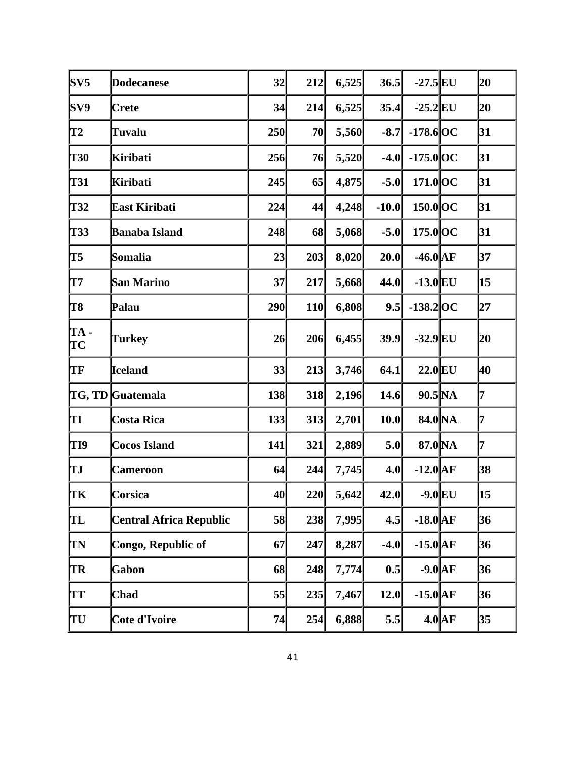| SV5 | Dodecanese | 32 | 212 | 6,525 | 36.5 | -27.5 | EU | 20 |
|---|---|---|---|---|---|---|---|---|
| SV9 | Crete | 34 | 214 | 6,525 | 35.4 | -25.2 | EU | 20 |
| T2 | Tuvalu | 250 | 70 | 5,560 | -8.7 | -178.6 | OC | 31 |
| T30 | Kiribati | 256 | 76 | 5,520 | -4.0 | -175.0 | OC | 31 |
| T31 | Kiribati | 245 | 65 | 4,875 | -5.0 | 171.0 | OC | 31 |
| T32 | East Kiribati | 224 | 44 | 4,248 | -10.0 | 150.0 | OC | 31 |
| T33 | Banaba Island | 248 | 68 | 5,068 | -5.0 | 175.0 | OC | 31 |
| T5 | Somalia | 23 | 203 | 8,020 | 20.0 | -46.0 | AF | 37 |
| T7 | San Marino | 37 | 217 | 5,668 | 44.0 | -13.0 | EU | 15 |
| T8 | Palau | 290 | 110 | 6,808 | 9.5 | -138.2 | OC | 27 |
| TA - TC | Turkey | 26 | 206 | 6,455 | 39.9 | -32.9 | EU | 20 |
| TF | Iceland | 33 | 213 | 3,746 | 64.1 | 22.0 | EU | 40 |
| TG, TD | Guatemala | 138 | 318 | 2,196 | 14.6 | 90.5 | NA | 7 |
| TI | Costa Rica | 133 | 313 | 2,701 | 10.0 | 84.0 | NA | 7 |
| TI9 | Cocos Island | 141 | 321 | 2,889 | 5.0 | 87.0 | NA | 7 |
| TJ | Cameroon | 64 | 244 | 7,745 | 4.0 | -12.0 | AF | 38 |
| TK | Corsica | 40 | 220 | 5,642 | 42.0 | -9.0 | EU | 15 |
| TL | Central Africa Republic | 58 | 238 | 7,995 | 4.5 | -18.0 | AF | 36 |
| TN | Congo, Republic of | 67 | 247 | 8,287 | -4.0 | -15.0 | AF | 36 |
| TR | Gabon | 68 | 248 | 7,774 | 0.5 | -9.0 | AF | 36 |
| TT | Chad | 55 | 235 | 7,467 | 12.0 | -15.0 | AF | 36 |
| TU | Cote d'Ivoire | 74 | 254 | 6,888 | 5.5 | 4.0 | AF | 35 |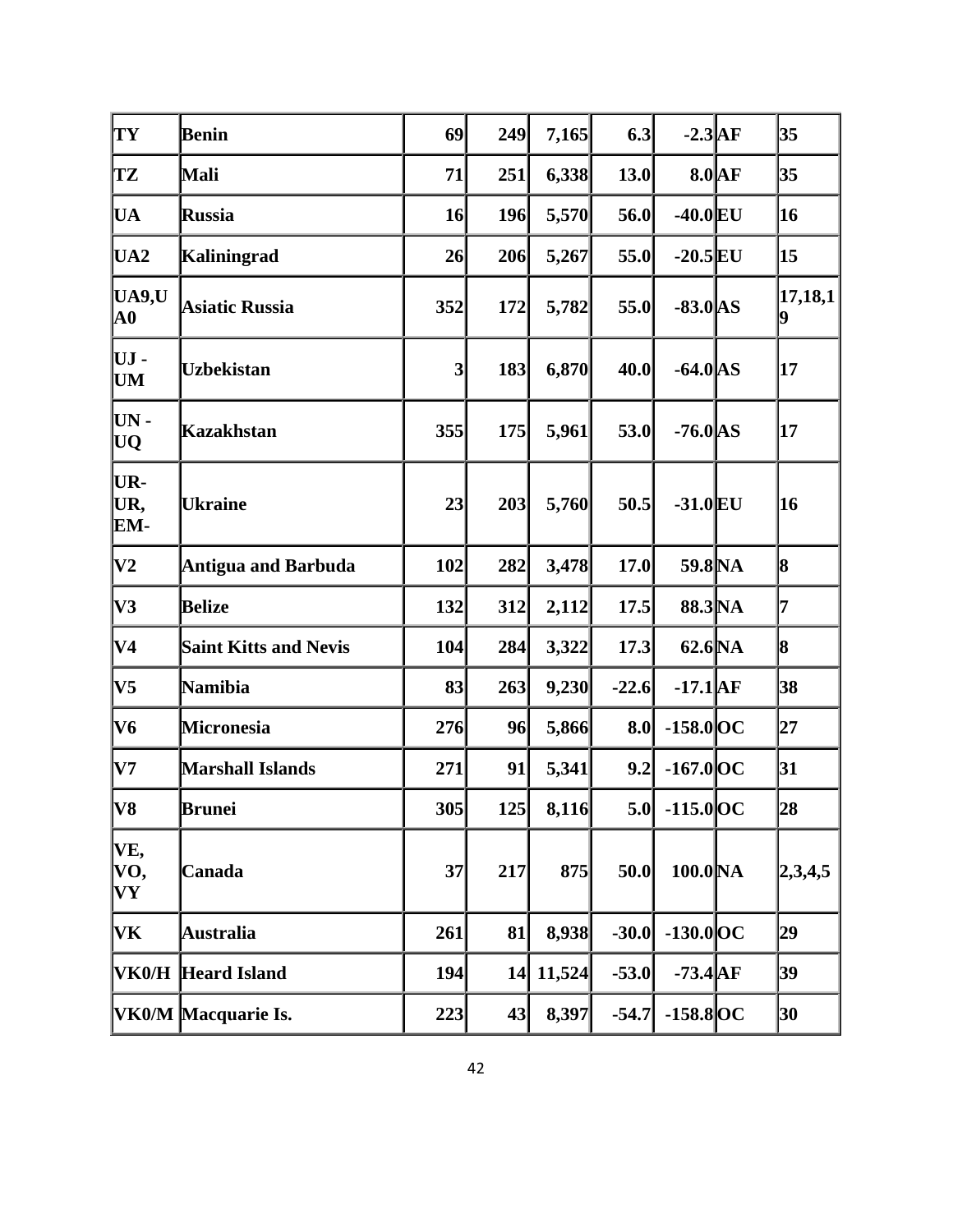| TY | Benin | 69 | 249 | 7,165 | 6.3 | -2.3 | AF | 35 |
|---|---|---|---|---|---|---|---|---|
| TZ | Mali | 71 | 251 | 6,338 | 13.0 | 8.0 | AF | 35 |
| UA | Russia | 16 | 196 | 5,570 | 56.0 | -40.0 | EU | 16 |
| UA2 | Kaliningrad | 26 | 206 | 5,267 | 55.0 | -20.5 | EU | 15 |
| UA9,UA0 | Asiatic Russia | 352 | 172 | 5,782 | 55.0 | -83.0 | AS | 17,18,19 |
| UJ - UM | Uzbekistan | 3 | 183 | 6,870 | 40.0 | -64.0 | AS | 17 |
| UN - UQ | Kazakhstan | 355 | 175 | 5,961 | 53.0 | -76.0 | AS | 17 |
| UR-UR, EM- | Ukraine | 23 | 203 | 5,760 | 50.5 | -31.0 | EU | 16 |
| V2 | Antigua and Barbuda | 102 | 282 | 3,478 | 17.0 | 59.8 | NA | 8 |
| V3 | Belize | 132 | 312 | 2,112 | 17.5 | 88.3 | NA | 7 |
| V4 | Saint Kitts and Nevis | 104 | 284 | 3,322 | 17.3 | 62.6 | NA | 8 |
| V5 | Namibia | 83 | 263 | 9,230 | -22.6 | -17.1 | AF | 38 |
| V6 | Micronesia | 276 | 96 | 5,866 | 8.0 | -158.0 | OC | 27 |
| V7 | Marshall Islands | 271 | 91 | 5,341 | 9.2 | -167.0 | OC | 31 |
| V8 | Brunei | 305 | 125 | 8,116 | 5.0 | -115.0 | OC | 28 |
| VE, VO, VY | Canada | 37 | 217 | 875 | 50.0 | 100.0 | NA | 2,3,4,5 |
| VK | Australia | 261 | 81 | 8,938 | -30.0 | -130.0 | OC | 29 |
| VK0/H | Heard Island | 194 | 14 | 11,524 | -53.0 | -73.4 | AF | 39 |
| VK0/M | Macquarie Is. | 223 | 43 | 8,397 | -54.7 | -158.8 | OC | 30 |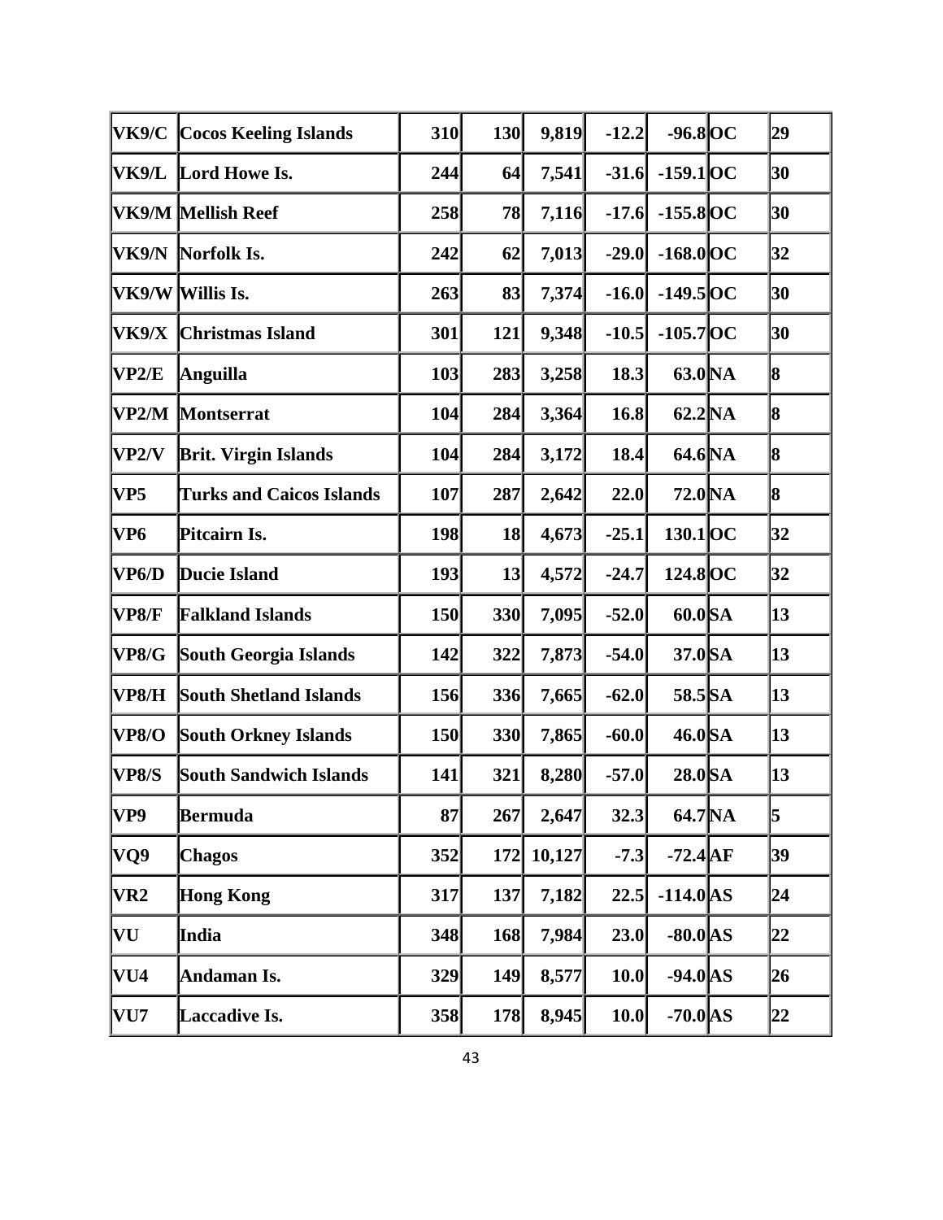| VK9/C | Cocos Keeling Islands | 310 | 130 | 9,819 | -12.2 | -96.8 | OC | 29 |
|---|---|---|---|---|---|---|---|---|
| VK9/L | Lord Howe Is. | 244 | 64 | 7,541 | -31.6 | -159.1 | OC | 30 |
| VK9/M | Mellish Reef | 258 | 78 | 7,116 | -17.6 | -155.8 | OC | 30 |
| VK9/N | Norfolk Is. | 242 | 62 | 7,013 | -29.0 | -168.0 | OC | 32 |
| VK9/W | Willis Is. | 263 | 83 | 7,374 | -16.0 | -149.5 | OC | 30 |
| VK9/X | Christmas Island | 301 | 121 | 9,348 | -10.5 | -105.7 | OC | 30 |
| VP2/E | Anguilla | 103 | 283 | 3,258 | 18.3 | 63.0 | NA | 8 |
| VP2/M | Montserrat | 104 | 284 | 3,364 | 16.8 | 62.2 | NA | 8 |
| VP2/V | Brit. Virgin Islands | 104 | 284 | 3,172 | 18.4 | 64.6 | NA | 8 |
| VP5 | Turks and Caicos Islands | 107 | 287 | 2,642 | 22.0 | 72.0 | NA | 8 |
| VP6 | Pitcairn Is. | 198 | 18 | 4,673 | -25.1 | 130.1 | OC | 32 |
| VP6/D | Ducie Island | 193 | 13 | 4,572 | -24.7 | 124.8 | OC | 32 |
| VP8/F | Falkland Islands | 150 | 330 | 7,095 | -52.0 | 60.0 | SA | 13 |
| VP8/G | South Georgia Islands | 142 | 322 | 7,873 | -54.0 | 37.0 | SA | 13 |
| VP8/H | South Shetland Islands | 156 | 336 | 7,665 | -62.0 | 58.5 | SA | 13 |
| VP8/O | South Orkney Islands | 150 | 330 | 7,865 | -60.0 | 46.0 | SA | 13 |
| VP8/S | South Sandwich Islands | 141 | 321 | 8,280 | -57.0 | 28.0 | SA | 13 |
| VP9 | Bermuda | 87 | 267 | 2,647 | 32.3 | 64.7 | NA | 5 |
| VQ9 | Chagos | 352 | 172 | 10,127 | -7.3 | -72.4 | AF | 39 |
| VR2 | Hong Kong | 317 | 137 | 7,182 | 22.5 | -114.0 | AS | 24 |
| VU | India | 348 | 168 | 7,984 | 23.0 | -80.0 | AS | 22 |
| VU4 | Andaman Is. | 329 | 149 | 8,577 | 10.0 | -94.0 | AS | 26 |
| VU7 | Laccadive Is. | 358 | 178 | 8,945 | 10.0 | -70.0 | AS | 22 |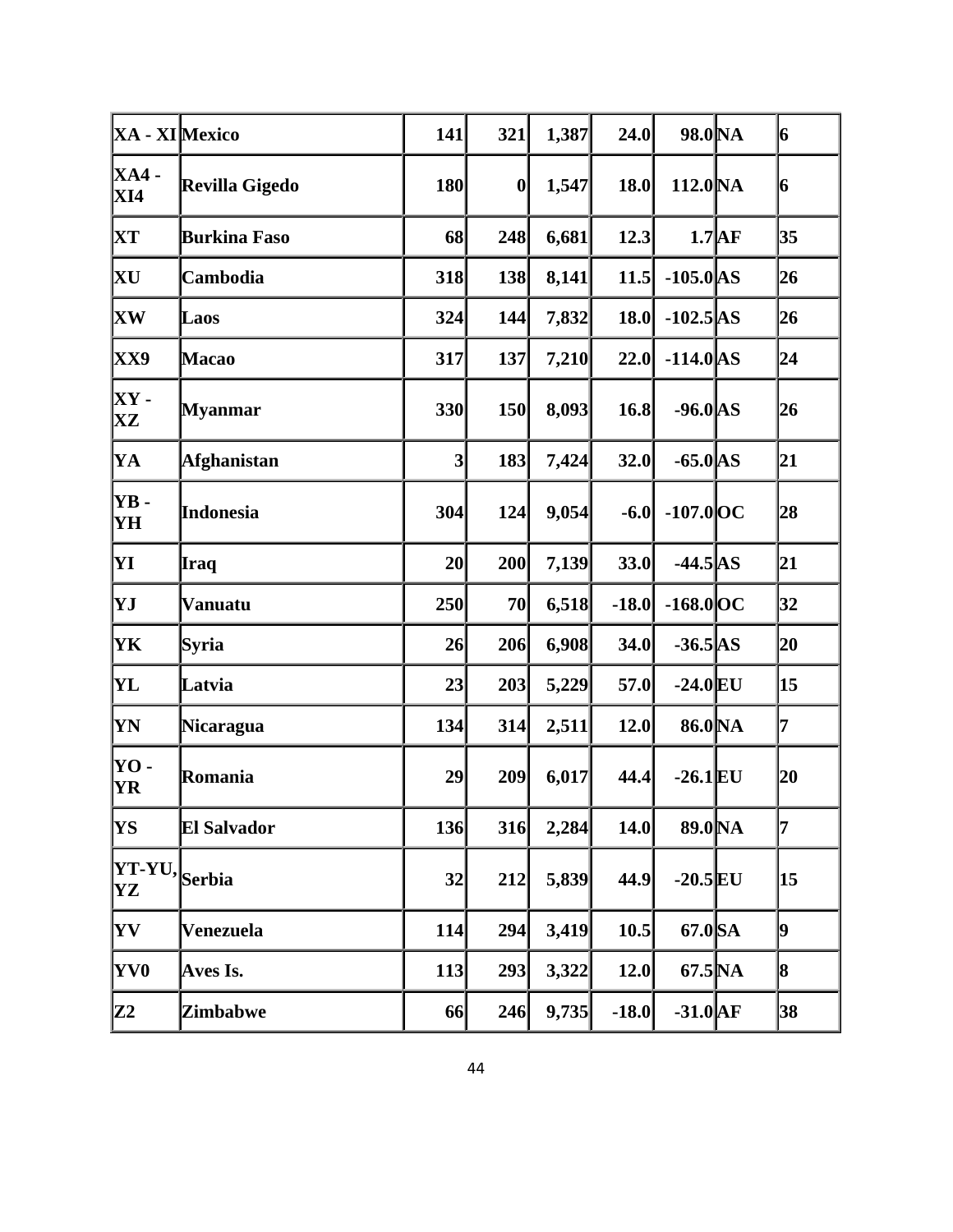| XA - XI | Mexico | 141 | 321 | 1,387 | 24.0 | 98.0 | NA | 6 |
|---|---|---|---|---|---|---|---|---|
| XA4 - XI4 | Revilla Gigedo | 180 | 0 | 1,547 | 18.0 | 112.0 | NA | 6 |
| XT | Burkina Faso | 68 | 248 | 6,681 | 12.3 | 1.7 | AF | 35 |
| XU | Cambodia | 318 | 138 | 8,141 | 11.5 | -105.0 | AS | 26 |
| XW | Laos | 324 | 144 | 7,832 | 18.0 | -102.5 | AS | 26 |
| XX9 | Macao | 317 | 137 | 7,210 | 22.0 | -114.0 | AS | 24 |
| XY - XZ | Myanmar | 330 | 150 | 8,093 | 16.8 | -96.0 | AS | 26 |
| YA | Afghanistan | 3 | 183 | 7,424 | 32.0 | -65.0 | AS | 21 |
| YB - YH | Indonesia | 304 | 124 | 9,054 | -6.0 | -107.0 | OC | 28 |
| YI | Iraq | 20 | 200 | 7,139 | 33.0 | -44.5 | AS | 21 |
| YJ | Vanuatu | 250 | 70 | 6,518 | -18.0 | -168.0 | OC | 32 |
| YK | Syria | 26 | 206 | 6,908 | 34.0 | -36.5 | AS | 20 |
| YL | Latvia | 23 | 203 | 5,229 | 57.0 | -24.0 | EU | 15 |
| YN | Nicaragua | 134 | 314 | 2,511 | 12.0 | 86.0 | NA | 7 |
| YO - YR | Romania | 29 | 209 | 6,017 | 44.4 | -26.1 | EU | 20 |
| YS | El Salvador | 136 | 316 | 2,284 | 14.0 | 89.0 | NA | 7 |
| YT-YU, YZ | Serbia | 32 | 212 | 5,839 | 44.9 | -20.5 | EU | 15 |
| YV | Venezuela | 114 | 294 | 3,419 | 10.5 | 67.0 | SA | 9 |
| YV0 | Aves Is. | 113 | 293 | 3,322 | 12.0 | 67.5 | NA | 8 |
| Z2 | Zimbabwe | 66 | 246 | 9,735 | -18.0 | -31.0 | AF | 38 |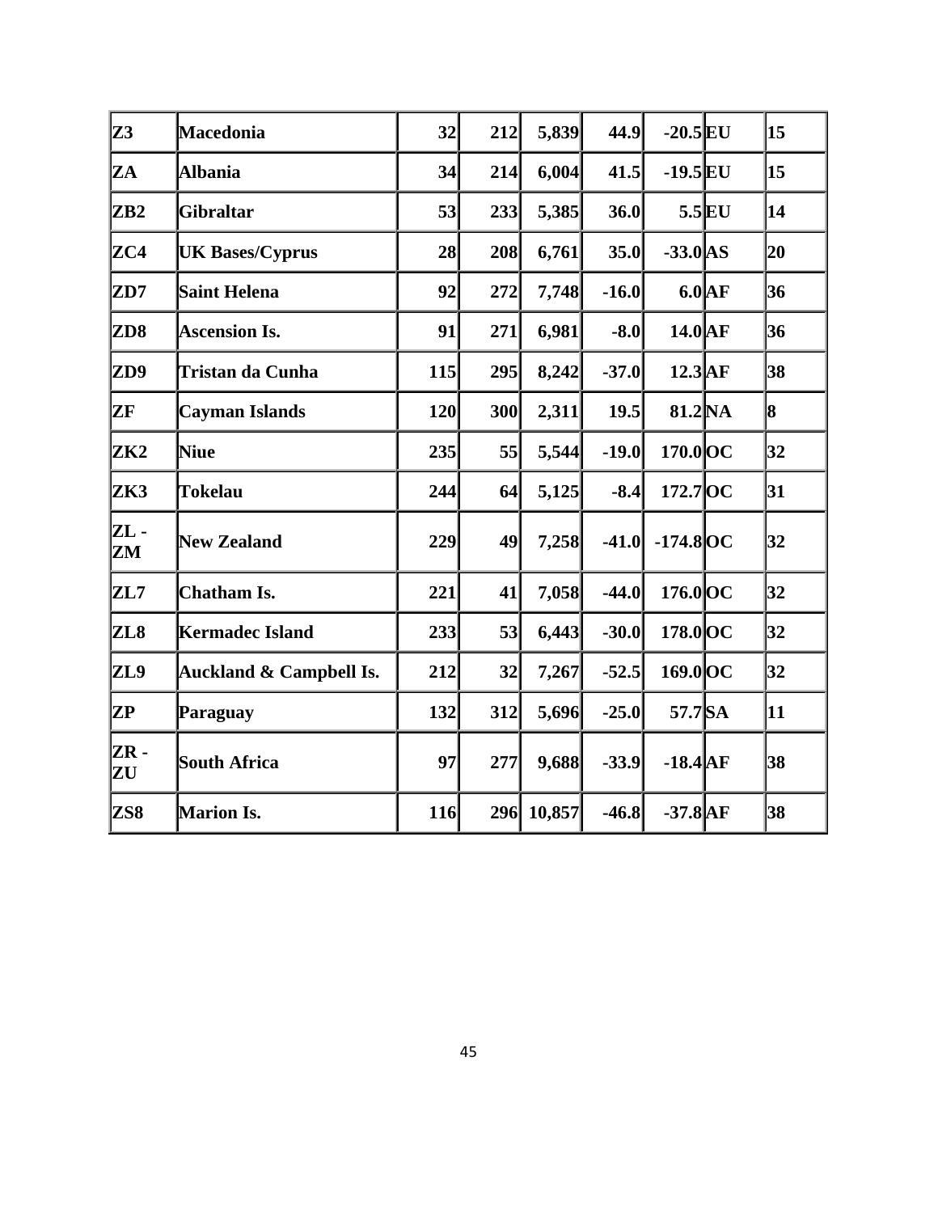| | | | | | | | | |
|---|---|---|---|---|---|---|---|---|
| **Z3** | **Macedonia** | **32** | **212** | **5,839** | **44.9** | **-20.5** | **EU** | **15** |
| **ZA** | **Albania** | **34** | **214** | **6,004** | **41.5** | **-19.5** | **EU** | **15** |
| **ZB2** | **Gibraltar** | **53** | **233** | **5,385** | **36.0** | **5.5** | **EU** | **14** |
| **ZC4** | **UK Bases/Cyprus** | **28** | **208** | **6,761** | **35.0** | **-33.0** | **AS** | **20** |
| **ZD7** | **Saint Helena** | **92** | **272** | **7,748** | **-16.0** | **6.0** | **AF** | **36** |
| **ZD8** | **Ascension Is.** | **91** | **271** | **6,981** | **-8.0** | **14.0** | **AF** | **36** |
| **ZD9** | **Tristan da Cunha** | **115** | **295** | **8,242** | **-37.0** | **12.3** | **AF** | **38** |
| **ZF** | **Cayman Islands** | **120** | **300** | **2,311** | **19.5** | **81.2** | **NA** | **8** |
| **ZK2** | **Niue** | **235** | **55** | **5,544** | **-19.0** | **170.0** | **OC** | **32** |
| **ZK3** | **Tokelau** | **244** | **64** | **5,125** | **-8.4** | **172.7** | **OC** | **31** |
| **ZL - ZM** | **New Zealand** | **229** | **49** | **7,258** | **-41.0** | **-174.8** | **OC** | **32** |
| **ZL7** | **Chatham Is.** | **221** | **41** | **7,058** | **-44.0** | **176.0** | **OC** | **32** |
| **ZL8** | **Kermadec Island** | **233** | **53** | **6,443** | **-30.0** | **178.0** | **OC** | **32** |
| **ZL9** | **Auckland & Campbell Is.** | **212** | **32** | **7,267** | **-52.5** | **169.0** | **OC** | **32** |
| **ZP** | **Paraguay** | **132** | **312** | **5,696** | **-25.0** | **57.7** | **SA** | **11** |
| **ZR - ZU** | **South Africa** | **97** | **277** | **9,688** | **-33.9** | **-18.4** | **AF** | **38** |
| **ZS8** | **Marion Is.** | **116** | **296** | **10,857** | **-46.8** | **-37.8** | **AF** | **38** |